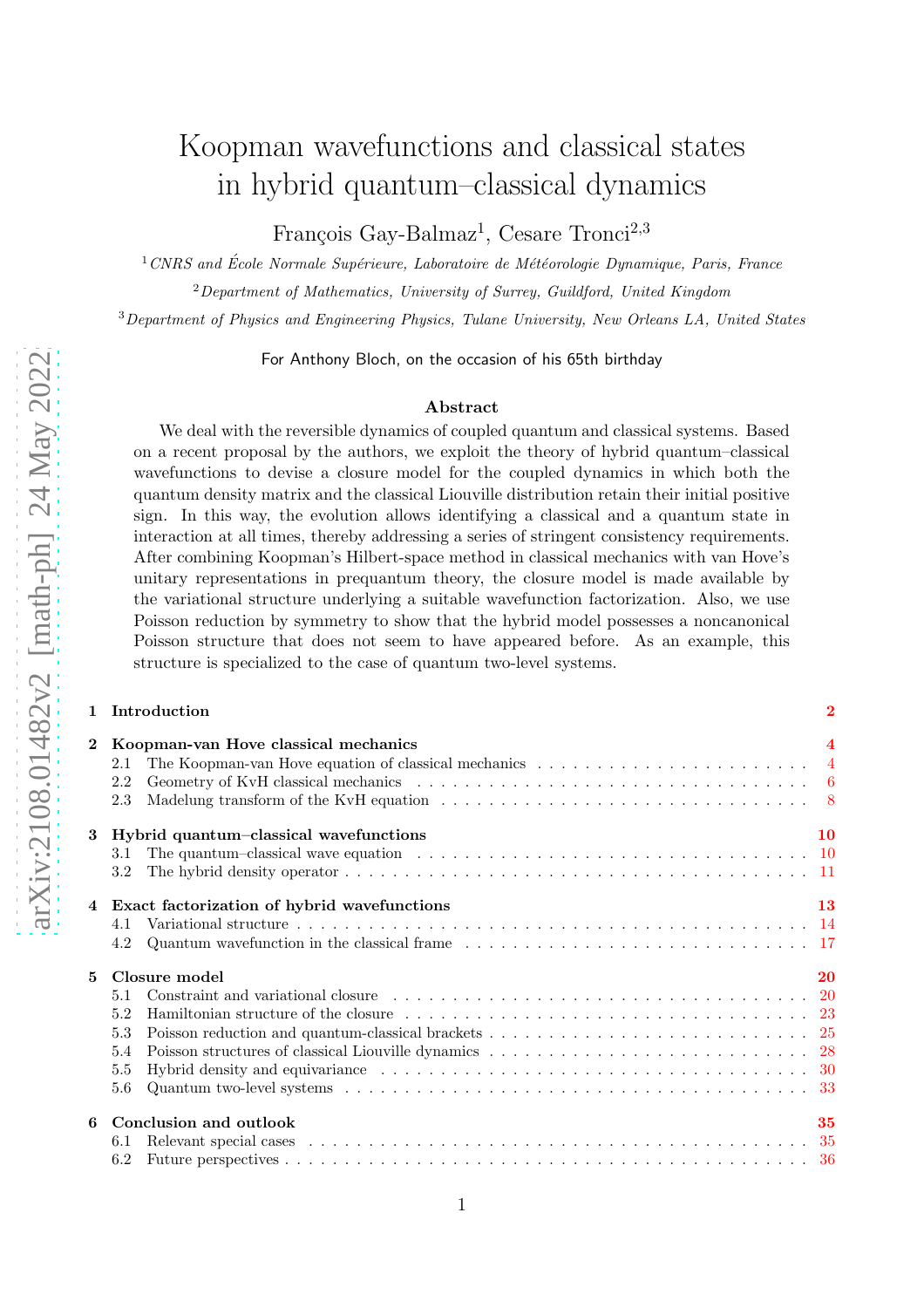# Koopman wavefunctions and classical states in hybrid quantum–classical dynamics

François Gay-Balmaz[1], Cesare Tronci[2,3]

[1] *CNRS and École Normale Supérieure, Laboratoire de Météorologie Dynamique, Paris, France*

[2] *Department of Mathematics, University of Surrey, Guildford, United Kingdom*

[3] *Department of Physics and Engineering Physics, Tulane University, New Orleans LA, United States*

For Anthony Bloch, on the occasion of his 65th birthday

## Abstract

We deal with the reversible dynamics of coupled quantum and classical systems. Based on a recent proposal by the authors, we exploit the theory of hybrid quantum–classical wavefunctions to devise a closure model for the coupled dynamics in which both the quantum density matrix and the classical Liouville distribution retain their initial positive sign. In this way, the evolution allows identifying a classical and a quantum state in interaction at all times, thereby addressing a series of stringent consistency requirements. After combining Koopman's Hilbert-space method in classical mechanics with van Hove's unitary representations in prequantum theory, the closure model is made available by the variational structure underlying a suitable wavefunction factorization. Also, we use Poisson reduction by symmetry to show that the hybrid model possesses a noncanonical Poisson structure that does not seem to have appeared before. As an example, this structure is specialized to the case of quantum two-level systems.

**1 Introduction** — 2

**2 Koopman-van Hove classical mechanics** — 4
- 2.1 The Koopman-van Hove equation of classical mechanics — 4
- 2.2 Geometry of KvH classical mechanics — 6
- 2.3 Madelung transform of the KvH equation — 8

**3 Hybrid quantum–classical wavefunctions** — 10
- 3.1 The quantum–classical wave equation — 10
- 3.2 The hybrid density operator — 11

**4 Exact factorization of hybrid wavefunctions** — 13
- 4.1 Variational structure — 14
- 4.2 Quantum wavefunction in the classical frame — 17

**5 Closure model** — 20
- 5.1 Constraint and variational closure — 20
- 5.2 Hamiltonian structure of the closure — 23
- 5.3 Poisson reduction and quantum-classical brackets — 25
- 5.4 Poisson structures of classical Liouville dynamics — 28
- 5.5 Hybrid density and equivariance — 30
- 5.6 Quantum two-level systems — 33

**6 Conclusion and outlook** — 35
- 6.1 Relevant special cases — 35
- 6.2 Future perspectives — 36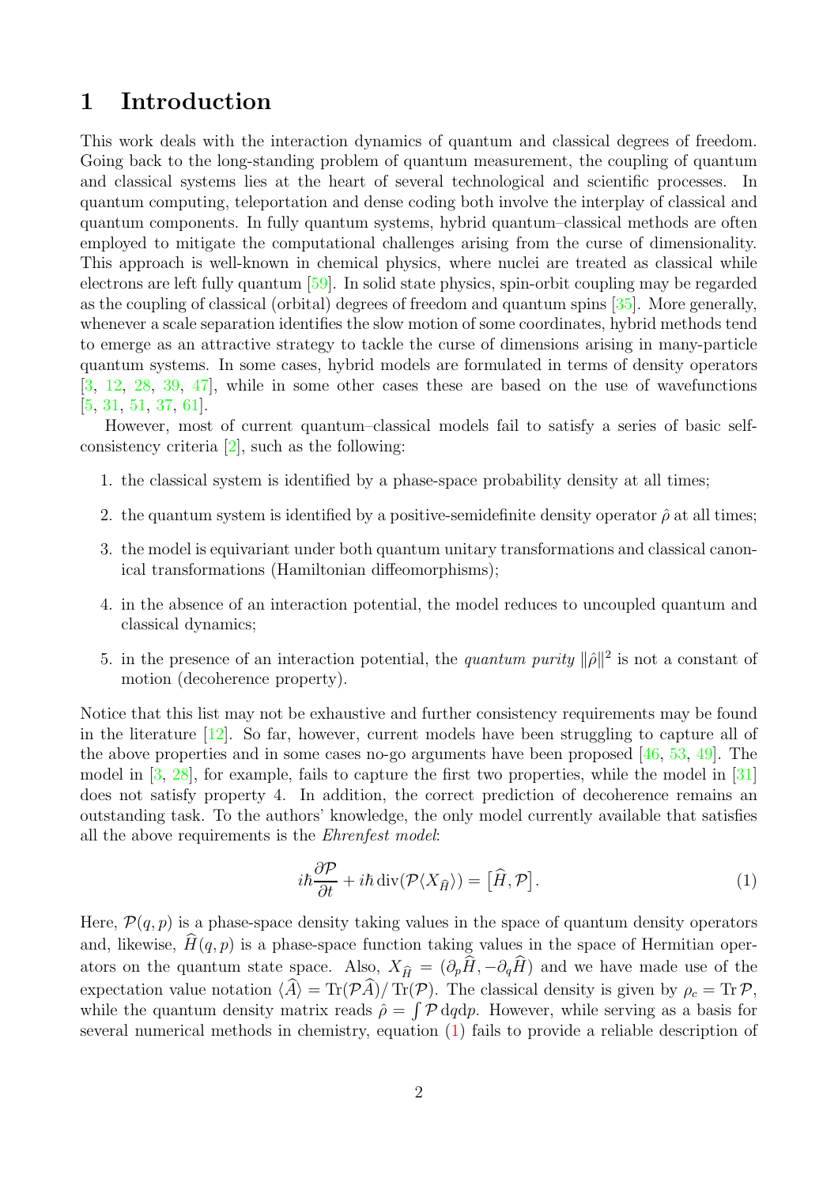# 1 Introduction

This work deals with the interaction dynamics of quantum and classical degrees of freedom. Going back to the long-standing problem of quantum measurement, the coupling of quantum and classical systems lies at the heart of several technological and scientific processes. In quantum computing, teleportation and dense coding both involve the interplay of classical and quantum components. In fully quantum systems, hybrid quantum–classical methods are often employed to mitigate the computational challenges arising from the curse of dimensionality. This approach is well-known in chemical physics, where nuclei are treated as classical while electrons are left fully quantum [59]. In solid state physics, spin-orbit coupling may be regarded as the coupling of classical (orbital) degrees of freedom and quantum spins [35]. More generally, whenever a scale separation identifies the slow motion of some coordinates, hybrid methods tend to emerge as an attractive strategy to tackle the curse of dimensions arising in many-particle quantum systems. In some cases, hybrid models are formulated in terms of density operators [3, 12, 28, 39, 47], while in some other cases these are based on the use of wavefunctions [5, 31, 51, 37, 61].

However, most of current quantum–classical models fail to satisfy a series of basic self-consistency criteria [2], such as the following:

1. the classical system is identified by a phase-space probability density at all times;
2. the quantum system is identified by a positive-semidefinite density operator $\hat{\rho}$ at all times;
3. the model is equivariant under both quantum unitary transformations and classical canonical transformations (Hamiltonian diffeomorphisms);
4. in the absence of an interaction potential, the model reduces to uncoupled quantum and classical dynamics;
5. in the presence of an interaction potential, the *quantum purity* $\|\hat{\rho}\|^2$ is not a constant of motion (decoherence property).

Notice that this list may not be exhaustive and further consistency requirements may be found in the literature [12]. So far, however, current models have been struggling to capture all of the above properties and in some cases no-go arguments have been proposed [46, 53, 49]. The model in [3, 28], for example, fails to capture the first two properties, while the model in [31] does not satisfy property 4. In addition, the correct prediction of decoherence remains an outstanding task. To the authors' knowledge, the only model currently available that satisfies all the above requirements is the *Ehrenfest model*:

$$
i\hbar\frac{\partial \mathcal{P}}{\partial t} + i\hbar\,\mathrm{div}(\mathcal{P}\langle X_{\widehat{H}}\rangle) = \big[\widehat{H}, \mathcal{P}\big]. \tag{1}
$$

Here, $\mathcal{P}(q,p)$ is a phase-space density taking values in the space of quantum density operators and, likewise, $\widehat{H}(q,p)$ is a phase-space function taking values in the space of Hermitian operators on the quantum state space. Also, $X_{\widehat{H}} = (\partial_p\widehat{H}, -\partial_q\widehat{H})$ and we have made use of the expectation value notation $\langle\widehat{A}\rangle = \mathrm{Tr}(\mathcal{P}\widehat{A})/\,\mathrm{Tr}(\mathcal{P})$. The classical density is given by $\rho_c = \mathrm{Tr}\,\mathcal{P}$, while the quantum density matrix reads $\hat{\rho} = \int \mathcal{P}\,\mathrm{d}q\mathrm{d}p$. However, while serving as a basis for several numerical methods in chemistry, equation (1) fails to provide a reliable description of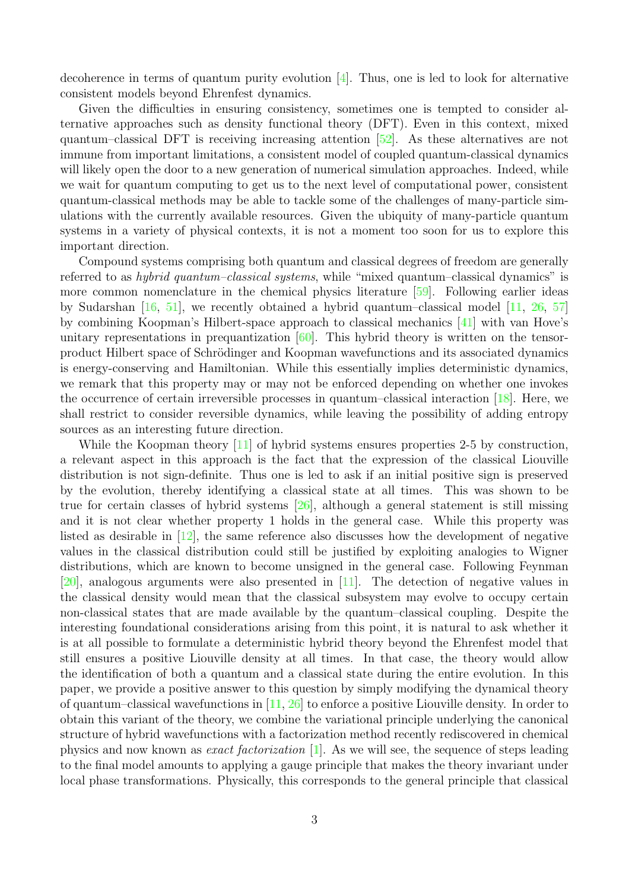decoherence in terms of quantum purity evolution [4]. Thus, one is led to look for alternative consistent models beyond Ehrenfest dynamics.

Given the difficulties in ensuring consistency, sometimes one is tempted to consider alternative approaches such as density functional theory (DFT). Even in this context, mixed quantum–classical DFT is receiving increasing attention [52]. As these alternatives are not immune from important limitations, a consistent model of coupled quantum-classical dynamics will likely open the door to a new generation of numerical simulation approaches. Indeed, while we wait for quantum computing to get us to the next level of computational power, consistent quantum-classical methods may be able to tackle some of the challenges of many-particle simulations with the currently available resources. Given the ubiquity of many-particle quantum systems in a variety of physical contexts, it is not a moment too soon for us to explore this important direction.

Compound systems comprising both quantum and classical degrees of freedom are generally referred to as *hybrid quantum–classical systems*, while "mixed quantum–classical dynamics" is more common nomenclature in the chemical physics literature [59]. Following earlier ideas by Sudarshan [16, 51], we recently obtained a hybrid quantum–classical model [11, 26, 57] by combining Koopman's Hilbert-space approach to classical mechanics [41] with van Hove's unitary representations in prequantization [60]. This hybrid theory is written on the tensor-product Hilbert space of Schrödinger and Koopman wavefunctions and its associated dynamics is energy-conserving and Hamiltonian. While this essentially implies deterministic dynamics, we remark that this property may or may not be enforced depending on whether one invokes the occurrence of certain irreversible processes in quantum–classical interaction [18]. Here, we shall restrict to consider reversible dynamics, while leaving the possibility of adding entropy sources as an interesting future direction.

While the Koopman theory [11] of hybrid systems ensures properties 2-5 by construction, a relevant aspect in this approach is the fact that the expression of the classical Liouville distribution is not sign-definite. Thus one is led to ask if an initial positive sign is preserved by the evolution, thereby identifying a classical state at all times. This was shown to be true for certain classes of hybrid systems [26], although a general statement is still missing and it is not clear whether property 1 holds in the general case. While this property was listed as desirable in [12], the same reference also discusses how the development of negative values in the classical distribution could still be justified by exploiting analogies to Wigner distributions, which are known to become unsigned in the general case. Following Feynman [20], analogous arguments were also presented in [11]. The detection of negative values in the classical density would mean that the classical subsystem may evolve to occupy certain non-classical states that are made available by the quantum–classical coupling. Despite the interesting foundational considerations arising from this point, it is natural to ask whether it is at all possible to formulate a deterministic hybrid theory beyond the Ehrenfest model that still ensures a positive Liouville density at all times. In that case, the theory would allow the identification of both a quantum and a classical state during the entire evolution. In this paper, we provide a positive answer to this question by simply modifying the dynamical theory of quantum–classical wavefunctions in [11, 26] to enforce a positive Liouville density. In order to obtain this variant of the theory, we combine the variational principle underlying the canonical structure of hybrid wavefunctions with a factorization method recently rediscovered in chemical physics and now known as *exact factorization* [1]. As we will see, the sequence of steps leading to the final model amounts to applying a gauge principle that makes the theory invariant under local phase transformations. Physically, this corresponds to the general principle that classical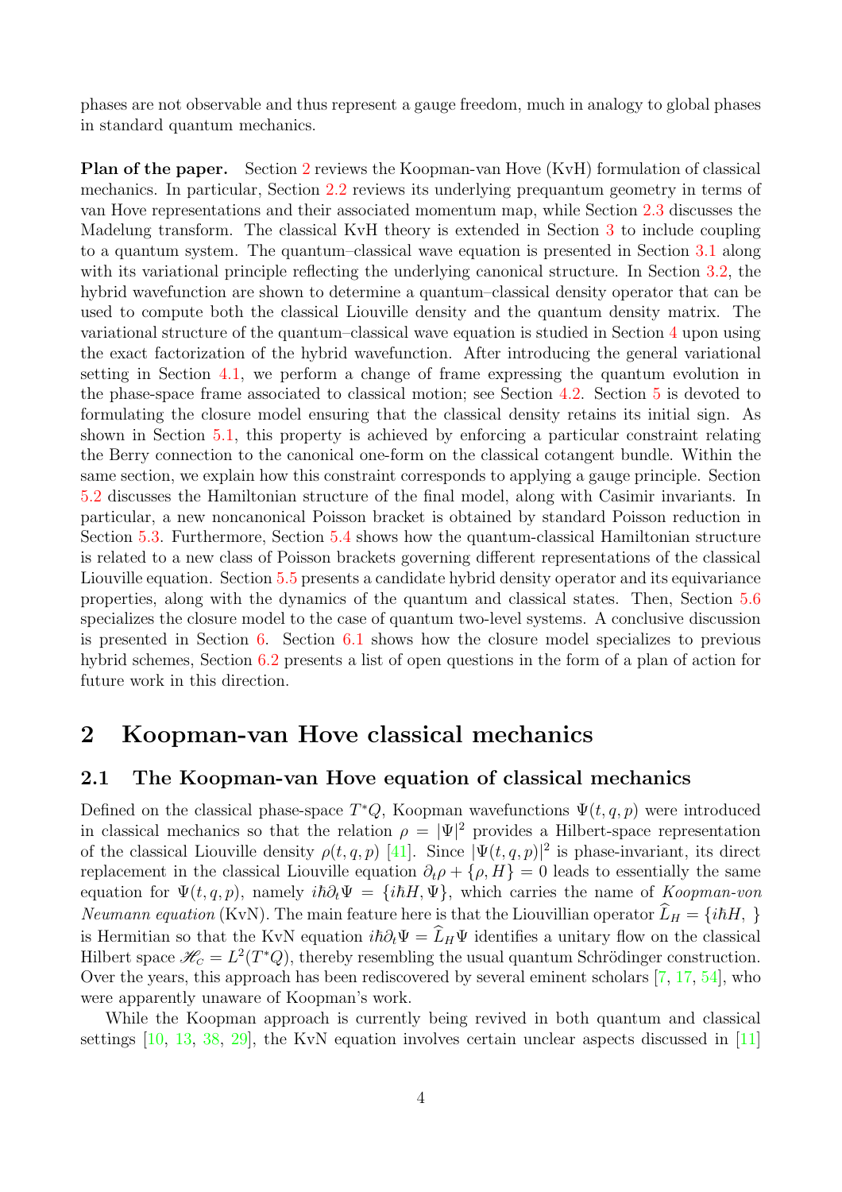phases are not observable and thus represent a gauge freedom, much in analogy to global phases in standard quantum mechanics.

**Plan of the paper.** Section 2 reviews the Koopman-van Hove (KvH) formulation of classical mechanics. In particular, Section 2.2 reviews its underlying prequantum geometry in terms of van Hove representations and their associated momentum map, while Section 2.3 discusses the Madelung transform. The classical KvH theory is extended in Section 3 to include coupling to a quantum system. The quantum–classical wave equation is presented in Section 3.1 along with its variational principle reflecting the underlying canonical structure. In Section 3.2, the hybrid wavefunction are shown to determine a quantum–classical density operator that can be used to compute both the classical Liouville density and the quantum density matrix. The variational structure of the quantum–classical wave equation is studied in Section 4 upon using the exact factorization of the hybrid wavefunction. After introducing the general variational setting in Section 4.1, we perform a change of frame expressing the quantum evolution in the phase-space frame associated to classical motion; see Section 4.2. Section 5 is devoted to formulating the closure model ensuring that the classical density retains its initial sign. As shown in Section 5.1, this property is achieved by enforcing a particular constraint relating the Berry connection to the canonical one-form on the classical cotangent bundle. Within the same section, we explain how this constraint corresponds to applying a gauge principle. Section 5.2 discusses the Hamiltonian structure of the final model, along with Casimir invariants. In particular, a new noncanonical Poisson bracket is obtained by standard Poisson reduction in Section 5.3. Furthermore, Section 5.4 shows how the quantum-classical Hamiltonian structure is related to a new class of Poisson brackets governing different representations of the classical Liouville equation. Section 5.5 presents a candidate hybrid density operator and its equivariance properties, along with the dynamics of the quantum and classical states. Then, Section 5.6 specializes the closure model to the case of quantum two-level systems. A conclusive discussion is presented in Section 6. Section 6.1 shows how the closure model specializes to previous hybrid schemes, Section 6.2 presents a list of open questions in the form of a plan of action for future work in this direction.

# 2 Koopman-van Hove classical mechanics

## 2.1 The Koopman-van Hove equation of classical mechanics

Defined on the classical phase-space $T^*Q$, Koopman wavefunctions $\Psi(t, q, p)$ were introduced in classical mechanics so that the relation $\rho = |\Psi|^2$ provides a Hilbert-space representation of the classical Liouville density $\rho(t, q, p)$ [41]. Since $|\Psi(t, q, p)|^2$ is phase-invariant, its direct replacement in the classical Liouville equation $\partial_t \rho + \{\rho, H\} = 0$ leads to essentially the same equation for $\Psi(t, q, p)$, namely $i\hbar\partial_t\Psi = \{i\hbar H, \Psi\}$, which carries the name of *Koopman-von Neumann equation* (KvN). The main feature here is that the Liouvillian operator $\widehat{L}_H = \{i\hbar H, \ \}$ is Hermitian so that the KvN equation $i\hbar\partial_t\Psi = \widehat{L}_H\Psi$ identifies a unitary flow on the classical Hilbert space $\mathscr{H}_C = L^2(T^*Q)$, thereby resembling the usual quantum Schrödinger construction. Over the years, this approach has been rediscovered by several eminent scholars [7, 17, 54], who were apparently unaware of Koopman's work.

While the Koopman approach is currently being revived in both quantum and classical settings [10, 13, 38, 29], the KvN equation involves certain unclear aspects discussed in [11]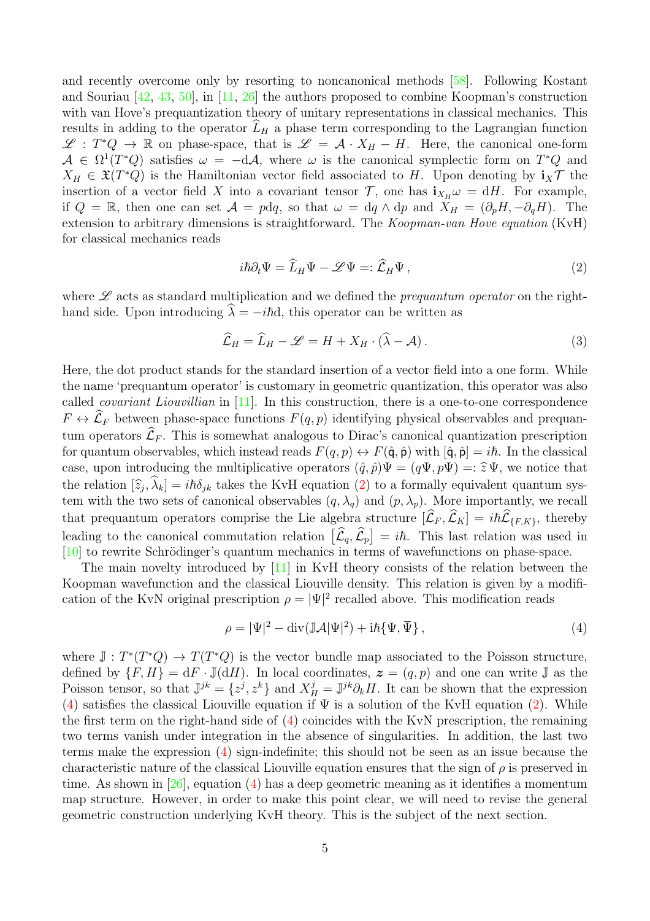and recently overcome only by resorting to noncanonical methods [58]. Following Kostant and Souriau [42, 43, 50], in [11, 26] the authors proposed to combine Koopman's construction with van Hove's prequantization theory of unitary representations in classical mechanics. This results in adding to the operator $\widehat{L}_H$ a phase term corresponding to the Lagrangian function $\mathscr{L} : T^*Q \to \mathbb{R}$ on phase-space, that is $\mathscr{L} = \mathcal{A} \cdot X_H - H$. Here, the canonical one-form $\mathcal{A} \in \Omega^1(T^*Q)$ satisfies $\omega = -\mathrm{d}\mathcal{A}$, where $\omega$ is the canonical symplectic form on $T^*Q$ and $X_H \in \mathfrak{X}(T^*Q)$ is the Hamiltonian vector field associated to $H$. Upon denoting by $\mathbf{i}_X \mathcal{T}$ the insertion of a vector field $X$ into a covariant tensor $\mathcal{T}$, one has $\mathbf{i}_{X_H}\omega = \mathrm{d}H$. For example, if $Q = \mathbb{R}$, then one can set $\mathcal{A} = p\mathrm{d}q$, so that $\omega = \mathrm{d}q \wedge \mathrm{d}p$ and $X_H = (\partial_p H, -\partial_q H)$. The extension to arbitrary dimensions is straightforward. The *Koopman-van Hove equation* (KvH) for classical mechanics reads

$$
i\hbar\partial_t \Psi = \widehat{L}_H \Psi - \mathscr{L}\Psi =: \widehat{\mathcal{L}}_H \Psi \,, \tag{2}
$$

where $\mathscr{L}$ acts as standard multiplication and we defined the *prequantum operator* on the right-hand side. Upon introducing $\widehat{\lambda} = -i\hbar\mathrm{d}$, this operator can be written as

$$
\widehat{\mathcal{L}}_H = \widehat{L}_H - \mathscr{L} = H + X_H \cdot (\widehat{\lambda} - \mathcal{A}) \,. \tag{3}
$$

Here, the dot product stands for the standard insertion of a vector field into a one form. While the name 'prequantum operator' is customary in geometric quantization, this operator was also called *covariant Liouvillian* in [11]. In this construction, there is a one-to-one correspondence $F \leftrightarrow \widehat{\mathcal{L}}_F$ between phase-space functions $F(q,p)$ identifying physical observables and prequantum operators $\widehat{\mathcal{L}}_F$. This is somewhat analogous to Dirac's canonical quantization prescription for quantum observables, which instead reads $F(q,p) \leftrightarrow F(\hat{\mathsf{q}}, \hat{\mathsf{p}})$ with $[\hat{\mathsf{q}}, \hat{\mathsf{p}}] = i\hbar$. In the classical case, upon introducing the multiplicative operators $(\hat{q}, \hat{p})\Psi = (q\Psi, p\Psi) =: \widehat{z}\,\Psi$, we notice that the relation $[\widehat{z}_j, \widehat{\lambda}_k] = i\hbar\delta_{jk}$ takes the KvH equation (2) to a formally equivalent quantum system with the two sets of canonical observables $(q, \lambda_q)$ and $(p, \lambda_p)$. More importantly, we recall that prequantum operators comprise the Lie algebra structure $[\widehat{\mathcal{L}}_F, \widehat{\mathcal{L}}_K] = i\hbar\widehat{\mathcal{L}}_{\{F,K\}}$, thereby leading to the canonical commutation relation $\big[\widehat{\mathcal{L}}_q, \widehat{\mathcal{L}}_p\big] = i\hbar$. This last relation was used in [10] to rewrite Schrödinger's quantum mechanics in terms of wavefunctions on phase-space.

The main novelty introduced by [11] in KvH theory consists of the relation between the Koopman wavefunction and the classical Liouville density. This relation is given by a modification of the KvN original prescription $\rho = |\Psi|^2$ recalled above. This modification reads

$$
\rho = |\Psi|^2 - \operatorname{div}(\mathbb{J}\mathcal{A}|\Psi|^2) + i\hbar\{\Psi, \overline{\Psi}\} \,, \tag{4}
$$

where $\mathbb{J} : T^*(T^*Q) \to T(T^*Q)$ is the vector bundle map associated to the Poisson structure, defined by $\{F, H\} = \mathrm{d}F \cdot \mathbb{J}(\mathrm{d}H)$. In local coordinates, $\boldsymbol{z} = (q,p)$ and one can write $\mathbb{J}$ as the Poisson tensor, so that $\mathbb{J}^{jk} = \{z^j, z^k\}$ and $X_H^j = \mathbb{J}^{jk}\partial_k H$. It can be shown that the expression (4) satisfies the classical Liouville equation if $\Psi$ is a solution of the KvH equation (2). While the first term on the right-hand side of (4) coincides with the KvN prescription, the remaining two terms vanish under integration in the absence of singularities. In addition, the last two terms make the expression (4) sign-indefinite; this should not be seen as an issue because the characteristic nature of the classical Liouville equation ensures that the sign of $\rho$ is preserved in time. As shown in [26], equation (4) has a deep geometric meaning as it identifies a momentum map structure. However, in order to make this point clear, we will need to revise the general geometric construction underlying KvH theory. This is the subject of the next section.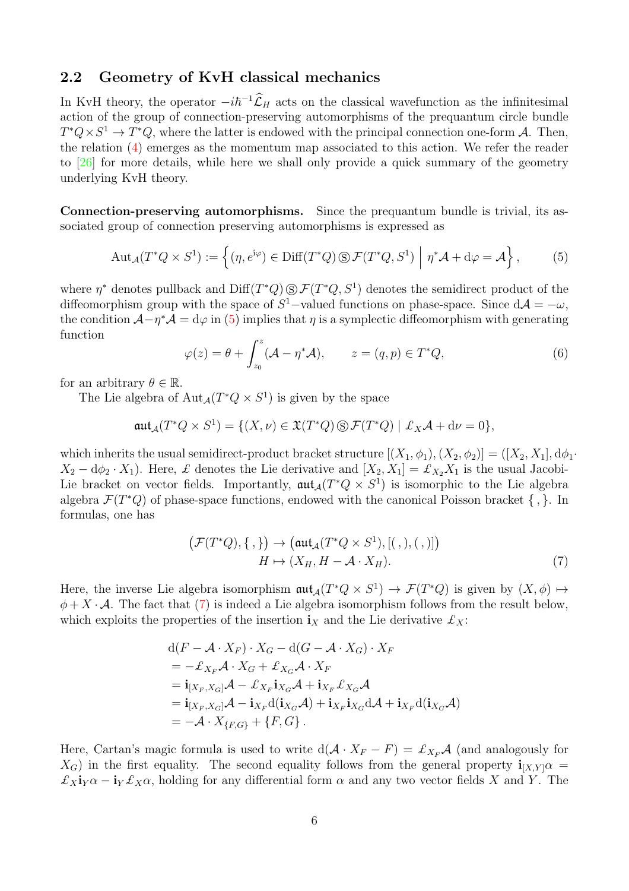## 2.2 Geometry of KvH classical mechanics

In KvH theory, the operator $-i\hbar^{-1}\widehat{\mathcal{L}}_H$ acts on the classical wavefunction as the infinitesimal action of the group of connection-preserving automorphisms of the prequantum circle bundle $T^*Q\times S^1 \to T^*Q$, where the latter is endowed with the principal connection one-form $\mathcal{A}$. Then, the relation (4) emerges as the momentum map associated to this action. We refer the reader to [26] for more details, while here we shall only provide a quick summary of the geometry underlying KvH theory.

**Connection-preserving automorphisms.** Since the prequantum bundle is trivial, its associated group of connection preserving automorphisms is expressed as

$$\mathrm{Aut}_{\mathcal{A}}(T^*Q\times S^1) := \Big\{(\eta, e^{i\varphi}) \in \mathrm{Diff}(T^*Q) \circledS \mathcal{F}(T^*Q, S^1) \;\Big|\; \eta^*\mathcal{A} + \mathrm{d}\varphi = \mathcal{A}\Big\}\,, \tag{5}$$

where $\eta^*$ denotes pullback and $\mathrm{Diff}(T^*Q) \circledS \mathcal{F}(T^*Q, S^1)$ denotes the semidirect product of the diffeomorphism group with the space of $S^1-$valued functions on phase-space. Since $\mathrm{d}\mathcal{A} = -\omega$, the condition $\mathcal{A} - \eta^*\mathcal{A} = \mathrm{d}\varphi$ in (5) implies that $\eta$ is a symplectic diffeomorphism with generating function

$$\varphi(z) = \theta + \int_{z_0}^{z} (\mathcal{A} - \eta^*\mathcal{A}), \qquad z = (q,p) \in T^*Q, \tag{6}$$

for an arbitrary $\theta \in \mathbb{R}$.

The Lie algebra of $\mathrm{Aut}_{\mathcal{A}}(T^*Q\times S^1)$ is given by the space

$$\mathfrak{aut}_{\mathcal{A}}(T^*Q\times S^1) = \{(X,\nu) \in \mathfrak{X}(T^*Q) \circledS \mathcal{F}(T^*Q) \mid \pounds_X\mathcal{A} + \mathrm{d}\nu = 0\},$$

which inherits the usual semidirect-product bracket structure $[(X_1,\phi_1),(X_2,\phi_2)] = ([X_2,X_1], \mathrm{d}\phi_1\cdot X_2 - \mathrm{d}\phi_2\cdot X_1)$. Here, $\pounds$ denotes the Lie derivative and $[X_2,X_1] = \pounds_{X_2}X_1$ is the usual Jacobi-Lie bracket on vector fields. Importantly, $\mathfrak{aut}_{\mathcal{A}}(T^*Q\times S^1)$ is isomorphic to the Lie algebra algebra $\mathcal{F}(T^*Q)$ of phase-space functions, endowed with the canonical Poisson bracket $\{\,,\}$. In formulas, one has

$$\begin{aligned}\big(\mathcal{F}(T^*Q), \{\,,\}\big) &\to \big(\mathfrak{aut}_{\mathcal{A}}(T^*Q\times S^1), [(\,,),(\,,)]\big)\\ H &\mapsto (X_H, H - \mathcal{A}\cdot X_H).\end{aligned} \tag{7}$$

Here, the inverse Lie algebra isomorphism $\mathfrak{aut}_{\mathcal{A}}(T^*Q\times S^1) \to \mathcal{F}(T^*Q)$ is given by $(X,\phi) \mapsto \phi + X\cdot\mathcal{A}$. The fact that (7) is indeed a Lie algebra isomorphism follows from the result below, which exploits the properties of the insertion $\mathbf{i}_X$ and the Lie derivative $\pounds_X$:

$$\begin{aligned}
&\mathrm{d}(F - \mathcal{A}\cdot X_F)\cdot X_G - \mathrm{d}(G - \mathcal{A}\cdot X_G)\cdot X_F\\
&= -\pounds_{X_F}\mathcal{A}\cdot X_G + \pounds_{X_G}\mathcal{A}\cdot X_F\\
&= \mathbf{i}_{[X_F,X_G]}\mathcal{A} - \pounds_{X_F}\mathbf{i}_{X_G}\mathcal{A} + \mathbf{i}_{X_F}\pounds_{X_G}\mathcal{A}\\
&= \mathbf{i}_{[X_F,X_G]}\mathcal{A} - \mathbf{i}_{X_F}\mathrm{d}(\mathbf{i}_{X_G}\mathcal{A}) + \mathbf{i}_{X_F}\mathbf{i}_{X_G}\mathrm{d}\mathcal{A} + \mathbf{i}_{X_F}\mathrm{d}(\mathbf{i}_{X_G}\mathcal{A})\\
&= -\mathcal{A}\cdot X_{\{F,G\}} + \{F,G\}\,.
\end{aligned}$$

Here, Cartan's magic formula is used to write $\mathrm{d}(\mathcal{A}\cdot X_F - F) = \pounds_{X_F}\mathcal{A}$ (and analogously for $X_G$) in the first equality. The second equality follows from the general property $\mathbf{i}_{[X,Y]}\alpha = \pounds_X\mathbf{i}_Y\alpha - \mathbf{i}_Y\pounds_X\alpha$, holding for any differential form $\alpha$ and any two vector fields $X$ and $Y$. The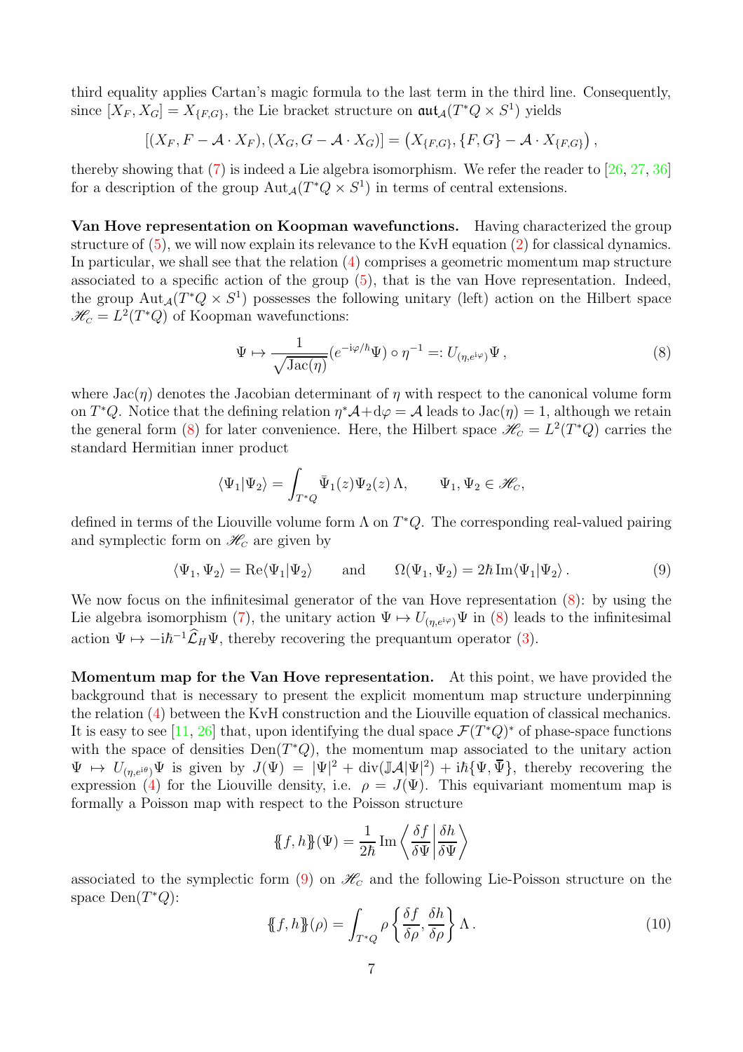third equality applies Cartan's magic formula to the last term in the third line. Consequently, since $[X_F, X_G] = X_{\{F,G\}}$, the Lie bracket structure on $\mathfrak{aut}_\mathcal{A}(T^*Q \times S^1)$ yields

$$[(X_F, F - \mathcal{A} \cdot X_F), (X_G, G - \mathcal{A} \cdot X_G)] = \left(X_{\{F,G\}}, \{F, G\} - \mathcal{A} \cdot X_{\{F,G\}}\right),$$

thereby showing that (7) is indeed a Lie algebra isomorphism. We refer the reader to [26, 27, 36] for a description of the group $\mathrm{Aut}_\mathcal{A}(T^*Q \times S^1)$ in terms of central extensions.

**Van Hove representation on Koopman wavefunctions.** Having characterized the group structure of (5), we will now explain its relevance to the KvH equation (2) for classical dynamics. In particular, we shall see that the relation (4) comprises a geometric momentum map structure associated to a specific action of the group (5), that is the van Hove representation. Indeed, the group $\mathrm{Aut}_\mathcal{A}(T^*Q \times S^1)$ possesses the following unitary (left) action on the Hilbert space $\mathscr{H}_C = L^2(T^*Q)$ of Koopman wavefunctions:

$$\Psi \mapsto \frac{1}{\sqrt{\mathrm{Jac}(\eta)}}(e^{-i\varphi/\hbar}\Psi) \circ \eta^{-1} =: U_{(\eta, e^{i\varphi})}\Psi\,, \tag{8}$$

where $\mathrm{Jac}(\eta)$ denotes the Jacobian determinant of $\eta$ with respect to the canonical volume form on $T^*Q$. Notice that the defining relation $\eta^*\mathcal{A} + \mathrm{d}\varphi = \mathcal{A}$ leads to $\mathrm{Jac}(\eta) = 1$, although we retain the general form (8) for later convenience. Here, the Hilbert space $\mathscr{H}_C = L^2(T^*Q)$ carries the standard Hermitian inner product

$$\langle \Psi_1 | \Psi_2 \rangle = \int_{T^*Q} \bar{\Psi}_1(z)\Psi_2(z)\,\Lambda, \qquad \Psi_1, \Psi_2 \in \mathscr{H}_C,$$

defined in terms of the Liouville volume form $\Lambda$ on $T^*Q$. The corresponding real-valued pairing and symplectic form on $\mathscr{H}_C$ are given by

$$\langle \Psi_1, \Psi_2 \rangle = \mathrm{Re}\langle \Psi_1 | \Psi_2 \rangle \qquad \text{and} \qquad \Omega(\Psi_1, \Psi_2) = 2\hbar\,\mathrm{Im}\langle \Psi_1 | \Psi_2 \rangle\,. \tag{9}$$

We now focus on the infinitesimal generator of the van Hove representation (8): by using the Lie algebra isomorphism (7), the unitary action $\Psi \mapsto U_{(\eta, e^{i\varphi})}\Psi$ in (8) leads to the infinitesimal action $\Psi \mapsto -i\hbar^{-1}\widehat{\mathcal{L}}_H\Psi$, thereby recovering the prequantum operator (3).

**Momentum map for the Van Hove representation.** At this point, we have provided the background that is necessary to present the explicit momentum map structure underpinning the relation (4) between the KvH construction and the Liouville equation of classical mechanics. It is easy to see [11, 26] that, upon identifying the dual space $\mathcal{F}(T^*Q)^*$ of phase-space functions with the space of densities $\mathrm{Den}(T^*Q)$, the momentum map associated to the unitary action $\Psi \mapsto U_{(\eta, e^{i\theta})}\Psi$ is given by $J(\Psi) = |\Psi|^2 + \mathrm{div}(\mathbb{J}\mathcal{A}|\Psi|^2) + i\hbar\{\Psi, \overline{\Psi}\}$, thereby recovering the expression (4) for the Liouville density, i.e. $\rho = J(\Psi)$. This equivariant momentum map is formally a Poisson map with respect to the Poisson structure

$$\{\!\{f, h\}\!\}(\Psi) = \frac{1}{2\hbar}\,\mathrm{Im}\left\langle \frac{\delta f}{\delta \Psi} \middle| \frac{\delta h}{\delta \Psi} \right\rangle$$

associated to the symplectic form (9) on $\mathscr{H}_C$ and the following Lie-Poisson structure on the space $\mathrm{Den}(T^*Q)$:

$$\{\!\{f, h\}\!\}(\rho) = \int_{T^*Q} \rho \left\{ \frac{\delta f}{\delta \rho}, \frac{\delta h}{\delta \rho} \right\} \Lambda\,. \tag{10}$$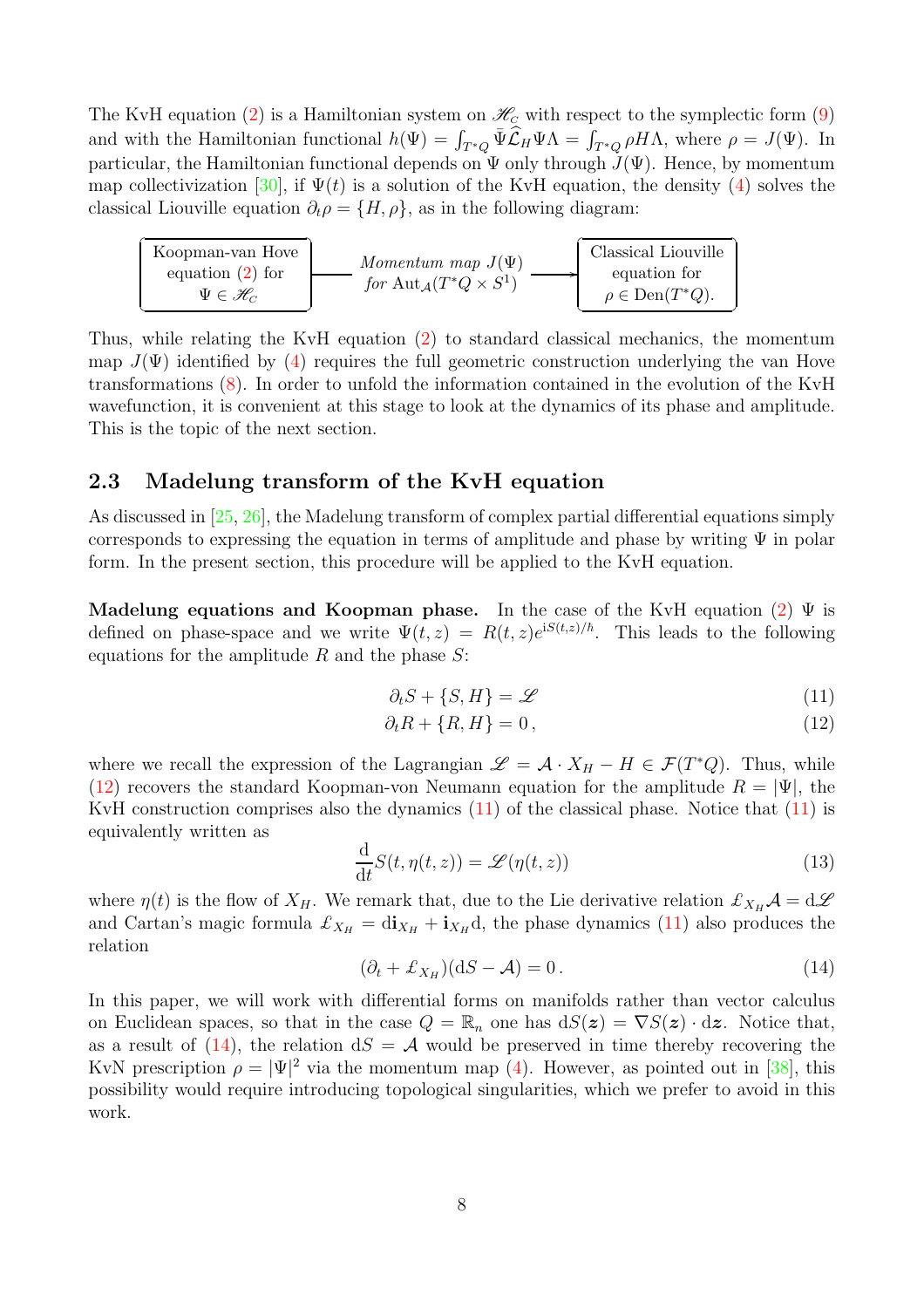The KvH equation (2) is a Hamiltonian system on $\mathscr{H}_C$ with respect to the symplectic form (9) and with the Hamiltonian functional $h(\Psi) = \int_{T^*Q} \bar{\Psi}\widehat{\mathcal{L}}_H \Psi \Lambda = \int_{T^*Q} \rho H \Lambda$, where $\rho = J(\Psi)$. In particular, the Hamiltonian functional depends on $\Psi$ only through $J(\Psi)$. Hence, by momentum map collectivization [30], if $\Psi(t)$ is a solution of the KvH equation, the density (4) solves the classical Liouville equation $\partial_t \rho = \{H, \rho\}$, as in the following diagram:

| Koopman-van Hove equation (2) for $\Psi \in \mathscr{H}_C$ | *Momentum map $J(\Psi)$ for $\mathrm{Aut}_\mathcal{A}(T^*Q \times S^1)$* → | Classical Liouville equation for $\rho \in \mathrm{Den}(T^*Q)$. |
|---|---|---|

Thus, while relating the KvH equation (2) to standard classical mechanics, the momentum map $J(\Psi)$ identified by (4) requires the full geometric construction underlying the van Hove transformations (8). In order to unfold the information contained in the evolution of the KvH wavefunction, it is convenient at this stage to look at the dynamics of its phase and amplitude. This is the topic of the next section.

## 2.3 Madelung transform of the KvH equation

As discussed in [25, 26], the Madelung transform of complex partial differential equations simply corresponds to expressing the equation in terms of amplitude and phase by writing $\Psi$ in polar form. In the present section, this procedure will be applied to the KvH equation.

**Madelung equations and Koopman phase.** In the case of the KvH equation (2) $\Psi$ is defined on phase-space and we write $\Psi(t, z) = R(t, z)e^{iS(t,z)/\hbar}$. This leads to the following equations for the amplitude $R$ and the phase $S$:

$$\partial_t S + \{S, H\} = \mathscr{L} \tag{11}$$

$$\partial_t R + \{R, H\} = 0\,, \tag{12}$$

where we recall the expression of the Lagrangian $\mathscr{L} = \mathcal{A} \cdot X_H - H \in \mathcal{F}(T^*Q)$. Thus, while (12) recovers the standard Koopman-von Neumann equation for the amplitude $R = |\Psi|$, the KvH construction comprises also the dynamics (11) of the classical phase. Notice that (11) is equivalently written as

$$\frac{\mathrm{d}}{\mathrm{d}t} S(t, \eta(t, z)) = \mathscr{L}(\eta(t, z)) \tag{13}$$

where $\eta(t)$ is the flow of $X_H$. We remark that, due to the Lie derivative relation $\pounds_{X_H}\mathcal{A} = \mathrm{d}\mathscr{L}$ and Cartan's magic formula $\pounds_{X_H} = \mathrm{d}\mathbf{i}_{X_H} + \mathbf{i}_{X_H}\mathrm{d}$, the phase dynamics (11) also produces the relation

$$(\partial_t + \pounds_{X_H})(\mathrm{d}S - \mathcal{A}) = 0\,. \tag{14}$$

In this paper, we will work with differential forms on manifolds rather than vector calculus on Euclidean spaces, so that in the case $Q = \mathbb{R}_n$ one has $\mathrm{d}S(\boldsymbol{z}) = \nabla S(\boldsymbol{z}) \cdot \mathrm{d}\boldsymbol{z}$. Notice that, as a result of (14), the relation $\mathrm{d}S = \mathcal{A}$ would be preserved in time thereby recovering the KvN prescription $\rho = |\Psi|^2$ via the momentum map (4). However, as pointed out in [38], this possibility would require introducing topological singularities, which we prefer to avoid in this work.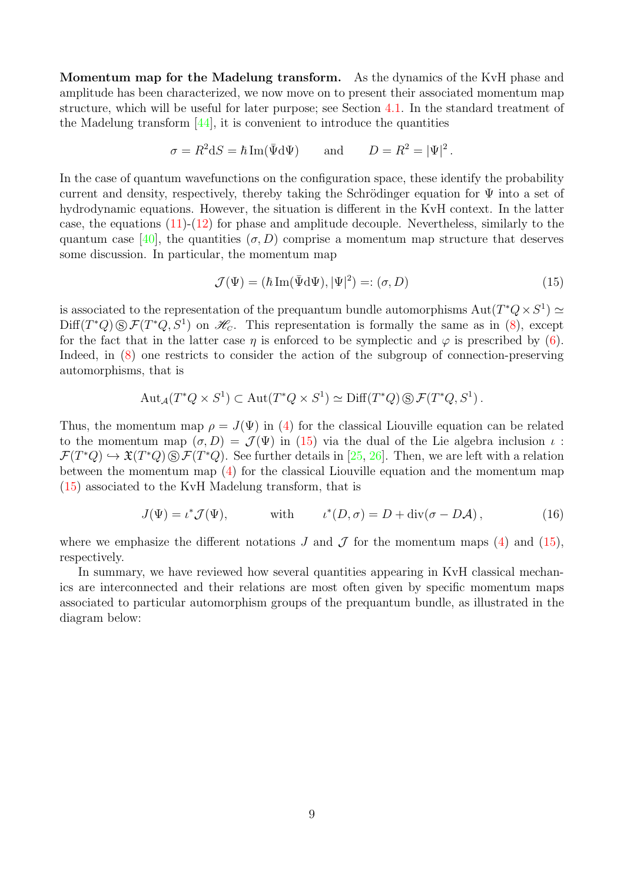**Momentum map for the Madelung transform.** As the dynamics of the KvH phase and amplitude has been characterized, we now move on to present their associated momentum map structure, which will be useful for later purpose; see Section 4.1. In the standard treatment of the Madelung transform [44], it is convenient to introduce the quantities

$$\sigma = R^2 \mathrm{d}S = \hbar\,\mathrm{Im}(\bar{\Psi}\mathrm{d}\Psi) \qquad \text{and} \qquad D = R^2 = |\Psi|^2 .$$

In the case of quantum wavefunctions on the configuration space, these identify the probability current and density, respectively, thereby taking the Schrödinger equation for $\Psi$ into a set of hydrodynamic equations. However, the situation is different in the KvH context. In the latter case, the equations (11)-(12) for phase and amplitude decouple. Nevertheless, similarly to the quantum case [40], the quantities $(\sigma, D)$ comprise a momentum map structure that deserves some discussion. In particular, the momentum map

$$\mathcal{J}(\Psi) = (\hbar\,\mathrm{Im}(\bar{\Psi}\mathrm{d}\Psi), |\Psi|^2) =: (\sigma, D) \tag{15}$$

is associated to the representation of the prequantum bundle automorphisms $\mathrm{Aut}(T^*Q \times S^1) \simeq \mathrm{Diff}(T^*Q) \circledS \mathcal{F}(T^*Q, S^1)$ on $\mathscr{H}_C$. This representation is formally the same as in (8), except for the fact that in the latter case $\eta$ is enforced to be symplectic and $\varphi$ is prescribed by (6). Indeed, in (8) one restricts to consider the action of the subgroup of connection-preserving automorphisms, that is

$$\mathrm{Aut}_{\mathcal{A}}(T^*Q \times S^1) \subset \mathrm{Aut}(T^*Q \times S^1) \simeq \mathrm{Diff}(T^*Q) \circledS \mathcal{F}(T^*Q, S^1) .$$

Thus, the momentum map $\rho = J(\Psi)$ in (4) for the classical Liouville equation can be related to the momentum map $(\sigma, D) = \mathcal{J}(\Psi)$ in (15) via the dual of the Lie algebra inclusion $\iota : \mathcal{F}(T^*Q) \hookrightarrow \mathfrak{X}(T^*Q) \circledS \mathcal{F}(T^*Q)$. See further details in [25, 26]. Then, we are left with a relation between the momentum map (4) for the classical Liouville equation and the momentum map (15) associated to the KvH Madelung transform, that is

$$J(\Psi) = \iota^* \mathcal{J}(\Psi), \qquad \text{with} \qquad \iota^*(D, \sigma) = D + \mathrm{div}(\sigma - D\mathcal{A}) , \tag{16}$$

where we emphasize the different notations $J$ and $\mathcal{J}$ for the momentum maps (4) and (15), respectively.

In summary, we have reviewed how several quantities appearing in KvH classical mechanics are interconnected and their relations are most often given by specific momentum maps associated to particular automorphism groups of the prequantum bundle, as illustrated in the diagram below: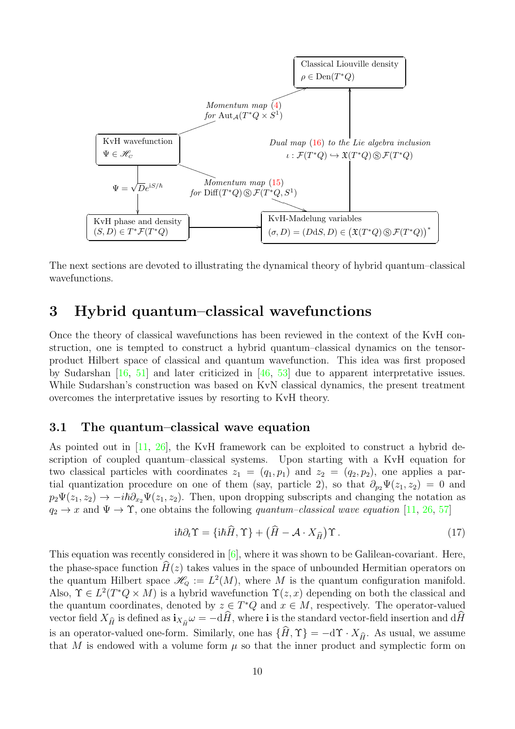Classical Liouville density
$\rho \in \mathrm{Den}(T^*Q)$

*Momentum map* (4) *for* $\mathrm{Aut}_{\mathcal{A}}(T^*Q \times S^1)$

KvH wavefunction
$\Psi \in \mathscr{H}_C$

*Dual map* (16) *to the Lie algebra inclusion* $\iota : \mathcal{F}(T^*Q) \hookrightarrow \mathfrak{X}(T^*Q) \circledS \mathcal{F}(T^*Q)$

$\Psi = \sqrt{D}e^{iS/\hbar}$

*Momentum map* (15) *for* $\mathrm{Diff}(T^*Q) \circledS \mathcal{F}(T^*Q, S^1)$

KvH phase and density
$(S, D) \in T^*\mathcal{F}(T^*Q)$

KvH-Madelung variables
$(\sigma, D) = (D\mathrm{d}S, D) \in \big(\mathfrak{X}(T^*Q) \circledS \mathcal{F}(T^*Q)\big)^*$

The next sections are devoted to illustrating the dynamical theory of hybrid quantum–classical wavefunctions.

# 3 Hybrid quantum–classical wavefunctions

Once the theory of classical wavefunctions has been reviewed in the context of the KvH construction, one is tempted to construct a hybrid quantum–classical dynamics on the tensor-product Hilbert space of classical and quantum wavefunction. This idea was first proposed by Sudarshan [16, 51] and later criticized in [46, 53] due to apparent interpretative issues. While Sudarshan's construction was based on KvN classical dynamics, the present treatment overcomes the interpretative issues by resorting to KvH theory.

## 3.1 The quantum–classical wave equation

As pointed out in [11, 26], the KvH framework can be exploited to construct a hybrid description of coupled quantum–classical systems. Upon starting with a KvH equation for two classical particles with coordinates $z_1 = (q_1, p_1)$ and $z_2 = (q_2, p_2)$, one applies a partial quantization procedure on one of them (say, particle 2), so that $\partial_{p_2}\Psi(z_1, z_2) = 0$ and $p_2\Psi(z_1, z_2) \to -i\hbar\partial_{x_2}\Psi(z_1, z_2)$. Then, upon dropping subscripts and changing the notation as $q_2 \to x$ and $\Psi \to \Upsilon$, one obtains the following *quantum–classical wave equation* [11, 26, 57]

$$i\hbar\partial_t\Upsilon = \{i\hbar\widehat{H}, \Upsilon\} + \big(\widehat{H} - \mathcal{A} \cdot X_{\widehat{H}}\big)\Upsilon\,. \tag{17}$$

This equation was recently considered in [6], where it was shown to be Galilean-covariant. Here, the phase-space function $\widehat{H}(z)$ takes values in the space of unbounded Hermitian operators on the quantum Hilbert space $\mathscr{H}_Q := L^2(M)$, where $M$ is the quantum configuration manifold. Also, $\Upsilon \in L^2(T^*Q \times M)$ is a hybrid wavefunction $\Upsilon(z, x)$ depending on both the classical and the quantum coordinates, denoted by $z \in T^*Q$ and $x \in M$, respectively. The operator-valued vector field $X_{\widehat{H}}$ is defined as $\mathbf{i}_{X_{\widehat{H}}}\omega = -\mathrm{d}\widehat{H}$, where $\mathbf{i}$ is the standard vector-field insertion and $\mathrm{d}\widehat{H}$ is an operator-valued one-form. Similarly, one has $\{\widehat{H}, \Upsilon\} = -\mathrm{d}\Upsilon \cdot X_{\widehat{H}}$. As usual, we assume that $M$ is endowed with a volume form $\mu$ so that the inner product and symplectic form on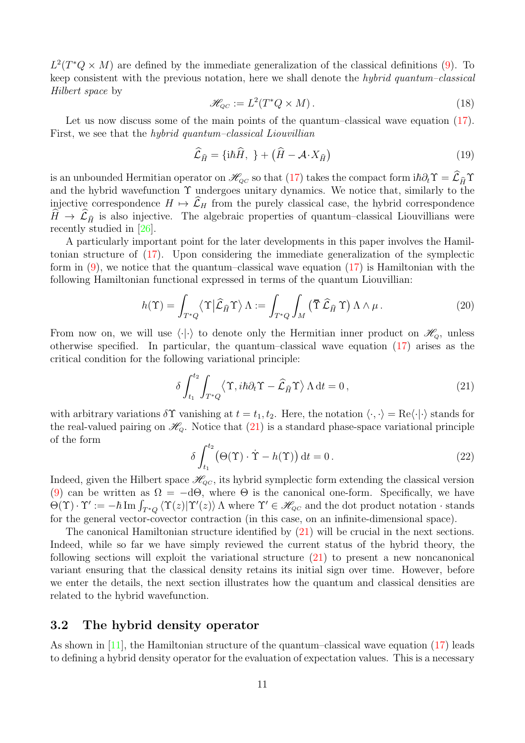$L^2(T^*Q \times M)$ are defined by the immediate generalization of the classical definitions (9). To keep consistent with the previous notation, here we shall denote the *hybrid quantum–classical Hilbert space* by

$$\mathscr{H}_{QC} := L^2(T^*Q \times M)\,. \tag{18}$$

Let us now discuss some of the main points of the quantum–classical wave equation (17). First, we see that the *hybrid quantum–classical Liouvillian*

$$\widehat{\mathcal{L}}_{\widehat{H}} = \{i\hbar\widehat{H},\ \} + \big(\widehat{H} - \mathcal{A}\cdot X_{\widehat{H}}\big) \tag{19}$$

is an unbounded Hermitian operator on $\mathscr{H}_{QC}$ so that (17) takes the compact form $i\hbar\partial_t\Upsilon = \widehat{\mathcal{L}}_{\widehat{H}}\Upsilon$ and the hybrid wavefunction $\Upsilon$ undergoes unitary dynamics. We notice that, similarly to the injective correspondence $H \mapsto \widehat{\mathcal{L}}_H$ from the purely classical case, the hybrid correspondence $\widehat{H} \to \widehat{\mathcal{L}}_{\widehat{H}}$ is also injective. The algebraic properties of quantum–classical Liouvillians were recently studied in [26].

A particularly important point for the later developments in this paper involves the Hamiltonian structure of (17). Upon considering the immediate generalization of the symplectic form in (9), we notice that the quantum–classical wave equation (17) is Hamiltonian with the following Hamiltonian functional expressed in terms of the quantum Liouvillian:

$$h(\Upsilon) = \int_{T^*Q} \big\langle \Upsilon \big| \widehat{\mathcal{L}}_{\widehat{H}}\Upsilon \big\rangle\, \Lambda := \int_{T^*Q}\int_M \big(\overline{\Upsilon}\, \widehat{\mathcal{L}}_{\widehat{H}}\, \Upsilon\big)\, \Lambda \wedge \mu\,. \tag{20}$$

From now on, we will use $\langle\cdot|\cdot\rangle$ to denote only the Hermitian inner product on $\mathscr{H}_Q$, unless otherwise specified. In particular, the quantum–classical wave equation (17) arises as the critical condition for the following variational principle:

$$\delta\int_{t_1}^{t_2}\int_{T^*Q} \big\langle \Upsilon, i\hbar\partial_t\Upsilon - \widehat{\mathcal{L}}_{\widehat{H}}\Upsilon\big\rangle\, \Lambda\, {\rm d}t = 0\,, \tag{21}$$

with arbitrary variations $\delta\Upsilon$ vanishing at $t = t_1, t_2$. Here, the notation $\langle\cdot,\cdot\rangle = \operatorname{Re}\langle\cdot|\cdot\rangle$ stands for the real-valued pairing on $\mathscr{H}_Q$. Notice that (21) is a standard phase-space variational principle of the form

$$\delta\int_{t_1}^{t_2} \big(\Theta(\Upsilon)\cdot\dot{\Upsilon} - h(\Upsilon)\big)\, {\rm d}t = 0\,. \tag{22}$$

Indeed, given the Hilbert space $\mathscr{H}_{QC}$, its hybrid symplectic form extending the classical version (9) can be written as $\Omega = -{\rm d}\Theta$, where $\Theta$ is the canonical one-form. Specifically, we have $\Theta(\Upsilon)\cdot\Upsilon' := -\hbar\operatorname{Im}\int_{T^*Q}\langle\Upsilon(z)|\Upsilon'(z)\rangle\,\Lambda$ where $\Upsilon' \in \mathscr{H}_{QC}$ and the dot product notation $\cdot$ stands for the general vector-covector contraction (in this case, on an infinite-dimensional space).

The canonical Hamiltonian structure identified by (21) will be crucial in the next sections. Indeed, while so far we have simply reviewed the current status of the hybrid theory, the following sections will exploit the variational structure (21) to present a new noncanonical variant ensuring that the classical density retains its initial sign over time. However, before we enter the details, the next section illustrates how the quantum and classical densities are related to the hybrid wavefunction.

## 3.2 The hybrid density operator

As shown in [11], the Hamiltonian structure of the quantum–classical wave equation (17) leads to defining a hybrid density operator for the evaluation of expectation values. This is a necessary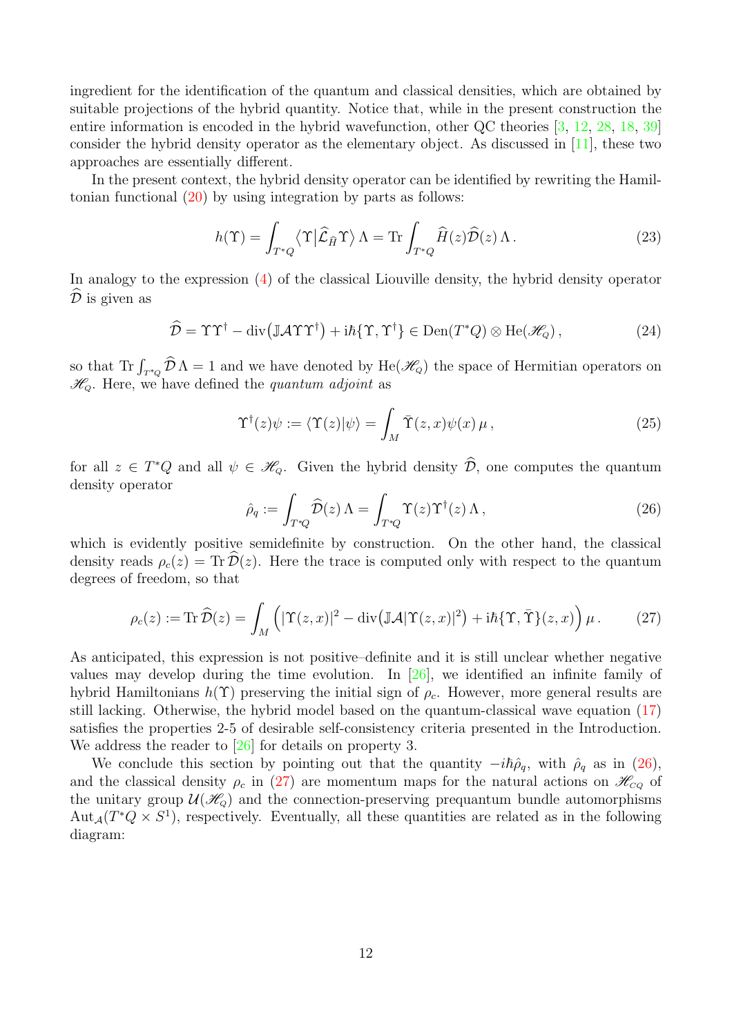ingredient for the identification of the quantum and classical densities, which are obtained by suitable projections of the hybrid quantity. Notice that, while in the present construction the entire information is encoded in the hybrid wavefunction, other QC theories [3, 12, 28, 18, 39] consider the hybrid density operator as the elementary object. As discussed in [11], these two approaches are essentially different.

In the present context, the hybrid density operator can be identified by rewriting the Hamiltonian functional (20) by using integration by parts as follows:

$$h(\Upsilon) = \int_{T^*Q} \big\langle \Upsilon \big| \widehat{\mathcal{L}}_{\widehat{H}} \Upsilon \big\rangle \, \Lambda = \operatorname{Tr} \int_{T^*Q} \widehat{H}(z) \widehat{\mathcal{D}}(z) \, \Lambda \, . \tag{23}$$

In analogy to the expression (4) of the classical Liouville density, the hybrid density operator $\widehat{\mathcal{D}}$ is given as

$$\widehat{\mathcal{D}} = \Upsilon \Upsilon^\dagger - \operatorname{div}\big(\mathbb{J}\mathcal{A}\Upsilon\Upsilon^\dagger\big) + i\hbar\{\Upsilon, \Upsilon^\dagger\} \in \operatorname{Den}(T^*Q) \otimes \operatorname{He}(\mathscr{H}_Q) \, , \tag{24}$$

so that $\operatorname{Tr}\int_{T^*Q} \widehat{\mathcal{D}}\,\Lambda = 1$ and we have denoted by $\operatorname{He}(\mathscr{H}_Q)$ the space of Hermitian operators on $\mathscr{H}_Q$. Here, we have defined the *quantum adjoint* as

$$\Upsilon^\dagger(z)\psi := \langle \Upsilon(z) | \psi \rangle = \int_M \bar{\Upsilon}(z,x)\psi(x) \, \mu \, , \tag{25}$$

for all $z \in T^*Q$ and all $\psi \in \mathscr{H}_Q$. Given the hybrid density $\widehat{\mathcal{D}}$, one computes the quantum density operator

$$\hat{\rho}_q := \int_{T^*Q} \widehat{\mathcal{D}}(z) \, \Lambda = \int_{T^*Q} \Upsilon(z)\Upsilon^\dagger(z) \, \Lambda \, , \tag{26}$$

which is evidently positive semidefinite by construction. On the other hand, the classical density reads $\rho_c(z) = \operatorname{Tr}\widehat{\mathcal{D}}(z)$. Here the trace is computed only with respect to the quantum degrees of freedom, so that

$$\rho_c(z) := \operatorname{Tr}\widehat{\mathcal{D}}(z) = \int_M \Big( |\Upsilon(z,x)|^2 - \operatorname{div}\big(\mathbb{J}\mathcal{A}|\Upsilon(z,x)|^2\big) + i\hbar\{\Upsilon, \bar{\Upsilon}\}(z,x) \Big) \, \mu \, . \tag{27}$$

As anticipated, this expression is not positive–definite and it is still unclear whether negative values may develop during the time evolution. In [26], we identified an infinite family of hybrid Hamiltonians $h(\Upsilon)$ preserving the initial sign of $\rho_c$. However, more general results are still lacking. Otherwise, the hybrid model based on the quantum-classical wave equation (17) satisfies the properties 2-5 of desirable self-consistency criteria presented in the Introduction. We address the reader to [26] for details on property 3.

We conclude this section by pointing out that the quantity $-i\hbar\hat{\rho}_q$, with $\hat{\rho}_q$ as in (26), and the classical density $\rho_c$ in (27) are momentum maps for the natural actions on $\mathscr{H}_{CQ}$ of the unitary group $\mathcal{U}(\mathscr{H}_Q)$ and the connection-preserving prequantum bundle automorphisms $\operatorname{Aut}_{\mathcal{A}}(T^*Q \times S^1)$, respectively. Eventually, all these quantities are related as in the following diagram: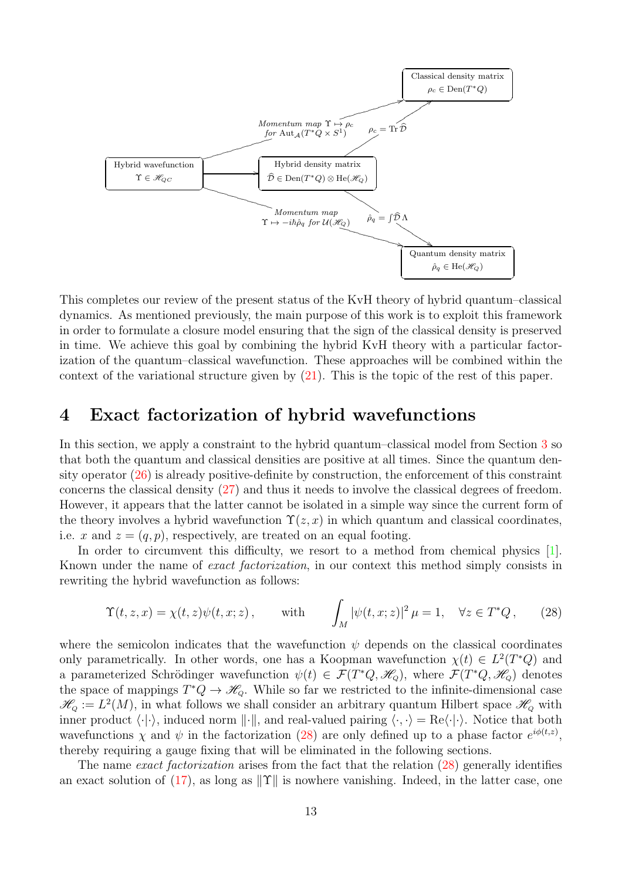This completes our review of the present status of the KvH theory of hybrid quantum–classical dynamics. As mentioned previously, the main purpose of this work is to exploit this framework in order to formulate a closure model ensuring that the sign of the classical density is preserved in time. We achieve this goal by combining the hybrid KvH theory with a particular factorization of the quantum–classical wavefunction. These approaches will be combined within the context of the variational structure given by (21). This is the topic of the rest of this paper.

## 4 Exact factorization of hybrid wavefunctions

In this section, we apply a constraint to the hybrid quantum–classical model from Section 3 so that both the quantum and classical densities are positive at all times. Since the quantum density operator (26) is already positive-definite by construction, the enforcement of this constraint concerns the classical density (27) and thus it needs to involve the classical degrees of freedom. However, it appears that the latter cannot be isolated in a simple way since the current form of the theory involves a hybrid wavefunction $\Upsilon(z,x)$ in which quantum and classical coordinates, i.e. $x$ and $z=(q,p)$, respectively, are treated on an equal footing.

In order to circumvent this difficulty, we resort to a method from chemical physics [1]. Known under the name of *exact factorization*, in our context this method simply consists in rewriting the hybrid wavefunction as follows:

$$
\Upsilon(t,z,x)=\chi(t,z)\psi(t,x;z)\,,\qquad \text{with}\qquad \int_M |\psi(t,x;z)|^2\,\mu=1,\quad \forall z\in T^*Q\,, \tag{28}
$$

where the semicolon indicates that the wavefunction $\psi$ depends on the classical coordinates only parametrically. In other words, one has a Koopman wavefunction $\chi(t)\in L^2(T^*Q)$ and a parameterized Schrödinger wavefunction $\psi(t)\in\mathcal{F}(T^*Q,\mathscr{H}_Q)$, where $\mathcal{F}(T^*Q,\mathscr{H}_Q)$ denotes the space of mappings $T^*Q\to\mathscr{H}_Q$. While so far we restricted to the infinite-dimensional case $\mathscr{H}_Q:=L^2(M)$, in what follows we shall consider an arbitrary quantum Hilbert space $\mathscr{H}_Q$ with inner product $\langle\cdot|\cdot\rangle$, induced norm $\|\cdot\|$, and real-valued pairing $\langle\cdot,\cdot\rangle=\mathrm{Re}\langle\cdot|\cdot\rangle$. Notice that both wavefunctions $\chi$ and $\psi$ in the factorization (28) are only defined up to a phase factor $e^{i\phi(t,z)}$, thereby requiring a gauge fixing that will be eliminated in the following sections.

The name *exact factorization* arises from the fact that the relation (28) generally identifies an exact solution of (17), as long as $\|\Upsilon\|$ is nowhere vanishing. Indeed, in the latter case, one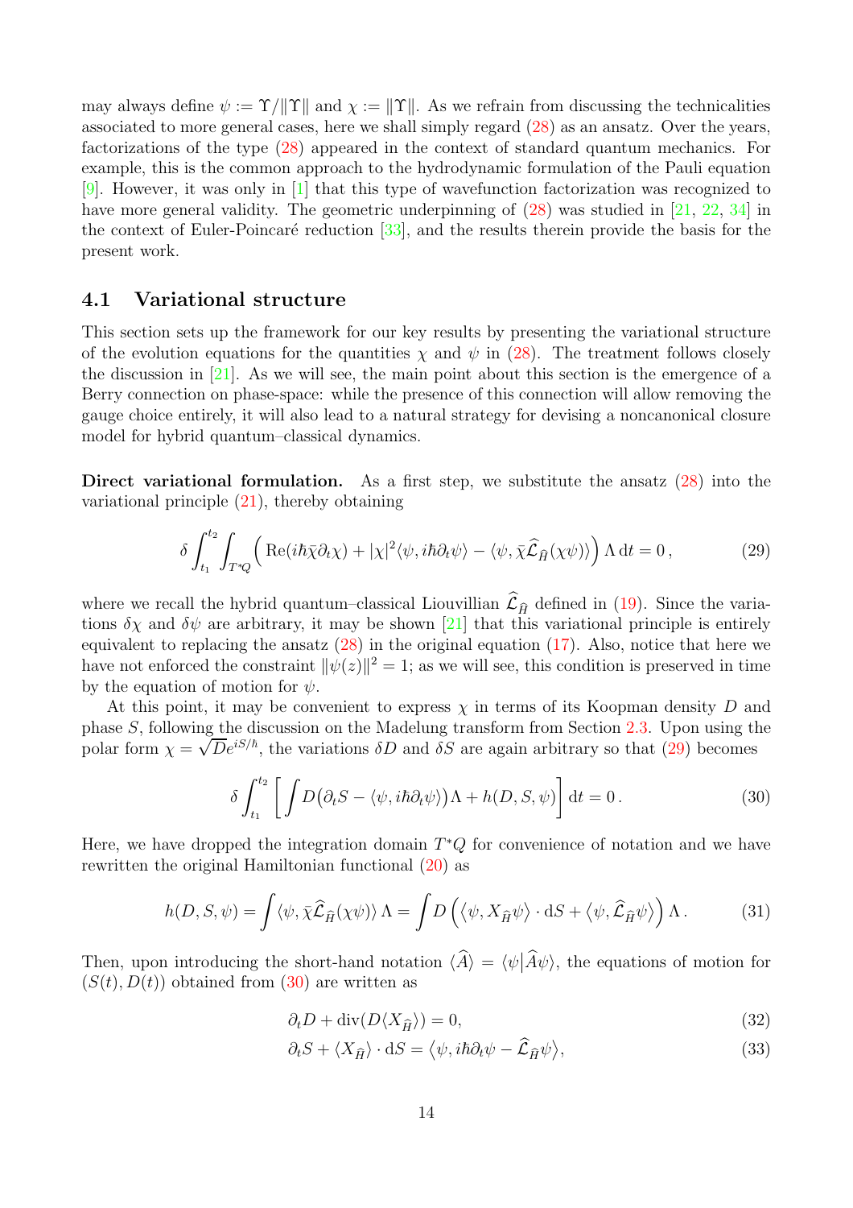may always define $\psi := \Upsilon/\|\Upsilon\|$ and $\chi := \|\Upsilon\|$. As we refrain from discussing the technicalities associated to more general cases, here we shall simply regard (28) as an ansatz. Over the years, factorizations of the type (28) appeared in the context of standard quantum mechanics. For example, this is the common approach to the hydrodynamic formulation of the Pauli equation [9]. However, it was only in [1] that this type of wavefunction factorization was recognized to have more general validity. The geometric underpinning of (28) was studied in [21, 22, 34] in the context of Euler-Poincaré reduction [33], and the results therein provide the basis for the present work.

## 4.1 Variational structure

This section sets up the framework for our key results by presenting the variational structure of the evolution equations for the quantities $\chi$ and $\psi$ in (28). The treatment follows closely the discussion in [21]. As we will see, the main point about this section is the emergence of a Berry connection on phase-space: while the presence of this connection will allow removing the gauge choice entirely, it will also lead to a natural strategy for devising a noncanonical closure model for hybrid quantum–classical dynamics.

**Direct variational formulation.** As a first step, we substitute the ansatz (28) into the variational principle (21), thereby obtaining

$$\delta \int_{t_1}^{t_2} \int_{T^*Q} \Big( \operatorname{Re}(i\hbar\bar{\chi}\partial_t\chi) + |\chi|^2\langle\psi, i\hbar\partial_t\psi\rangle - \langle\psi, \bar{\chi}\widehat{\mathcal{L}}_{\widehat{H}}(\chi\psi)\rangle \Big)\, \Lambda \, {\rm d}t = 0\,, \tag{29}$$

where we recall the hybrid quantum–classical Liouvillian $\widehat{\mathcal{L}}_{\widehat{H}}$ defined in (19). Since the variations $\delta\chi$ and $\delta\psi$ are arbitrary, it may be shown [21] that this variational principle is entirely equivalent to replacing the ansatz (28) in the original equation (17). Also, notice that here we have not enforced the constraint $\|\psi(z)\|^2 = 1$; as we will see, this condition is preserved in time by the equation of motion for $\psi$.

At this point, it may be convenient to express $\chi$ in terms of its Koopman density $D$ and phase $S$, following the discussion on the Madelung transform from Section 2.3. Upon using the polar form $\chi = \sqrt{D}e^{iS/\hbar}$, the variations $\delta D$ and $\delta S$ are again arbitrary so that (29) becomes

$$\delta \int_{t_1}^{t_2} \bigg[ \int D\big(\partial_t S - \langle\psi, i\hbar\partial_t\psi\rangle\big)\Lambda + h(D, S, \psi)\bigg] \, {\rm d}t = 0\,. \tag{30}$$

Here, we have dropped the integration domain $T^*Q$ for convenience of notation and we have rewritten the original Hamiltonian functional (20) as

$$h(D, S, \psi) = \int \langle\psi, \bar{\chi}\widehat{\mathcal{L}}_{\widehat{H}}(\chi\psi)\rangle\, \Lambda = \int D\left(\langle\psi, X_{\widehat{H}}\psi\rangle \cdot {\rm d}S + \langle\psi, \widehat{\mathcal{L}}_{\widehat{H}}\psi\rangle\right)\Lambda\,. \tag{31}$$

Then, upon introducing the short-hand notation $\langle\widehat{A}\rangle = \langle\psi|\widehat{A}\psi\rangle$, the equations of motion for $(S(t), D(t))$ obtained from (30) are written as

$$\partial_t D + \operatorname{div}(D\langle X_{\widehat{H}}\rangle) = 0, \tag{32}$$

$$\partial_t S + \langle X_{\widehat{H}}\rangle \cdot {\rm d}S = \big\langle\psi, i\hbar\partial_t\psi - \widehat{\mathcal{L}}_{\widehat{H}}\psi\big\rangle, \tag{33}$$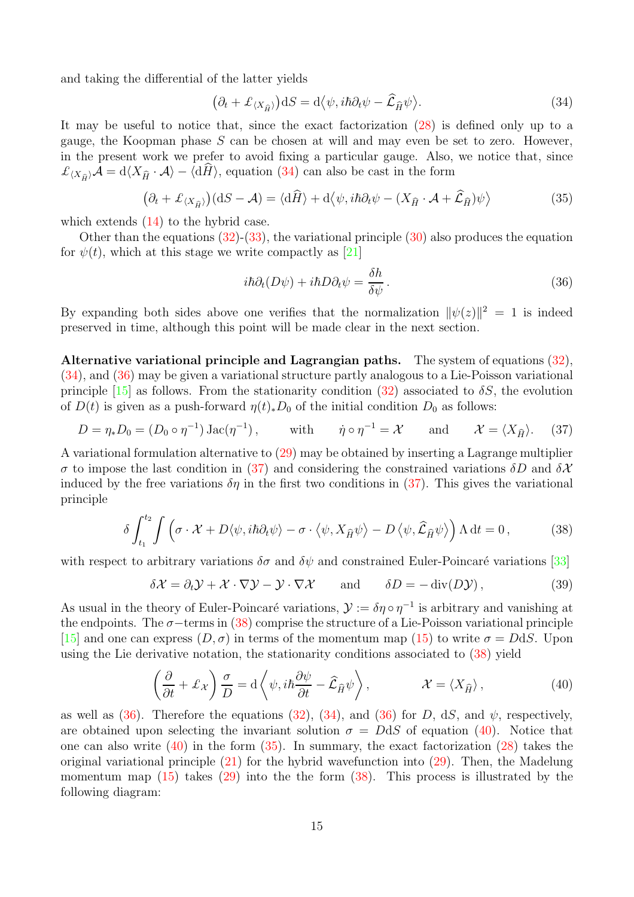and taking the differential of the latter yields

$$
\big(\partial_t + \pounds_{\langle X_{\widehat{H}}\rangle}\big)\mathrm{d}S = \mathrm{d}\big\langle\psi, i\hbar\partial_t\psi - \widehat{\mathcal{L}}_{\widehat{H}}\psi\big\rangle. \tag{34}
$$

It may be useful to notice that, since the exact factorization (28) is defined only up to a gauge, the Koopman phase $S$ can be chosen at will and may even be set to zero. However, in the present work we prefer to avoid fixing a particular gauge. Also, we notice that, since $\pounds_{\langle X_{\widehat{H}}\rangle}\mathcal{A} = \mathrm{d}\langle X_{\widehat{H}}\cdot\mathcal{A}\rangle - \langle \mathrm{d}\widehat{H}\rangle$, equation (34) can also be cast in the form

$$
\big(\partial_t + \pounds_{\langle X_{\widehat{H}}\rangle}\big)(\mathrm{d}S - \mathcal{A}) = \langle \mathrm{d}\widehat{H}\rangle + \mathrm{d}\big\langle\psi, i\hbar\partial_t\psi - (X_{\widehat{H}}\cdot\mathcal{A} + \widehat{\mathcal{L}}_{\widehat{H}})\psi\big\rangle \tag{35}
$$

which extends (14) to the hybrid case.

Other than the equations (32)-(33), the variational principle (30) also produces the equation for $\psi(t)$, which at this stage we write compactly as [21]

$$
i\hbar\partial_t(D\psi) + i\hbar D\partial_t\psi = \frac{\delta h}{\delta\psi}\,. \tag{36}
$$

By expanding both sides above one verifies that the normalization $\|\psi(z)\|^2 = 1$ is indeed preserved in time, although this point will be made clear in the next section.

**Alternative variational principle and Lagrangian paths.** The system of equations (32), (34), and (36) may be given a variational structure partly analogous to a Lie-Poisson variational principle [15] as follows. From the stationarity condition (32) associated to $\delta S$, the evolution of $D(t)$ is given as a push-forward $\eta(t)_*D_0$ of the initial condition $D_0$ as follows:

$$
D = \eta_*D_0 = (D_0\circ\eta^{-1})\,\mathrm{Jac}(\eta^{-1})\,, \qquad \text{with} \qquad \dot\eta\circ\eta^{-1} = \mathcal{X} \qquad \text{and} \qquad \mathcal{X} = \langle X_{\widehat{H}}\rangle. \tag{37}
$$

A variational formulation alternative to (29) may be obtained by inserting a Lagrange multiplier $\sigma$ to impose the last condition in (37) and considering the constrained variations $\delta D$ and $\delta\mathcal{X}$ induced by the free variations $\delta\eta$ in the first two conditions in (37). This gives the variational principle

$$
\delta\int_{t_1}^{t_2}\!\!\int \Big(\sigma\cdot\mathcal{X} + D\langle\psi, i\hbar\partial_t\psi\rangle - \sigma\cdot\big\langle\psi, X_{\widehat{H}}\psi\big\rangle - D\big\langle\psi, \widehat{\mathcal{L}}_{\widehat{H}}\psi\big\rangle\Big)\,\Lambda\,\mathrm{d}t = 0\,, \tag{38}
$$

with respect to arbitrary variations $\delta\sigma$ and $\delta\psi$ and constrained Euler-Poincaré variations [33]

$$
\delta\mathcal{X} = \partial_t\mathcal{Y} + \mathcal{X}\cdot\nabla\mathcal{Y} - \mathcal{Y}\cdot\nabla\mathcal{X} \qquad \text{and} \qquad \delta D = -\,\mathrm{div}(D\mathcal{Y})\,, \tag{39}
$$

As usual in the theory of Euler-Poincaré variations, $\mathcal{Y} := \delta\eta\circ\eta^{-1}$ is arbitrary and vanishing at the endpoints. The $\sigma-$terms in (38) comprise the structure of a Lie-Poisson variational principle [15] and one can express $(D,\sigma)$ in terms of the momentum map (15) to write $\sigma = D\mathrm{d}S$. Upon using the Lie derivative notation, the stationarity conditions associated to (38) yield

$$
\left(\frac{\partial}{\partial t} + \pounds_{\mathcal{X}}\right)\frac{\sigma}{D} = \mathrm{d}\left\langle\psi, i\hbar\frac{\partial\psi}{\partial t} - \widehat{\mathcal{L}}_{\widehat{H}}\psi\right\rangle, \qquad\qquad \mathcal{X} = \langle X_{\widehat{H}}\rangle\,, \tag{40}
$$

as well as (36). Therefore the equations (32), (34), and (36) for $D$, $\mathrm{d}S$, and $\psi$, respectively, are obtained upon selecting the invariant solution $\sigma = D\mathrm{d}S$ of equation (40). Notice that one can also write (40) in the form (35). In summary, the exact factorization (28) takes the original variational principle (21) for the hybrid wavefunction into (29). Then, the Madelung momentum map (15) takes (29) into the the form (38). This process is illustrated by the following diagram: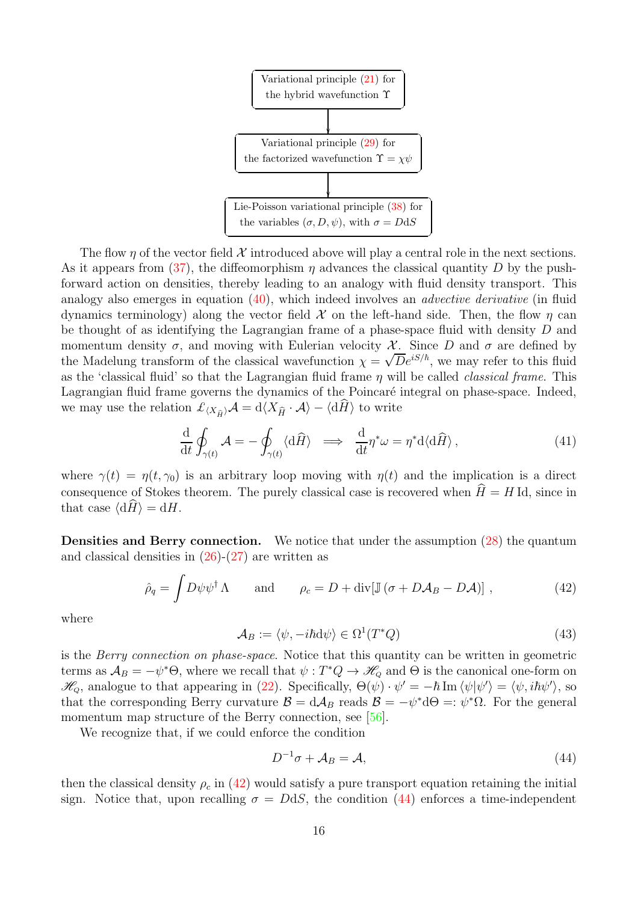Variational principle (21) for the hybrid wavefunction $\Upsilon$

↓

Variational principle (29) for the factorized wavefunction $\Upsilon = \chi\psi$

↓

Lie-Poisson variational principle (38) for the variables $(\sigma, D, \psi)$, with $\sigma = D\mathrm{d}S$

The flow $\eta$ of the vector field $\mathcal{X}$ introduced above will play a central role in the next sections. As it appears from (37), the diffeomorphism $\eta$ advances the classical quantity $D$ by the push-forward action on densities, thereby leading to an analogy with fluid density transport. This analogy also emerges in equation (40), which indeed involves an *advective derivative* (in fluid dynamics terminology) along the vector field $\mathcal{X}$ on the left-hand side. Then, the flow $\eta$ can be thought of as identifying the Lagrangian frame of a phase-space fluid with density $D$ and momentum density $\sigma$, and moving with Eulerian velocity $\mathcal{X}$. Since $D$ and $\sigma$ are defined by the Madelung transform of the classical wavefunction $\chi = \sqrt{D}e^{iS/\hbar}$, we may refer to this fluid as the 'classical fluid' so that the Lagrangian fluid frame $\eta$ will be called *classical frame*. This Lagrangian fluid frame governs the dynamics of the Poincaré integral on phase-space. Indeed, we may use the relation $\pounds_{\langle X_{\widehat{H}}\rangle}\mathcal{A} = \mathrm{d}\langle X_{\widehat{H}} \cdot \mathcal{A}\rangle - \langle \mathrm{d}\widehat{H}\rangle$ to write

$$
\frac{\mathrm{d}}{\mathrm{d}t}\oint_{\gamma(t)} \mathcal{A} = -\oint_{\gamma(t)} \langle \mathrm{d}\widehat{H}\rangle \quad \Longrightarrow \quad \frac{\mathrm{d}}{\mathrm{d}t}\eta^*\omega = \eta^*\mathrm{d}\langle \mathrm{d}\widehat{H}\rangle\,, \tag{41}
$$

where $\gamma(t) = \eta(t, \gamma_0)$ is an arbitrary loop moving with $\eta(t)$ and the implication is a direct consequence of Stokes theorem. The purely classical case is recovered when $\widehat{H} = H\,\mathrm{Id}$, since in that case $\langle \mathrm{d}\widehat{H}\rangle = \mathrm{d}H$.

**Densities and Berry connection.** We notice that under the assumption (28) the quantum and classical densities in (26)-(27) are written as

$$
\hat{\rho}_q = \int D\psi\psi^\dagger\,\Lambda \qquad \text{and} \qquad \rho_c = D + \operatorname{div}[\mathbb{J}\,(\sigma + D\mathcal{A}_B - D\mathcal{A})]\,, \tag{42}
$$

where

$$
\mathcal{A}_B := \langle \psi, -i\hbar\mathrm{d}\psi\rangle \in \Omega^1(T^*Q) \tag{43}
$$

is the *Berry connection on phase-space*. Notice that this quantity can be written in geometric terms as $\mathcal{A}_B = -\psi^*\Theta$, where we recall that $\psi : T^*Q \to \mathscr{H}_Q$ and $\Theta$ is the canonical one-form on $\mathscr{H}_Q$, analogue to that appearing in (22). Specifically, $\Theta(\psi)\cdot\psi' = -\hbar\,\mathrm{Im}\,\langle\psi|\psi'\rangle = \langle\psi, i\hbar\psi'\rangle$, so that the corresponding Berry curvature $\mathcal{B} = \mathrm{d}\mathcal{A}_B$ reads $\mathcal{B} = -\psi^*\mathrm{d}\Theta =: \psi^*\Omega$. For the general momentum map structure of the Berry connection, see [56].

We recognize that, if we could enforce the condition

$$
D^{-1}\sigma + \mathcal{A}_B = \mathcal{A}, \tag{44}
$$

then the classical density $\rho_c$ in (42) would satisfy a pure transport equation retaining the initial sign. Notice that, upon recalling $\sigma = D\mathrm{d}S$, the condition (44) enforces a time-independent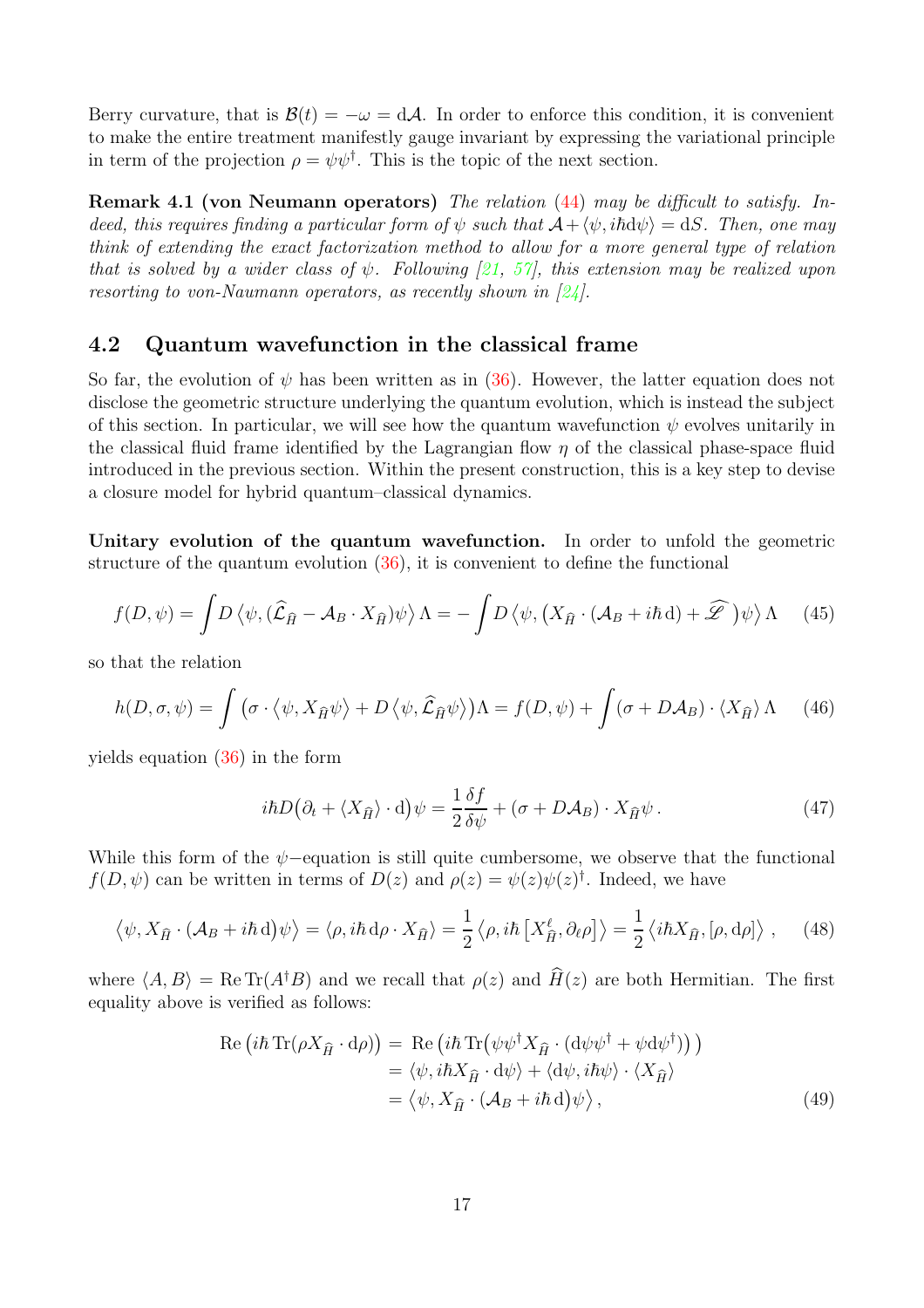Berry curvature, that is $\mathcal{B}(t) = -\omega = \mathrm{d}\mathcal{A}$. In order to enforce this condition, it is convenient to make the entire treatment manifestly gauge invariant by expressing the variational principle in term of the projection $\rho = \psi\psi^\dagger$. This is the topic of the next section.

**Remark 4.1 (von Neumann operators)** *The relation (44) may be difficult to satisfy. Indeed, this requires finding a particular form of $\psi$ such that $\mathcal{A} + \langle\psi, i\hbar \mathrm{d}\psi\rangle = \mathrm{d}S$. Then, one may think of extending the exact factorization method to allow for a more general type of relation that is solved by a wider class of $\psi$. Following [21, 57], this extension may be realized upon resorting to von-Naumann operators, as recently shown in [24].*

### 4.2 Quantum wavefunction in the classical frame

So far, the evolution of $\psi$ has been written as in (36). However, the latter equation does not disclose the geometric structure underlying the quantum evolution, which is instead the subject of this section. In particular, we will see how the quantum wavefunction $\psi$ evolves unitarily in the classical fluid frame identified by the Lagrangian flow $\eta$ of the classical phase-space fluid introduced in the previous section. Within the present construction, this is a key step to devise a closure model for hybrid quantum–classical dynamics.

**Unitary evolution of the quantum wavefunction.** In order to unfold the geometric structure of the quantum evolution (36), it is convenient to define the functional

$$
f(D,\psi) = \int D\left\langle\psi, (\widehat{\mathcal{L}}_{\widehat{H}} - \mathcal{A}_B\cdot X_{\widehat{H}})\psi\right\rangle\Lambda = -\int D\left\langle\psi, \big(X_{\widehat{H}}\cdot(\mathcal{A}_B + i\hbar\,\mathrm{d}) + \widehat{\mathscr{L}}\,\big)\psi\right\rangle\Lambda \tag{45}
$$

so that the relation

$$
h(D,\sigma,\psi) = \int\big(\sigma\cdot\left\langle\psi, X_{\widehat{H}}\psi\right\rangle + D\left\langle\psi, \widehat{\mathcal{L}}_{\widehat{H}}\psi\right\rangle\big)\Lambda = f(D,\psi) + \int(\sigma + D\mathcal{A}_B)\cdot\langle X_{\widehat{H}}\rangle\,\Lambda \tag{46}
$$

yields equation (36) in the form

$$
i\hbar D\big(\partial_t + \langle X_{\widehat{H}}\rangle\cdot\mathrm{d}\big)\psi = \frac{1}{2}\frac{\delta f}{\delta\psi} + (\sigma + D\mathcal{A}_B)\cdot X_{\widehat{H}}\psi\,. \tag{47}
$$

While this form of the $\psi-$equation is still quite cumbersome, we observe that the functional $f(D,\psi)$ can be written in terms of $D(z)$ and $\rho(z) = \psi(z)\psi(z)^\dagger$. Indeed, we have

$$
\left\langle\psi, X_{\widehat{H}}\cdot(\mathcal{A}_B + i\hbar\,\mathrm{d})\psi\right\rangle = \langle\rho, i\hbar\,\mathrm{d}\rho\cdot X_{\widehat{H}}\rangle = \frac{1}{2}\left\langle\rho, i\hbar\left[X^\ell_{\widehat{H}}, \partial_\ell\rho\right]\right\rangle = \frac{1}{2}\left\langle i\hbar X_{\widehat{H}}, [\rho, \mathrm{d}\rho]\right\rangle\,, \tag{48}
$$

where $\langle A, B\rangle = \operatorname{Re}\operatorname{Tr}(A^\dagger B)$ and we recall that $\rho(z)$ and $\widehat{H}(z)$ are both Hermitian. The first equality above is verified as follows:

$$
\begin{aligned}
\operatorname{Re}\big(i\hbar\operatorname{Tr}(\rho X_{\widehat{H}}\cdot\mathrm{d}\rho)\big) &= \operatorname{Re}\big(i\hbar\operatorname{Tr}\big(\psi\psi^\dagger X_{\widehat{H}}\cdot(\mathrm{d}\psi\psi^\dagger + \psi\mathrm{d}\psi^\dagger)\big)\big) \\
&= \langle\psi, i\hbar X_{\widehat{H}}\cdot\mathrm{d}\psi\rangle + \langle\mathrm{d}\psi, i\hbar\psi\rangle\cdot\langle X_{\widehat{H}}\rangle \\
&= \left\langle\psi, X_{\widehat{H}}\cdot(\mathcal{A}_B + i\hbar\,\mathrm{d})\psi\right\rangle,
\end{aligned} \tag{49}
$$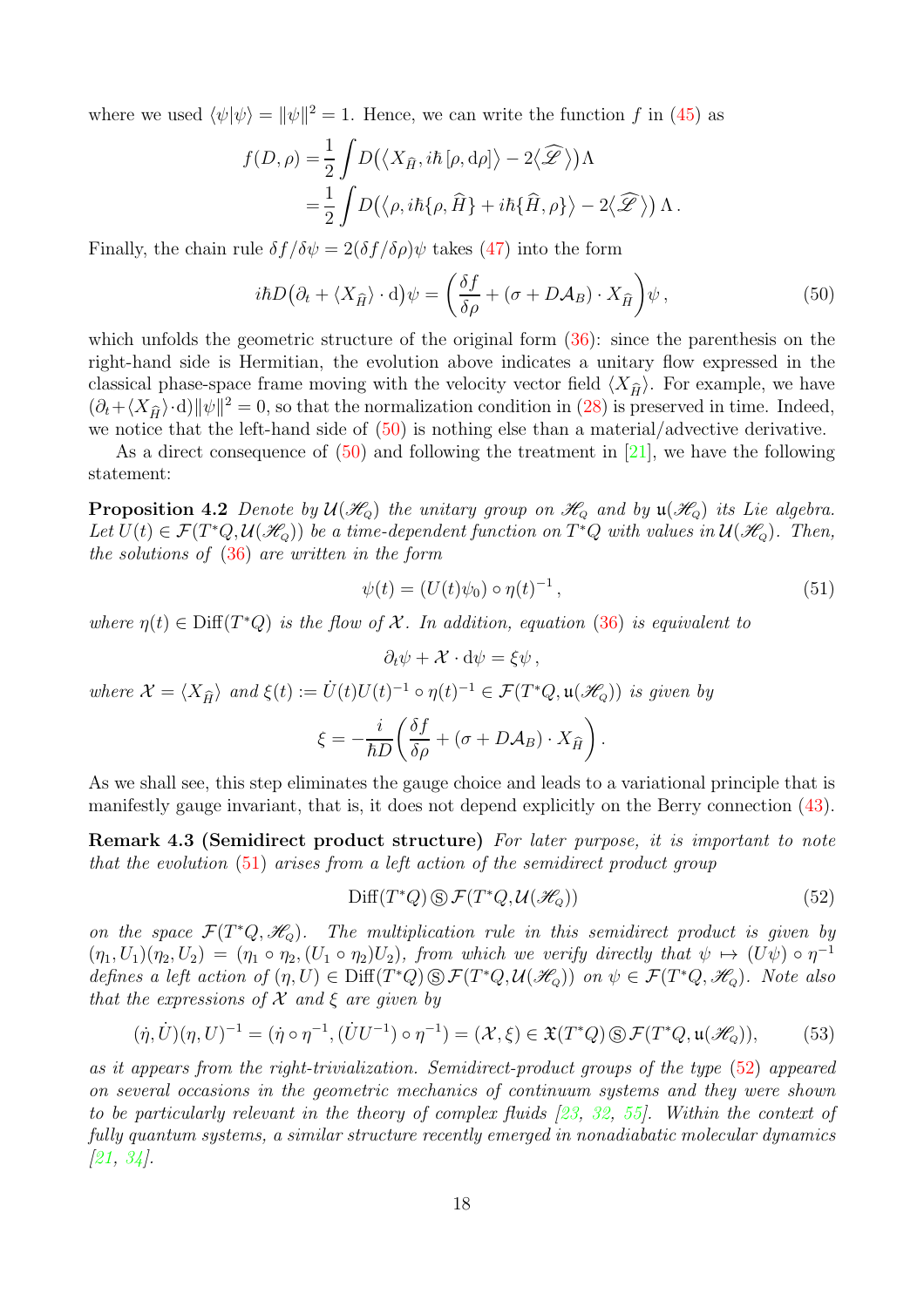where we used $\langle\psi|\psi\rangle = \|\psi\|^2 = 1$. Hence, we can write the function $f$ in (45) as

$$
\begin{aligned}
f(D,\rho) =& \frac{1}{2}\int D\big(\langle X_{\widehat{H}}, i\hbar\,[\rho,\mathrm{d}\rho]\rangle - 2\langle\widehat{\mathscr{L}}\rangle\big)\Lambda \\
=& \frac{1}{2}\int D\big(\langle \rho, i\hbar\{\rho,\widehat{H}\} + i\hbar\{\widehat{H},\rho\}\rangle - 2\langle\widehat{\mathscr{L}}\rangle\big)\,\Lambda\,.
\end{aligned}
$$

Finally, the chain rule $\delta f/\delta\psi = 2(\delta f/\delta\rho)\psi$ takes (47) into the form

$$
i\hbar D\big(\partial_t + \langle X_{\widehat{H}}\rangle\cdot\mathrm{d}\big)\psi = \left(\frac{\delta f}{\delta\rho} + (\sigma + D\mathcal{A}_B)\cdot X_{\widehat{H}}\right)\psi\,, \tag{50}
$$

which unfolds the geometric structure of the original form (36): since the parenthesis on the right-hand side is Hermitian, the evolution above indicates a unitary flow expressed in the classical phase-space frame moving with the velocity vector field $\langle X_{\widehat{H}}\rangle$. For example, we have $(\partial_t + \langle X_{\widehat{H}}\rangle\cdot\mathrm{d})\|\psi\|^2 = 0$, so that the normalization condition in (28) is preserved in time. Indeed, we notice that the left-hand side of (50) is nothing else than a material/advective derivative.

As a direct consequence of (50) and following the treatment in [21], we have the following statement:

**Proposition 4.2** *Denote by $\mathcal{U}(\mathscr{H}_Q)$ the unitary group on $\mathscr{H}_Q$ and by $\mathfrak{u}(\mathscr{H}_Q)$ its Lie algebra. Let $U(t) \in \mathcal{F}(T^*Q, \mathcal{U}(\mathscr{H}_Q))$ be a time-dependent function on $T^*Q$ with values in $\mathcal{U}(\mathscr{H}_Q)$. Then, the solutions of (36) are written in the form*

$$
\psi(t) = (U(t)\psi_0)\circ\eta(t)^{-1}\,, \tag{51}
$$

*where $\eta(t) \in \mathrm{Diff}(T^*Q)$ is the flow of $\mathcal{X}$. In addition, equation (36) is equivalent to*

$$
\partial_t\psi + \mathcal{X}\cdot\mathrm{d}\psi = \xi\psi\,,
$$

*where $\mathcal{X} = \langle X_{\widehat{H}}\rangle$ and $\xi(t) := \dot{U}(t)U(t)^{-1}\circ\eta(t)^{-1} \in \mathcal{F}(T^*Q, \mathfrak{u}(\mathscr{H}_Q))$ is given by*

$$
\xi = -\frac{i}{\hbar D}\left(\frac{\delta f}{\delta\rho} + (\sigma + D\mathcal{A}_B)\cdot X_{\widehat{H}}\right).
$$

As we shall see, this step eliminates the gauge choice and leads to a variational principle that is manifestly gauge invariant, that is, it does not depend explicitly on the Berry connection (43).

**Remark 4.3 (Semidirect product structure)** *For later purpose, it is important to note that the evolution (51) arises from a left action of the semidirect product group*

$$
\mathrm{Diff}(T^*Q)\,\circledS\,\mathcal{F}(T^*Q, \mathcal{U}(\mathscr{H}_Q)) \tag{52}
$$

*on the space $\mathcal{F}(T^*Q, \mathscr{H}_Q)$. The multiplication rule in this semidirect product is given by $(\eta_1, U_1)(\eta_2, U_2) = (\eta_1\circ\eta_2, (U_1\circ\eta_2)U_2)$, from which we verify directly that $\psi \mapsto (U\psi)\circ\eta^{-1}$ defines a left action of $(\eta, U) \in \mathrm{Diff}(T^*Q)\,\circledS\,\mathcal{F}(T^*Q, \mathcal{U}(\mathscr{H}_Q))$ on $\psi \in \mathcal{F}(T^*Q, \mathscr{H}_Q)$. Note also that the expressions of $\mathcal{X}$ and $\xi$ are given by*

$$
(\dot{\eta}, \dot{U})(\eta, U)^{-1} = (\dot{\eta}\circ\eta^{-1}, (\dot{U}U^{-1})\circ\eta^{-1}) = (\mathcal{X}, \xi) \in \mathfrak{X}(T^*Q)\,\circledS\,\mathcal{F}(T^*Q, \mathfrak{u}(\mathscr{H}_Q)), \tag{53}
$$

*as it appears from the right-trivialization. Semidirect-product groups of the type (52) appeared on several occasions in the geometric mechanics of continuum systems and they were shown to be particularly relevant in the theory of complex fluids [23, 32, 55]. Within the context of fully quantum systems, a similar structure recently emerged in nonadiabatic molecular dynamics [21, 34].*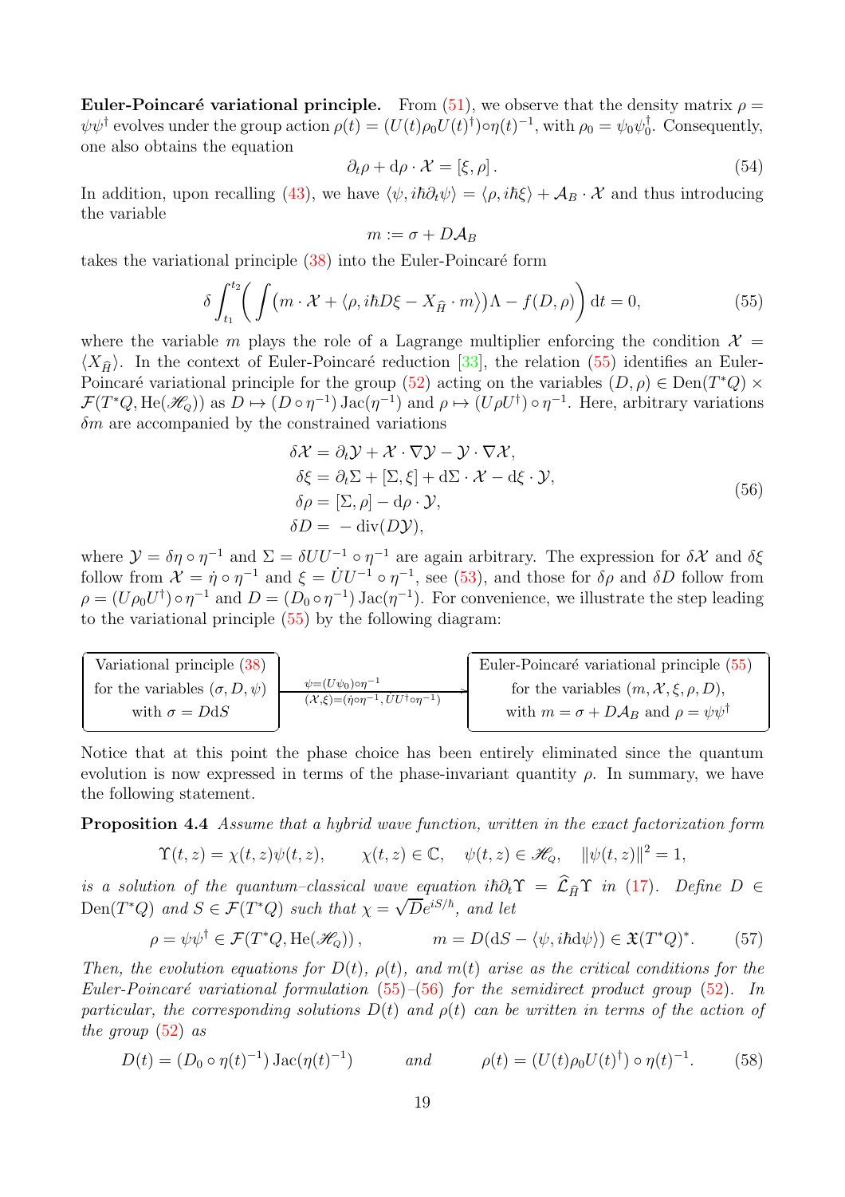**Euler-Poincaré variational principle.** From (51), we observe that the density matrix $\rho = \psi\psi^\dagger$ evolves under the group action $\rho(t) = (U(t)\rho_0 U(t)^\dagger)\circ\eta(t)^{-1}$, with $\rho_0 = \psi_0\psi_0^\dagger$. Consequently, one also obtains the equation

$$\partial_t \rho + {\rm d}\rho \cdot \mathcal{X} = [\xi, \rho]\,. \tag{54}$$

In addition, upon recalling (43), we have $\langle \psi, i\hbar\partial_t\psi\rangle = \langle \rho, i\hbar\xi\rangle + \mathcal{A}_B \cdot \mathcal{X}$ and thus introducing the variable

$$m := \sigma + D\mathcal{A}_B$$

takes the variational principle (38) into the Euler-Poincaré form

$$\delta\int_{t_1}^{t_2}\bigg(\int\big(m\cdot\mathcal{X} + \langle \rho, i\hbar D\xi - X_{\widehat{H}}\cdot m\rangle\big)\Lambda - f(D,\rho)\bigg)\,{\rm d}t = 0, \tag{55}$$

where the variable $m$ plays the role of a Lagrange multiplier enforcing the condition $\mathcal{X} = \langle X_{\widehat{H}}\rangle$. In the context of Euler-Poincaré reduction [33], the relation (55) identifies an Euler-Poincaré variational principle for the group (52) acting on the variables $(D,\rho) \in {\rm Den}(T^*Q)\times \mathcal{F}(T^*Q, {\rm He}(\mathscr{H}_Q))$ as $D \mapsto (D\circ\eta^{-1})\,{\rm Jac}(\eta^{-1})$ and $\rho \mapsto (U\rho U^\dagger)\circ\eta^{-1}$. Here, arbitrary variations $\delta m$ are accompanied by the constrained variations

$$\begin{aligned}
\delta\mathcal{X} &= \partial_t\mathcal{Y} + \mathcal{X}\cdot\nabla\mathcal{Y} - \mathcal{Y}\cdot\nabla\mathcal{X},\\
\delta\xi &= \partial_t\Sigma + [\Sigma,\xi] + {\rm d}\Sigma\cdot\mathcal{X} - {\rm d}\xi\cdot\mathcal{Y},\\
\delta\rho &= [\Sigma,\rho] - {\rm d}\rho\cdot\mathcal{Y},\\
\delta D &= -\,{\rm div}(D\mathcal{Y}),
\end{aligned} \tag{56}$$

where $\mathcal{Y} = \delta\eta\circ\eta^{-1}$ and $\Sigma = \delta U U^{-1}\circ\eta^{-1}$ are again arbitrary. The expression for $\delta\mathcal{X}$ and $\delta\xi$ follow from $\mathcal{X} = \dot\eta\circ\eta^{-1}$ and $\xi = \dot U U^{-1}\circ\eta^{-1}$, see (53), and those for $\delta\rho$ and $\delta D$ follow from $\rho = (U\rho_0 U^\dagger)\circ\eta^{-1}$ and $D = (D_0\circ\eta^{-1})\,{\rm Jac}(\eta^{-1})$. For convenience, we illustrate the step leading to the variational principle (55) by the following diagram:

| Variational principle (38) for the variables $(\sigma, D, \psi)$ with $\sigma = D{\rm d}S$ | $\xrightarrow[(\mathcal{X},\xi)=(\dot\eta\circ\eta^{-1},\, \dot U U^\dagger\circ\eta^{-1})]{\psi=(U\psi_0)\circ\eta^{-1}}$ | Euler-Poincaré variational principle (55) for the variables $(m,\mathcal{X},\xi,\rho,D)$, with $m = \sigma + D\mathcal{A}_B$ and $\rho = \psi\psi^\dagger$ |
|---|---|---|

Notice that at this point the phase choice has been entirely eliminated since the quantum evolution is now expressed in terms of the phase-invariant quantity $\rho$. In summary, we have the following statement.

**Proposition 4.4** *Assume that a hybrid wave function, written in the exact factorization form*

$$\Upsilon(t,z) = \chi(t,z)\psi(t,z), \qquad \chi(t,z)\in\mathbb{C}, \quad \psi(t,z)\in\mathscr{H}_Q, \quad \|\psi(t,z)\|^2 = 1,$$

*is a solution of the quantum–classical wave equation $i\hbar\partial_t\Upsilon = \widehat{\mathcal{L}}_{\widehat{H}}\Upsilon$ in (17). Define $D \in {\rm Den}(T^*Q)$ and $S\in\mathcal{F}(T^*Q)$ such that $\chi = \sqrt{D}e^{iS/\hbar}$, and let*

$$\rho = \psi\psi^\dagger \in \mathcal{F}(T^*Q, {\rm He}(\mathscr{H}_Q))\,, \qquad\qquad m = D({\rm d}S - \langle\psi, i\hbar{\rm d}\psi\rangle) \in \mathfrak{X}(T^*Q)^*. \tag{57}$$

*Then, the evolution equations for $D(t)$, $\rho(t)$, and $m(t)$ arise as the critical conditions for the Euler-Poincaré variational formulation (55)–(56) for the semidirect product group (52). In particular, the corresponding solutions $D(t)$ and $\rho(t)$ can be written in terms of the action of the group (52) as*

$$D(t) = (D_0\circ\eta(t)^{-1})\,{\rm Jac}(\eta(t)^{-1}) \qquad \text{and} \qquad \rho(t) = (U(t)\rho_0 U(t)^\dagger)\circ\eta(t)^{-1}. \tag{58}$$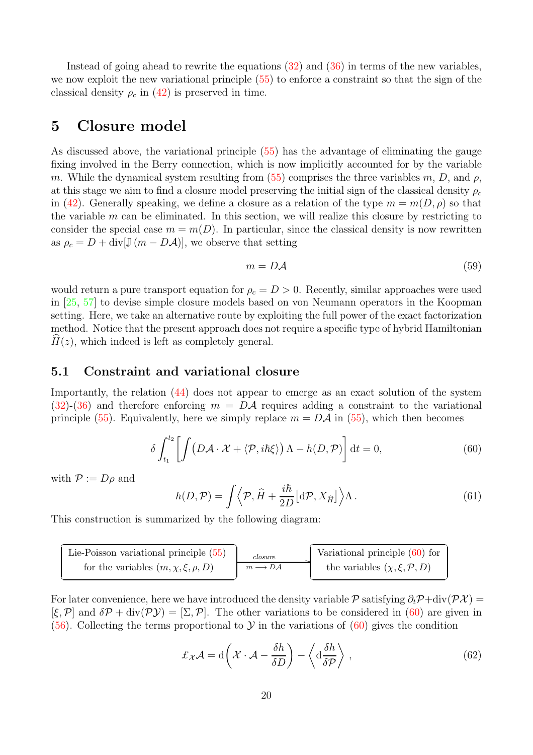Instead of going ahead to rewrite the equations (32) and (36) in terms of the new variables, we now exploit the new variational principle (55) to enforce a constraint so that the sign of the classical density $\rho_c$ in (42) is preserved in time.

# 5 Closure model

As discussed above, the variational principle (55) has the advantage of eliminating the gauge fixing involved in the Berry connection, which is now implicitly accounted for by the variable $m$. While the dynamical system resulting from (55) comprises the three variables $m$, $D$, and $\rho$, at this stage we aim to find a closure model preserving the initial sign of the classical density $\rho_c$ in (42). Generally speaking, we define a closure as a relation of the type $m = m(D, \rho)$ so that the variable $m$ can be eliminated. In this section, we will realize this closure by restricting to consider the special case $m = m(D)$. In particular, since the classical density is now rewritten as $\rho_c = D + \operatorname{div}[\mathbb{J}\,(m - D\mathcal{A})]$, we observe that setting

$$
m = D\mathcal{A} \tag{59}
$$

would return a pure transport equation for $\rho_c = D > 0$. Recently, similar approaches were used in [25, 57] to devise simple closure models based on von Neumann operators in the Koopman setting. Here, we take an alternative route by exploiting the full power of the exact factorization method. Notice that the present approach does not require a specific type of hybrid Hamiltonian $\widehat{H}(z)$, which indeed is left as completely general.

## 5.1 Constraint and variational closure

Importantly, the relation (44) does not appear to emerge as an exact solution of the system (32)-(36) and therefore enforcing $m = D\mathcal{A}$ requires adding a constraint to the variational principle (55). Equivalently, here we simply replace $m = D\mathcal{A}$ in (55), which then becomes

$$
\delta \int_{t_1}^{t_2} \left[ \int \big( D\mathcal{A}\cdot\mathcal{X} + \langle \mathcal{P}, i\hbar\xi \rangle \big)\, \Lambda - h(D,\mathcal{P}) \right] \mathrm{d}t = 0, \tag{60}
$$

with $\mathcal{P} := D\rho$ and

$$
h(D,\mathcal{P}) = \int \left\langle \mathcal{P}, \widehat{H} + \frac{i\hbar}{2D}\big[\mathrm{d}\mathcal{P}, X_{\widehat{H}}\big] \right\rangle \Lambda \,. \tag{61}
$$

This construction is summarized by the following diagram:

| Lie-Poisson variational principle (55) for the variables $(m,\chi,\xi,\rho,D)$ | $\xrightarrow[m \,\longrightarrow\, D\mathcal{A}]{\text{closure}}$ | Variational principle (60) for the variables $(\chi,\xi,\mathcal{P},D)$ |
|---|---|---|

For later convenience, here we have introduced the density variable $\mathcal{P}$ satisfying $\partial_t\mathcal{P} + \operatorname{div}(\mathcal{P}\mathcal{X}) = [\xi,\mathcal{P}]$ and $\delta\mathcal{P} + \operatorname{div}(\mathcal{P}\mathcal{Y}) = [\Sigma,\mathcal{P}]$. The other variations to be considered in (60) are given in (56). Collecting the terms proportional to $\mathcal{Y}$ in the variations of (60) gives the condition

$$
\pounds_{\mathcal{X}}\mathcal{A} = \mathrm{d}\!\left( \mathcal{X}\cdot\mathcal{A} - \frac{\delta h}{\delta D} \right) - \left\langle \mathrm{d}\frac{\delta h}{\delta \mathcal{P}} \right\rangle , \tag{62}
$$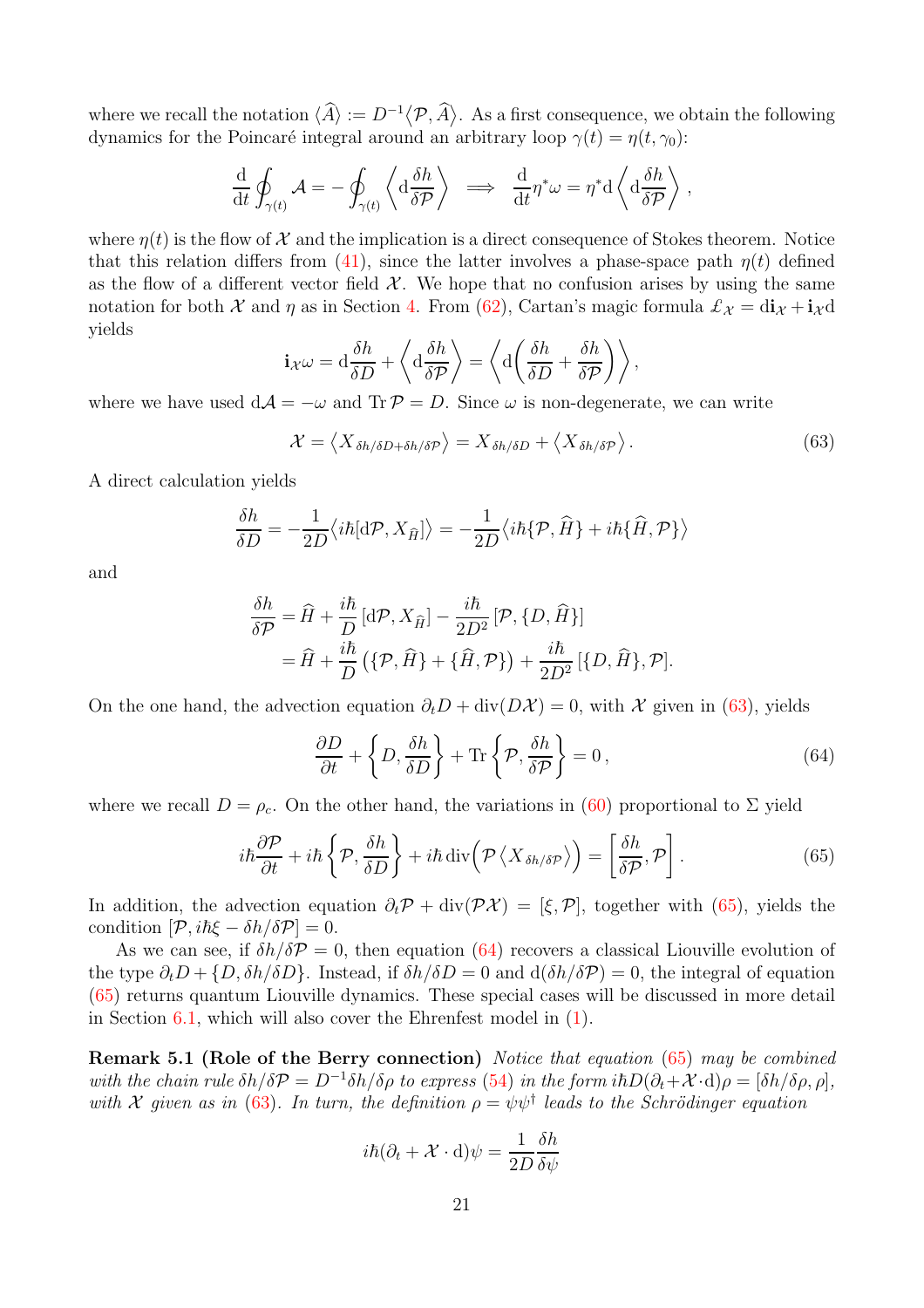where we recall the notation $\langle \widehat{A} \rangle := D^{-1}\langle \mathcal{P}, \widehat{A} \rangle$. As a first consequence, we obtain the following dynamics for the Poincaré integral around an arbitrary loop $\gamma(t) = \eta(t, \gamma_0)$:

$$\frac{\mathrm{d}}{\mathrm{dt}} \oint_{\gamma(t)} \mathcal{A} = -\oint_{\gamma(t)} \left\langle \mathrm{d}\frac{\delta h}{\delta \mathcal{P}} \right\rangle \implies \frac{\mathrm{d}}{\mathrm{dt}} \eta^* \omega = \eta^* \mathrm{d} \left\langle \mathrm{d}\frac{\delta h}{\delta \mathcal{P}} \right\rangle ,$$

where $\eta(t)$ is the flow of $\mathcal{X}$ and the implication is a direct consequence of Stokes theorem. Notice that this relation differs from (41), since the latter involves a phase-space path $\eta(t)$ defined as the flow of a different vector field $\mathcal{X}$. We hope that no confusion arises by using the same notation for both $\mathcal{X}$ and $\eta$ as in Section 4. From (62), Cartan's magic formula $\pounds_{\mathcal{X}} = \mathrm{d}\mathbf{i}_{\mathcal{X}} + \mathbf{i}_{\mathcal{X}}\mathrm{d}$ yields

$$\mathbf{i}_{\mathcal{X}}\omega = \mathrm{d}\frac{\delta h}{\delta D} + \left\langle \mathrm{d}\frac{\delta h}{\delta \mathcal{P}} \right\rangle = \left\langle \mathrm{d}\!\left( \frac{\delta h}{\delta D} + \frac{\delta h}{\delta \mathcal{P}} \right) \right\rangle ,$$

where we have used $\mathrm{d}\mathcal{A} = -\omega$ and $\operatorname{Tr}\mathcal{P} = D$. Since $\omega$ is non-degenerate, we can write

$$\mathcal{X} = \left\langle X_{\delta h/\delta D + \delta h/\delta \mathcal{P}} \right\rangle = X_{\delta h/\delta D} + \left\langle X_{\delta h/\delta \mathcal{P}} \right\rangle . \tag{63}$$

A direct calculation yields

$$\frac{\delta h}{\delta D} = -\frac{1}{2D}\left\langle i\hbar [\mathrm{d}\mathcal{P}, X_{\widehat{H}}] \right\rangle = -\frac{1}{2D}\left\langle i\hbar \{\mathcal{P}, \widehat{H}\} + i\hbar \{\widehat{H}, \mathcal{P}\} \right\rangle$$

and

$$\begin{aligned}
\frac{\delta h}{\delta \mathcal{P}} &= \widehat{H} + \frac{i\hbar}{D}\, [\mathrm{d}\mathcal{P}, X_{\widehat{H}}] - \frac{i\hbar}{2D^2}\, [\mathcal{P}, \{D, \widehat{H}\}] \\
&= \widehat{H} + \frac{i\hbar}{D}\left( \{\mathcal{P}, \widehat{H}\} + \{\widehat{H}, \mathcal{P}\} \right) + \frac{i\hbar}{2D^2}\, [\{D, \widehat{H}\}, \mathcal{P}].
\end{aligned}$$

On the one hand, the advection equation $\partial_t D + \operatorname{div}(D\mathcal{X}) = 0$, with $\mathcal{X}$ given in (63), yields

$$\frac{\partial D}{\partial t} + \left\{ D, \frac{\delta h}{\delta D} \right\} + \operatorname{Tr}\left\{ \mathcal{P}, \frac{\delta h}{\delta \mathcal{P}} \right\} = 0\,, \tag{64}$$

where we recall $D = \rho_c$. On the other hand, the variations in (60) proportional to $\Sigma$ yield

$$i\hbar \frac{\partial \mathcal{P}}{\partial t} + i\hbar \left\{ \mathcal{P}, \frac{\delta h}{\delta D} \right\} + i\hbar \operatorname{div}\!\Big( \mathcal{P} \left\langle X_{\delta h/\delta \mathcal{P}} \right\rangle \Big) = \left[ \frac{\delta h}{\delta \mathcal{P}}, \mathcal{P} \right] . \tag{65}$$

In addition, the advection equation $\partial_t \mathcal{P} + \operatorname{div}(\mathcal{P}\mathcal{X}) = [\xi, \mathcal{P}]$, together with (65), yields the condition $[\mathcal{P}, i\hbar\xi - \delta h/\delta \mathcal{P}] = 0$.

As we can see, if $\delta h/\delta \mathcal{P} = 0$, then equation (64) recovers a classical Liouville evolution of the type $\partial_t D + \{D, \delta h/\delta D\}$. Instead, if $\delta h/\delta D = 0$ and $\mathrm{d}(\delta h/\delta \mathcal{P}) = 0$, the integral of equation (65) returns quantum Liouville dynamics. These special cases will be discussed in more detail in Section 6.1, which will also cover the Ehrenfest model in (1).

**Remark 5.1 (Role of the Berry connection)** *Notice that equation (65) may be combined with the chain rule $\delta h/\delta \mathcal{P} = D^{-1}\delta h/\delta \rho$ to express (54) in the form $i\hbar D(\partial_t + \mathcal{X}\cdot \mathrm{d})\rho = [\delta h/\delta \rho, \rho]$, with $\mathcal{X}$ given as in (63). In turn, the definition $\rho = \psi\psi^\dagger$ leads to the Schrödinger equation*

$$i\hbar(\partial_t + \mathcal{X}\cdot \mathrm{d})\psi = \frac{1}{2D}\frac{\delta h}{\delta \psi}$$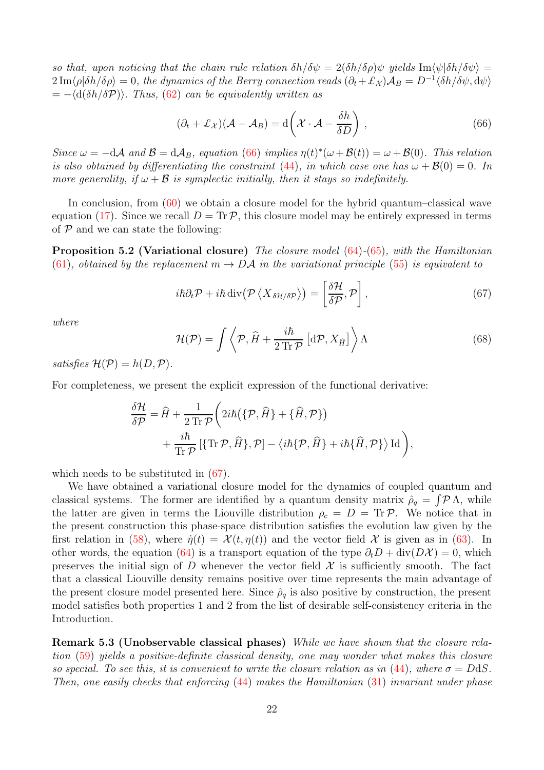*so that, upon noticing that the chain rule relation $\delta h/\delta\psi = 2(\delta h/\delta\rho)\psi$ yields $\operatorname{Im}\langle\psi|\delta h/\delta\psi\rangle = 2\operatorname{Im}\langle\rho|\delta h/\delta\rho\rangle = 0$, the dynamics of the Berry connection reads $(\partial_t + \pounds_{\mathcal{X}})\mathcal{A}_B = D^{-1}\langle\delta h/\delta\psi, \mathrm{d}\psi\rangle = -\langle\mathrm{d}(\delta h/\delta\mathcal{P})\rangle$. Thus, (62) can be equivalently written as*

$$
(\partial_t + \pounds_{\mathcal{X}})(\mathcal{A} - \mathcal{A}_B) = \mathrm{d}\bigg(\mathcal{X}\cdot\mathcal{A} - \frac{\delta h}{\delta D}\bigg)\,, \tag{66}
$$

*Since $\omega = -\mathrm{d}\mathcal{A}$ and $\mathcal{B} = \mathrm{d}\mathcal{A}_B$, equation (66) implies $\eta(t)^*(\omega + \mathcal{B}(t)) = \omega + \mathcal{B}(0)$. This relation is also obtained by differentiating the constraint (44), in which case one has $\omega + \mathcal{B}(0) = 0$. In more generality, if $\omega + \mathcal{B}$ is symplectic initially, then it stays so indefinitely.*

In conclusion, from (60) we obtain a closure model for the hybrid quantum–classical wave equation (17). Since we recall $D = \operatorname{Tr}\mathcal{P}$, this closure model may be entirely expressed in terms of $\mathcal{P}$ and we can state the following:

**Proposition 5.2 (Variational closure)** *The closure model (64)-(65), with the Hamiltonian (61), obtained by the replacement $m \to D\mathcal{A}$ in the variational principle (55) is equivalent to*

$$
i\hbar\partial_t\mathcal{P} + i\hbar\operatorname{div}\big(\mathcal{P}\left\langle X_{\delta\mathcal{H}/\delta\mathcal{P}}\right\rangle\big) = \left[\frac{\delta\mathcal{H}}{\delta\mathcal{P}}, \mathcal{P}\right], \tag{67}
$$

*where*

$$
\mathcal{H}(\mathcal{P}) = \int \left\langle \mathcal{P}, \widehat{H} + \frac{i\hbar}{2\operatorname{Tr}\mathcal{P}}\left[\mathrm{d}\mathcal{P}, X_{\widehat{H}}\right]\right\rangle \Lambda \tag{68}
$$

*satisfies $\mathcal{H}(\mathcal{P}) = h(D, \mathcal{P})$.*

For completeness, we present the explicit expression of the functional derivative:

$$
\begin{aligned}
\frac{\delta\mathcal{H}}{\delta\mathcal{P}} = \widehat{H} + \frac{1}{2\operatorname{Tr}\mathcal{P}}\bigg( & 2i\hbar\big(\{\mathcal{P}, \widehat{H}\} + \{\widehat{H}, \mathcal{P}\}\big) \\
& + \frac{i\hbar}{\operatorname{Tr}\mathcal{P}}\left[\{\operatorname{Tr}\mathcal{P}, \widehat{H}\}, \mathcal{P}\right] - \left\langle i\hbar\{\mathcal{P}, \widehat{H}\} + i\hbar\{\widehat{H}, \mathcal{P}\}\right\rangle \operatorname{Id}\bigg),
\end{aligned}
$$

which needs to be substituted in (67).

We have obtained a variational closure model for the dynamics of coupled quantum and classical systems. The former are identified by a quantum density matrix $\hat{\rho}_q = \int \mathcal{P}\,\Lambda$, while the latter are given in terms the Liouville distribution $\rho_c = D = \operatorname{Tr}\mathcal{P}$. We notice that in the present construction this phase-space distribution satisfies the evolution law given by the first relation in (58), where $\dot{\eta}(t) = \mathcal{X}(t, \eta(t))$ and the vector field $\mathcal{X}$ is given as in (63). In other words, the equation (64) is a transport equation of the type $\partial_t D + \operatorname{div}(D\mathcal{X}) = 0$, which preserves the initial sign of $D$ whenever the vector field $\mathcal{X}$ is sufficiently smooth. The fact that a classical Liouville density remains positive over time represents the main advantage of the present closure model presented here. Since $\hat{\rho}_q$ is also positive by construction, the present model satisfies both properties 1 and 2 from the list of desirable self-consistency criteria in the Introduction.

**Remark 5.3 (Unobservable classical phases)** *While we have shown that the closure relation (59) yields a positive-definite classical density, one may wonder what makes this closure so special. To see this, it is convenient to write the closure relation as in (44), where $\sigma = D\mathrm{d}S$. Then, one easily checks that enforcing (44) makes the Hamiltonian (31) invariant under phase*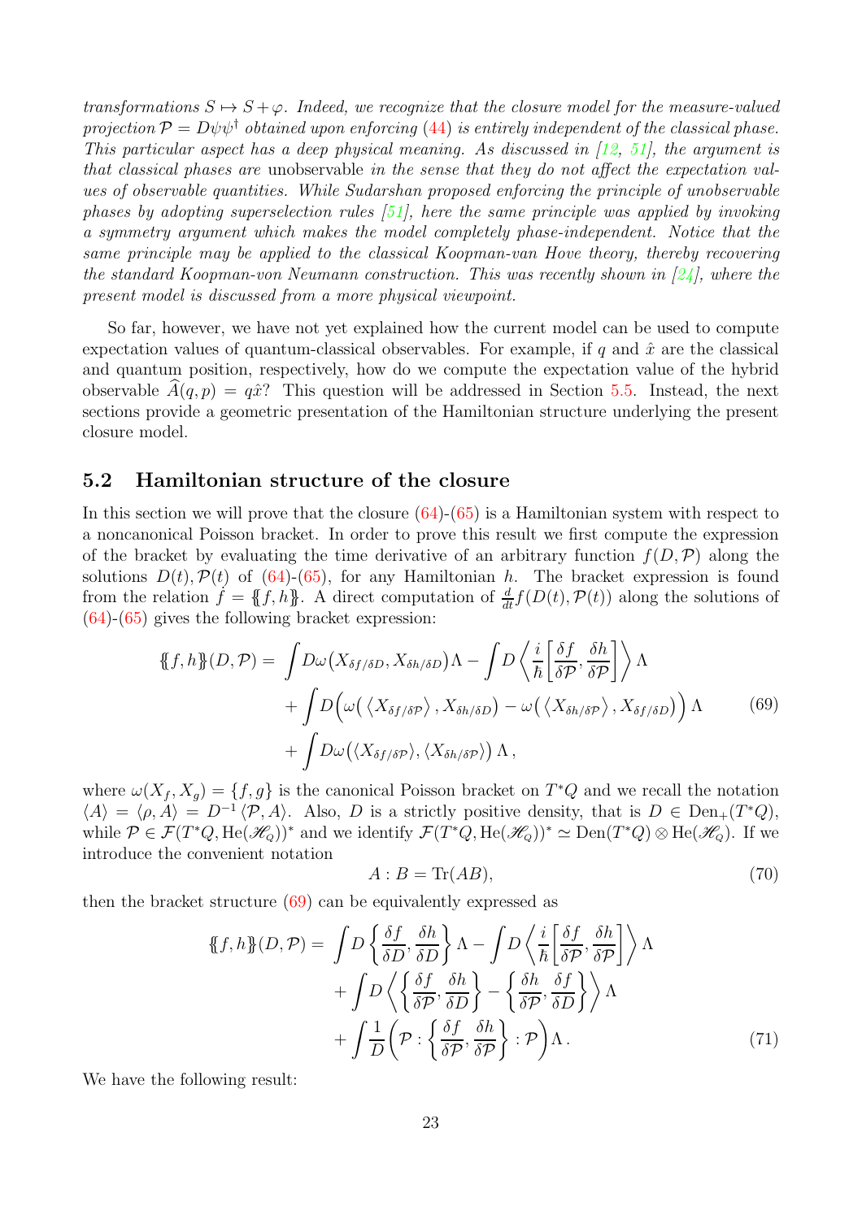*transformations $S \mapsto S + \varphi$. Indeed, we recognize that the closure model for the measure-valued projection $\mathcal{P} = D\psi\psi^\dagger$ obtained upon enforcing (44) is entirely independent of the classical phase. This particular aspect has a deep physical meaning. As discussed in [12, 51], the argument is that classical phases are* unobservable *in the sense that they do not affect the expectation values of observable quantities. While Sudarshan proposed enforcing the principle of unobservable phases by adopting superselection rules [51], here the same principle was applied by invoking a symmetry argument which makes the model completely phase-independent. Notice that the same principle may be applied to the classical Koopman-van Hove theory, thereby recovering the standard Koopman-von Neumann construction. This was recently shown in [24], where the present model is discussed from a more physical viewpoint.*

So far, however, we have not yet explained how the current model can be used to compute expectation values of quantum-classical observables. For example, if $q$ and $\hat{x}$ are the classical and quantum position, respectively, how do we compute the expectation value of the hybrid observable $\widehat{A}(q,p) = q\hat{x}$? This question will be addressed in Section 5.5. Instead, the next sections provide a geometric presentation of the Hamiltonian structure underlying the present closure model.

## 5.2 Hamiltonian structure of the closure

In this section we will prove that the closure (64)-(65) is a Hamiltonian system with respect to a noncanonical Poisson bracket. In order to prove this result we first compute the expression of the bracket by evaluating the time derivative of an arbitrary function $f(D, \mathcal{P})$ along the solutions $D(t), \mathcal{P}(t)$ of (64)-(65), for any Hamiltonian $h$. The bracket expression is found from the relation $\dot{f} = \{\!\{f, h\}\!\}$. A direct computation of $\frac{d}{dt} f(D(t), \mathcal{P}(t))$ along the solutions of (64)-(65) gives the following bracket expression:

$$
\begin{aligned}
\{\!\{f,h\}\!\}(D,\mathcal{P}) = & \int D\omega\big(X_{\delta f/\delta D}, X_{\delta h/\delta D}\big)\Lambda - \int D\left\langle \frac{i}{\hbar}\left[\frac{\delta f}{\delta \mathcal{P}}, \frac{\delta h}{\delta \mathcal{P}}\right]\right\rangle \Lambda \\
& + \int D\Big(\omega\big(\left\langle X_{\delta f/\delta \mathcal{P}}\right\rangle, X_{\delta h/\delta D}\big) - \omega\big(\left\langle X_{\delta h/\delta \mathcal{P}}\right\rangle, X_{\delta f/\delta D}\big)\Big)\Lambda \\
& + \int D\omega\big(\langle X_{\delta f/\delta \mathcal{P}}\rangle, \langle X_{\delta h/\delta \mathcal{P}}\rangle\big)\Lambda\,,
\end{aligned}
\tag{69}
$$

where $\omega(X_f, X_g) = \{f, g\}$ is the canonical Poisson bracket on $T^*Q$ and we recall the notation $\langle A\rangle = \langle \rho, A\rangle = D^{-1}\langle \mathcal{P}, A\rangle$. Also, $D$ is a strictly positive density, that is $D \in \operatorname{Den}_+(T^*Q)$, while $\mathcal{P} \in \mathcal{F}(T^*Q, \operatorname{He}(\mathscr{H}_Q))^*$ and we identify $\mathcal{F}(T^*Q, \operatorname{He}(\mathscr{H}_Q))^* \simeq \operatorname{Den}(T^*Q) \otimes \operatorname{He}(\mathscr{H}_Q)$. If we introduce the convenient notation

$$
A : B = \operatorname{Tr}(AB),
\tag{70}
$$

then the bracket structure (69) can be equivalently expressed as

$$
\begin{aligned}
\{\!\{f,h\}\!\}(D,\mathcal{P}) = & \int D\left\{\frac{\delta f}{\delta D}, \frac{\delta h}{\delta D}\right\}\Lambda - \int D\left\langle \frac{i}{\hbar}\left[\frac{\delta f}{\delta \mathcal{P}}, \frac{\delta h}{\delta \mathcal{P}}\right]\right\rangle \Lambda \\
& + \int D\left\langle \left\{\frac{\delta f}{\delta \mathcal{P}}, \frac{\delta h}{\delta D}\right\} - \left\{\frac{\delta h}{\delta \mathcal{P}}, \frac{\delta f}{\delta D}\right\}\right\rangle \Lambda \\
& + \int \frac{1}{D}\left(\mathcal{P} : \left\{\frac{\delta f}{\delta \mathcal{P}}, \frac{\delta h}{\delta \mathcal{P}}\right\} : \mathcal{P}\right)\Lambda\,.
\end{aligned}
\tag{71}
$$

We have the following result: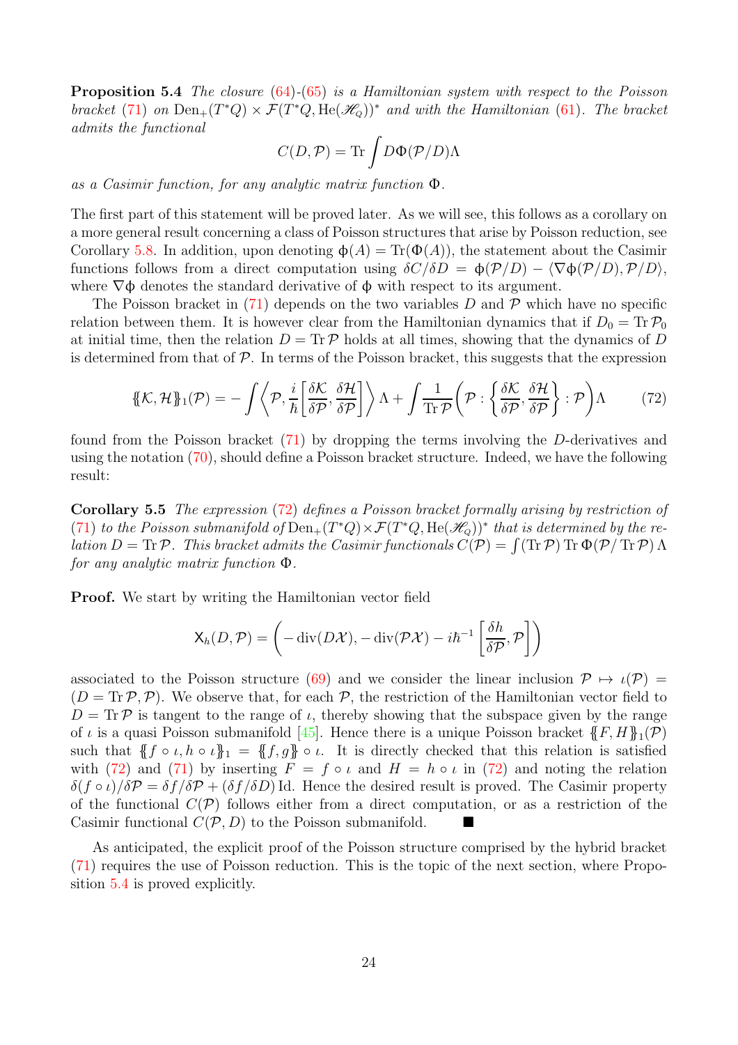**Proposition 5.4** *The closure* (64)-(65) *is a Hamiltonian system with respect to the Poisson bracket* (71) *on* $\mathrm{Den}_+(T^*Q)\times\mathcal{F}(T^*Q,\mathrm{He}(\mathscr{H}_Q))^*$ *and with the Hamiltonian* (61). *The bracket admits the functional*

$$C(D,\mathcal{P})=\mathrm{Tr}\int D\Phi(\mathcal{P}/D)\Lambda$$

*as a Casimir function, for any analytic matrix function* $\Phi$.

The first part of this statement will be proved later. As we will see, this follows as a corollary on a more general result concerning a class of Poisson structures that arise by Poisson reduction, see Corollary 5.8. In addition, upon denoting $\phi(A)=\mathrm{Tr}(\Phi(A))$, the statement about the Casimir functions follows from a direct computation using $\delta C/\delta D=\phi(\mathcal{P}/D)-\langle\nabla\phi(\mathcal{P}/D),\mathcal{P}/D\rangle$, where $\nabla\phi$ denotes the standard derivative of $\phi$ with respect to its argument.

The Poisson bracket in (71) depends on the two variables $D$ and $\mathcal{P}$ which have no specific relation between them. It is however clear from the Hamiltonian dynamics that if $D_0=\mathrm{Tr}\,\mathcal{P}_0$ at initial time, then the relation $D=\mathrm{Tr}\,\mathcal{P}$ holds at all times, showing that the dynamics of $D$ is determined from that of $\mathcal{P}$. In terms of the Poisson bracket, this suggests that the expression

$$\{\!\{\mathcal{K},\mathcal{H}\}\!\}_1(\mathcal{P})=-\int\left\langle\mathcal{P},\frac{i}{\hbar}\left[\frac{\delta\mathcal{K}}{\delta\mathcal{P}},\frac{\delta\mathcal{H}}{\delta\mathcal{P}}\right]\right\rangle\Lambda+\int\frac{1}{\mathrm{Tr}\,\mathcal{P}}\left(\mathcal{P}:\left\{\frac{\delta\mathcal{K}}{\delta\mathcal{P}},\frac{\delta\mathcal{H}}{\delta\mathcal{P}}\right\}:\mathcal{P}\right)\Lambda \tag{72}$$

found from the Poisson bracket (71) by dropping the terms involving the $D$-derivatives and using the notation (70), should define a Poisson bracket structure. Indeed, we have the following result:

**Corollary 5.5** *The expression* (72) *defines a Poisson bracket formally arising by restriction of* (71) *to the Poisson submanifold of* $\mathrm{Den}_+(T^*Q)\times\mathcal{F}(T^*Q,\mathrm{He}(\mathscr{H}_Q))^*$ *that is determined by the relation* $D=\mathrm{Tr}\,\mathcal{P}$. *This bracket admits the Casimir functionals* $C(\mathcal{P})=\int(\mathrm{Tr}\,\mathcal{P})\,\mathrm{Tr}\,\Phi(\mathcal{P}/\,\mathrm{Tr}\,\mathcal{P})\,\Lambda$ *for any analytic matrix function* $\Phi$.

**Proof.** We start by writing the Hamiltonian vector field

$$\mathsf{X}_h(D,\mathcal{P})=\left(-\operatorname{div}(D\mathcal{X}),-\operatorname{div}(\mathcal{P}\mathcal{X})-i\hbar^{-1}\left[\frac{\delta h}{\delta\mathcal{P}},\mathcal{P}\right]\right)$$

associated to the Poisson structure (69) and we consider the linear inclusion $\mathcal{P}\mapsto\iota(\mathcal{P})=(D=\mathrm{Tr}\,\mathcal{P},\mathcal{P})$. We observe that, for each $\mathcal{P}$, the restriction of the Hamiltonian vector field to $D=\mathrm{Tr}\,\mathcal{P}$ is tangent to the range of $\iota$, thereby showing that the subspace given by the range of $\iota$ is a quasi Poisson submanifold [45]. Hence there is a unique Poisson bracket $\{\!\{F,H\}\!\}_1(\mathcal{P})$ such that $\{\!\{f\circ\iota,h\circ\iota\}\!\}_1=\{\!\{f,g\}\!\}\circ\iota$. It is directly checked that this relation is satisfied with (72) and (71) by inserting $F=f\circ\iota$ and $H=h\circ\iota$ in (72) and noting the relation $\delta(f\circ\iota)/\delta\mathcal{P}=\delta f/\delta\mathcal{P}+(\delta f/\delta D)\,\mathrm{Id}$. Hence the desired result is proved. The Casimir property of the functional $C(\mathcal{P})$ follows either from a direct computation, or as a restriction of the Casimir functional $C(\mathcal{P},D)$ to the Poisson submanifold. ■

As anticipated, the explicit proof of the Poisson structure comprised by the hybrid bracket (71) requires the use of Poisson reduction. This is the topic of the next section, where Proposition 5.4 is proved explicitly.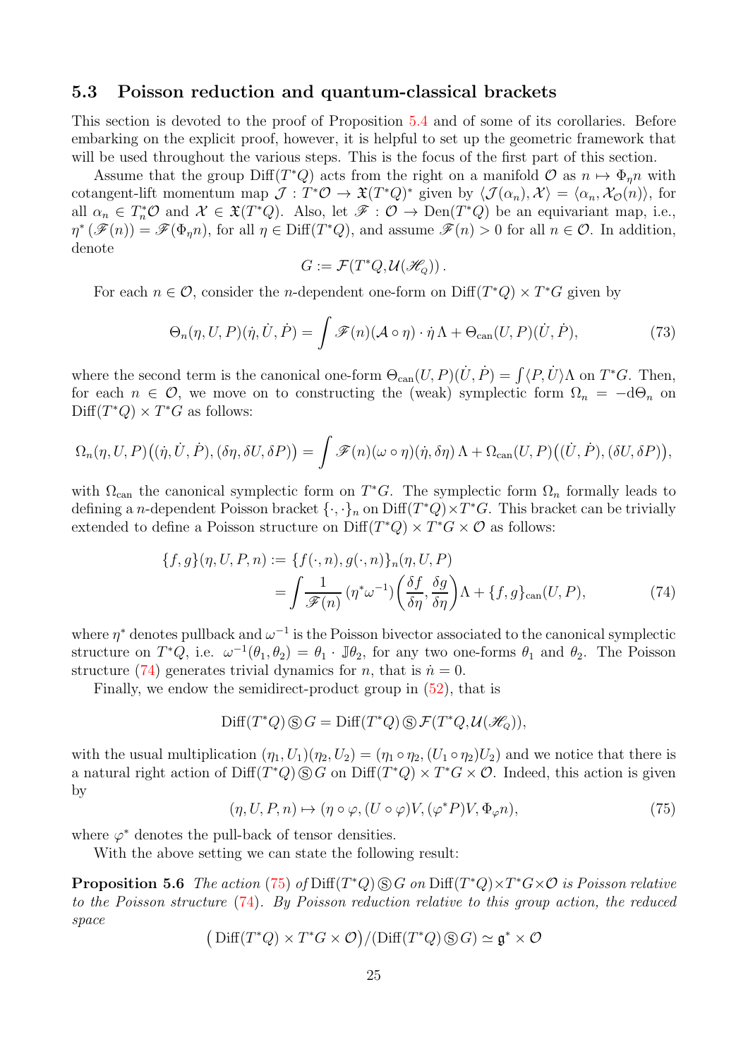### 5.3 Poisson reduction and quantum-classical brackets

This section is devoted to the proof of Proposition 5.4 and of some of its corollaries. Before embarking on the explicit proof, however, it is helpful to set up the geometric framework that will be used throughout the various steps. This is the focus of the first part of this section.

Assume that the group $\operatorname{Diff}(T^*Q)$ acts from the right on a manifold $\mathcal{O}$ as $n \mapsto \Phi_\eta n$ with cotangent-lift momentum map $\mathcal{J} : T^*\mathcal{O} \to \mathfrak{X}(T^*Q)^*$ given by $\langle \mathcal{J}(\alpha_n), \mathcal{X}\rangle = \langle \alpha_n, \mathcal{X}_\mathcal{O}(n)\rangle$, for all $\alpha_n \in T^*_n\mathcal{O}$ and $\mathcal{X} \in \mathfrak{X}(T^*Q)$. Also, let $\mathscr{F} : \mathcal{O} \to \operatorname{Den}(T^*Q)$ be an equivariant map, i.e., $\eta^*(\mathscr{F}(n)) = \mathscr{F}(\Phi_\eta n)$, for all $\eta \in \operatorname{Diff}(T^*Q)$, and assume $\mathscr{F}(n) > 0$ for all $n \in \mathcal{O}$. In addition, denote

$$G := \mathcal{F}(T^*Q, \mathcal{U}(\mathscr{H}_Q))\,.$$

For each $n \in \mathcal{O}$, consider the $n$-dependent one-form on $\operatorname{Diff}(T^*Q) \times T^*G$ given by

$$\Theta_n(\eta, U, P)(\dot\eta, \dot U, \dot P) = \int \mathscr{F}(n)(\mathcal{A}\circ\eta)\cdot\dot\eta\,\Lambda + \Theta_{\text{can}}(U,P)(\dot U, \dot P), \tag{73}$$

where the second term is the canonical one-form $\Theta_{\text{can}}(U,P)(\dot U,\dot P) = \int\langle P, \dot U\rangle\Lambda$ on $T^*G$. Then, for each $n \in \mathcal{O}$, we move on to constructing the (weak) symplectic form $\Omega_n = -\mathrm{d}\Theta_n$ on $\operatorname{Diff}(T^*Q)\times T^*G$ as follows:

$$\Omega_n(\eta, U, P)\big((\dot\eta,\dot U,\dot P),(\delta\eta,\delta U,\delta P)\big) = \int \mathscr{F}(n)(\omega\circ\eta)(\dot\eta,\delta\eta)\,\Lambda + \Omega_{\text{can}}(U,P)\big((\dot U,\dot P),(\delta U,\delta P)\big),$$

with $\Omega_{\text{can}}$ the canonical symplectic form on $T^*G$. The symplectic form $\Omega_n$ formally leads to defining a $n$-dependent Poisson bracket $\{\cdot,\cdot\}_n$ on $\operatorname{Diff}(T^*Q)\times T^*G$. This bracket can be trivially extended to define a Poisson structure on $\operatorname{Diff}(T^*Q)\times T^*G\times\mathcal{O}$ as follows:

$$\begin{aligned}\{f,g\}(\eta,U,P,n) &:= \{f(\cdot,n),g(\cdot,n)\}_n(\eta,U,P)\\ &= \int\frac{1}{\mathscr{F}(n)}\,(\eta^*\omega^{-1})\bigg(\frac{\delta f}{\delta\eta},\frac{\delta g}{\delta\eta}\bigg)\Lambda + \{f,g\}_{\text{can}}(U,P),\end{aligned}\tag{74}$$

where $\eta^*$ denotes pullback and $\omega^{-1}$ is the Poisson bivector associated to the canonical symplectic structure on $T^*Q$, i.e. $\omega^{-1}(\theta_1,\theta_2) = \theta_1\cdot\mathbb{J}\theta_2$, for any two one-forms $\theta_1$ and $\theta_2$. The Poisson structure (74) generates trivial dynamics for $n$, that is $\dot n = 0$.

Finally, we endow the semidirect-product group in (52), that is

$$\operatorname{Diff}(T^*Q)\circledS G = \operatorname{Diff}(T^*Q)\circledS\mathcal{F}(T^*Q,\mathcal{U}(\mathscr{H}_Q)),$$

with the usual multiplication $(\eta_1,U_1)(\eta_2,U_2) = (\eta_1\circ\eta_2,(U_1\circ\eta_2)U_2)$ and we notice that there is a natural right action of $\operatorname{Diff}(T^*Q)\circledS G$ on $\operatorname{Diff}(T^*Q)\times T^*G\times\mathcal{O}$. Indeed, this action is given by

$$(\eta,U,P,n)\mapsto(\eta\circ\varphi,(U\circ\varphi)V,(\varphi^*P)V,\Phi_\varphi n), \tag{75}$$

where $\varphi^*$ denotes the pull-back of tensor densities.

With the above setting we can state the following result:

**Proposition 5.6** *The action (75) of $\operatorname{Diff}(T^*Q)\circledS G$ on $\operatorname{Diff}(T^*Q)\times T^*G\times\mathcal{O}$ is Poisson relative to the Poisson structure (74). By Poisson reduction relative to this group action, the reduced space*

$$\big(\operatorname{Diff}(T^*Q)\times T^*G\times\mathcal{O}\big)/(\operatorname{Diff}(T^*Q)\circledS G)\simeq\mathfrak{g}^*\times\mathcal{O}$$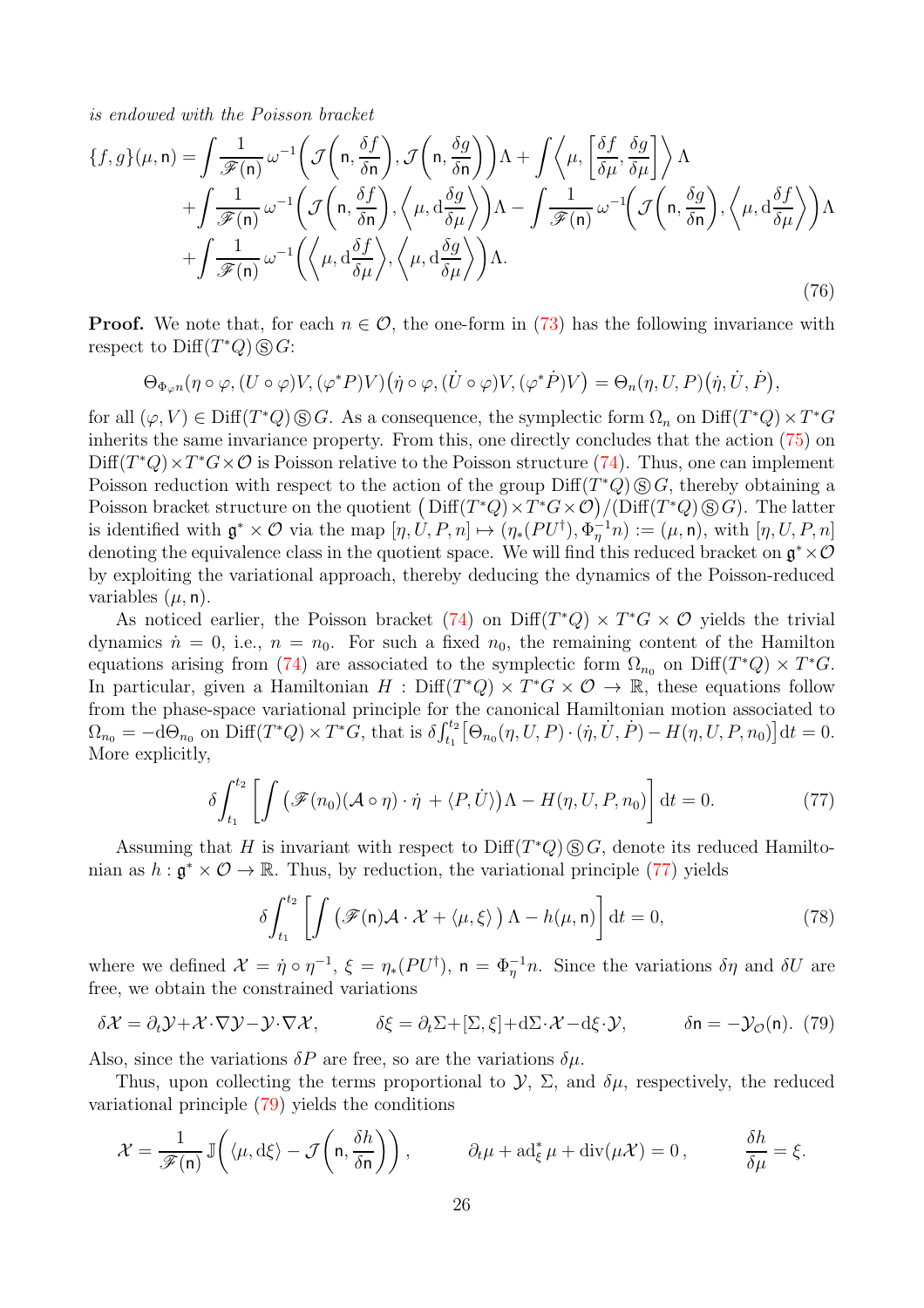*is endowed with the Poisson bracket*

$$
\begin{aligned}
\{f,g\}(\mu,\mathsf{n}) =& \int \frac{1}{\mathscr{F}(\mathsf{n})}\,\omega^{-1}\Big(\mathcal{J}\Big(\mathsf{n},\frac{\delta f}{\delta \mathsf{n}}\Big),\mathcal{J}\Big(\mathsf{n},\frac{\delta g}{\delta \mathsf{n}}\Big)\Big)\Lambda + \int\Big\langle \mu,\Big[\frac{\delta f}{\delta \mu},\frac{\delta g}{\delta \mu}\Big]\Big\rangle\Lambda \\
&+\int \frac{1}{\mathscr{F}(\mathsf{n})}\,\omega^{-1}\Big(\mathcal{J}\Big(\mathsf{n},\frac{\delta f}{\delta \mathsf{n}}\Big),\Big\langle \mu,\mathrm{d}\frac{\delta g}{\delta \mu}\Big\rangle\Big)\Lambda - \int \frac{1}{\mathscr{F}(\mathsf{n})}\,\omega^{-1}\Big(\mathcal{J}\Big(\mathsf{n},\frac{\delta g}{\delta \mathsf{n}}\Big),\Big\langle \mu,\mathrm{d}\frac{\delta f}{\delta \mu}\Big\rangle\Big)\Lambda \\
&+\int \frac{1}{\mathscr{F}(\mathsf{n})}\,\omega^{-1}\Big(\Big\langle \mu,\mathrm{d}\frac{\delta f}{\delta \mu}\Big\rangle,\Big\langle \mu,\mathrm{d}\frac{\delta g}{\delta \mu}\Big\rangle\Big)\Lambda.
\end{aligned}
\tag{76}
$$

**Proof.** We note that, for each $n\in\mathcal{O}$, the one-form in (73) has the following invariance with respect to $\mathrm{Diff}(T^*Q)\circledS G$:

$$
\Theta_{\Phi_\varphi n}(\eta\circ\varphi,(U\circ\varphi)V,(\varphi^*P)V)\big(\dot\eta\circ\varphi,(\dot U\circ\varphi)V,(\varphi^*\dot P)V\big)=\Theta_n(\eta,U,P)\big(\dot\eta,\dot U,\dot P\big),
$$

for all $(\varphi,V)\in\mathrm{Diff}(T^*Q)\circledS G$. As a consequence, the symplectic form $\Omega_n$ on $\mathrm{Diff}(T^*Q)\times T^*G$ inherits the same invariance property. From this, one directly concludes that the action (75) on $\mathrm{Diff}(T^*Q)\times T^*G\times\mathcal{O}$ is Poisson relative to the Poisson structure (74). Thus, one can implement Poisson reduction with respect to the action of the group $\mathrm{Diff}(T^*Q)\circledS G$, thereby obtaining a Poisson bracket structure on the quotient $\big(\mathrm{Diff}(T^*Q)\times T^*G\times\mathcal{O}\big)/(\mathrm{Diff}(T^*Q)\circledS G)$. The latter is identified with $\mathfrak{g}^*\times\mathcal{O}$ via the map $[\eta,U,P,n]\mapsto(\eta_*(PU^\dagger),\Phi_\eta^{-1}n):=(\mu,\mathsf{n})$, with $[\eta,U,P,n]$ denoting the equivalence class in the quotient space. We will find this reduced bracket on $\mathfrak{g}^*\times\mathcal{O}$ by exploiting the variational approach, thereby deducing the dynamics of the Poisson-reduced variables $(\mu,\mathsf{n})$.

As noticed earlier, the Poisson bracket (74) on $\mathrm{Diff}(T^*Q)\times T^*G\times\mathcal{O}$ yields the trivial dynamics $\dot n=0$, i.e., $n=n_0$. For such a fixed $n_0$, the remaining content of the Hamilton equations arising from (74) are associated to the symplectic form $\Omega_{n_0}$ on $\mathrm{Diff}(T^*Q)\times T^*G$. In particular, given a Hamiltonian $H:\mathrm{Diff}(T^*Q)\times T^*G\times\mathcal{O}\to\mathbb{R}$, these equations follow from the phase-space variational principle for the canonical Hamiltonian motion associated to $\Omega_{n_0}=-\mathrm{d}\Theta_{n_0}$ on $\mathrm{Diff}(T^*Q)\times T^*G$, that is $\delta\int_{t_1}^{t_2}\big[\Theta_{n_0}(\eta,U,P)\cdot(\dot\eta,\dot U,\dot P)-H(\eta,U,P,n_0)\big]\mathrm{d}t=0$. More explicitly,

$$
\delta\int_{t_1}^{t_2}\left[\int\big(\mathscr{F}(n_0)(\mathcal{A}\circ\eta)\cdot\dot\eta\,+\langle P,\dot U\rangle\big)\Lambda - H(\eta,U,P,n_0)\right]\mathrm{d}t=0. \tag{77}
$$

Assuming that $H$ is invariant with respect to $\mathrm{Diff}(T^*Q)\circledS G$, denote its reduced Hamiltonian as $h:\mathfrak{g}^*\times\mathcal{O}\to\mathbb{R}$. Thus, by reduction, the variational principle (77) yields

$$
\delta\int_{t_1}^{t_2}\left[\int\big(\mathscr{F}(\mathsf{n})\mathcal{A}\cdot\mathcal{X}+\langle\mu,\xi\rangle\big)\,\Lambda-h(\mu,\mathsf{n})\right]\mathrm{d}t=0, \tag{78}
$$

where we defined $\mathcal{X}=\dot\eta\circ\eta^{-1}$, $\xi=\eta_*(PU^\dagger)$, $\mathsf{n}=\Phi_\eta^{-1}n$. Since the variations $\delta\eta$ and $\delta U$ are free, we obtain the constrained variations

$$
\delta\mathcal{X}=\partial_t\mathcal{Y}+\mathcal{X}\cdot\nabla\mathcal{Y}-\mathcal{Y}\cdot\nabla\mathcal{X},\qquad \delta\xi=\partial_t\Sigma+[\Sigma,\xi]+\mathrm{d}\Sigma\cdot\mathcal{X}-\mathrm{d}\xi\cdot\mathcal{Y},\qquad \delta\mathsf{n}=-\mathcal{Y}_{\mathcal{O}}(\mathsf{n}). \tag{79}
$$

Also, since the variations $\delta P$ are free, so are the variations $\delta\mu$.

Thus, upon collecting the terms proportional to $\mathcal{Y}$, $\Sigma$, and $\delta\mu$, respectively, the reduced variational principle (79) yields the conditions

$$
\mathcal{X}=\frac{1}{\mathscr{F}(\mathsf{n})}\mathbb{J}\Big(\langle\mu,\mathrm{d}\xi\rangle-\mathcal{J}\Big(\mathsf{n},\frac{\delta h}{\delta\mathsf{n}}\Big)\Big)\,,\qquad \partial_t\mu+\mathrm{ad}^*_\xi\,\mu+\mathrm{div}(\mu\mathcal{X})=0\,,\qquad \frac{\delta h}{\delta\mu}=\xi.
$$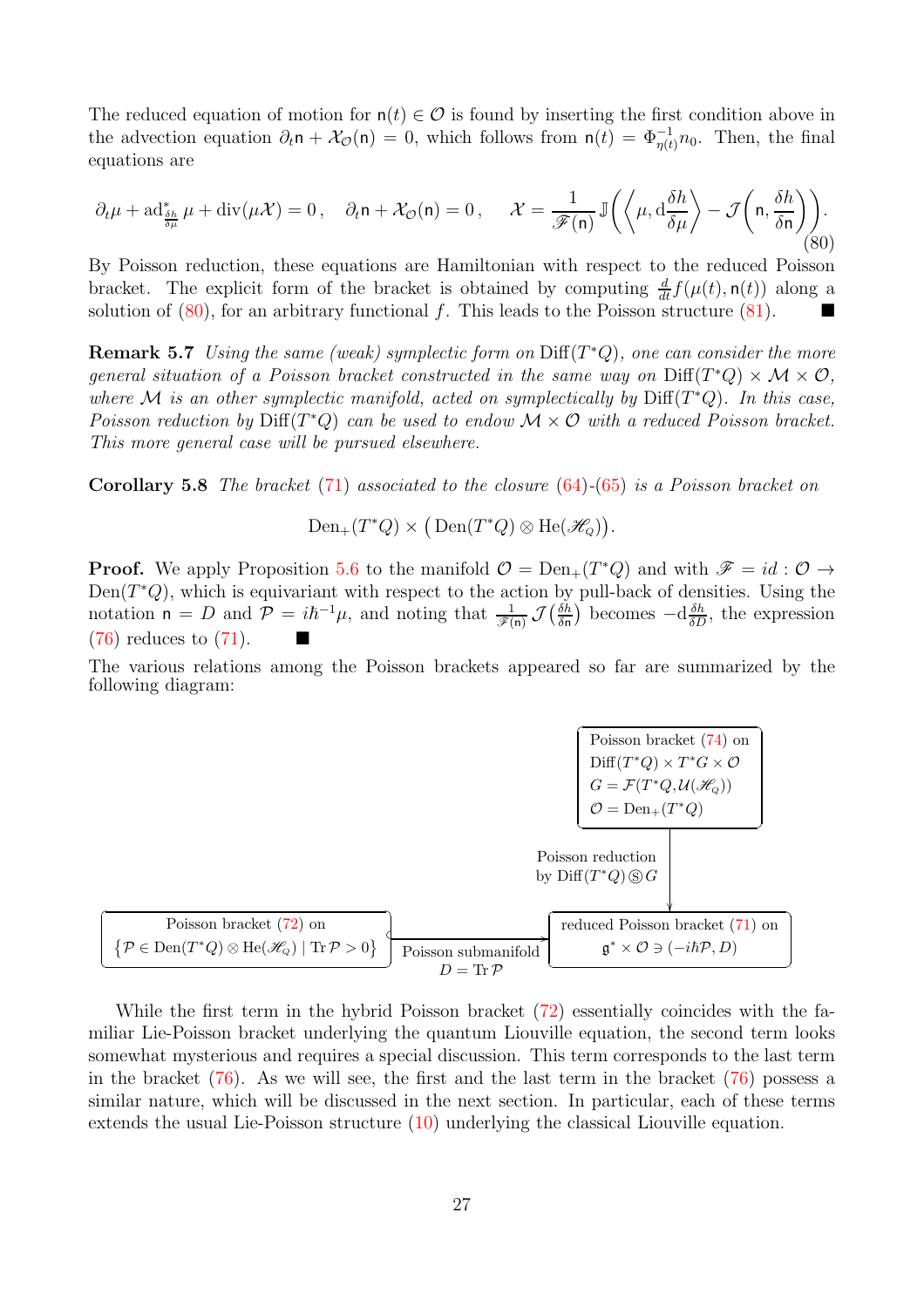The reduced equation of motion for $\mathsf{n}(t) \in \mathcal{O}$ is found by inserting the first condition above in the advection equation $\partial_t \mathsf{n} + \mathcal{X}_{\mathcal{O}}(\mathsf{n}) = 0$, which follows from $\mathsf{n}(t) = \Phi^{-1}_{\eta(t)} n_0$. Then, the final equations are

$$\partial_t \mu + \operatorname{ad}^*_{\frac{\delta h}{\delta \mu}} \mu + \operatorname{div}(\mu \mathcal{X}) = 0\,, \quad \partial_t \mathsf{n} + \mathcal{X}_{\mathcal{O}}(\mathsf{n}) = 0\,, \quad \mathcal{X} = \frac{1}{\mathscr{F}(\mathsf{n})} \mathbb{J}\left( \left\langle \mu, \mathrm{d}\frac{\delta h}{\delta \mu} \right\rangle - \mathcal{J}\left( \mathsf{n}, \frac{\delta h}{\delta \mathsf{n}} \right) \right). \tag{80}$$

By Poisson reduction, these equations are Hamiltonian with respect to the reduced Poisson bracket. The explicit form of the bracket is obtained by computing $\frac{d}{dt} f(\mu(t), \mathsf{n}(t))$ along a solution of (80), for an arbitrary functional $f$. This leads to the Poisson structure (81). ■

**Remark 5.7** *Using the same (weak) symplectic form on* $\operatorname{Diff}(T^*Q)$*, one can consider the more general situation of a Poisson bracket constructed in the same way on* $\operatorname{Diff}(T^*Q) \times \mathcal{M} \times \mathcal{O}$*, where* $\mathcal{M}$ *is an other symplectic manifold, acted on symplectically by* $\operatorname{Diff}(T^*Q)$*. In this case, Poisson reduction by* $\operatorname{Diff}(T^*Q)$ *can be used to endow* $\mathcal{M} \times \mathcal{O}$ *with a reduced Poisson bracket. This more general case will be pursued elsewhere.*

**Corollary 5.8** *The bracket* (71) *associated to the closure* (64)-(65) *is a Poisson bracket on*

$$\operatorname{Den}_+(T^*Q) \times \big( \operatorname{Den}(T^*Q) \otimes \operatorname{He}(\mathscr{H}_Q) \big).$$

**Proof.** We apply Proposition 5.6 to the manifold $\mathcal{O} = \operatorname{Den}_+(T^*Q)$ and with $\mathscr{F} = id : \mathcal{O} \to \operatorname{Den}(T^*Q)$, which is equivariant with respect to the action by pull-back of densities. Using the notation $\mathsf{n} = D$ and $\mathcal{P} = i\hbar^{-1}\mu$, and noting that $\frac{1}{\mathscr{F}(\mathsf{n})} \mathcal{J}\left(\frac{\delta h}{\delta \mathsf{n}}\right)$ becomes $-\mathrm{d}\frac{\delta h}{\delta D}$, the expression (76) reduces to (71). ■

The various relations among the Poisson brackets appeared so far are summarized by the following diagram:

| | | |
|---|---|---|
| | | Poisson bracket (74) on $\operatorname{Diff}(T^*Q) \times T^*G \times \mathcal{O}$, $G = \mathcal{F}(T^*Q, \mathcal{U}(\mathscr{H}_Q))$, $\mathcal{O} = \operatorname{Den}_+(T^*Q)$ |
| | | ↓ Poisson reduction by $\operatorname{Diff}(T^*Q) \circledS G$ |
| Poisson bracket (72) on $\{\mathcal{P} \in \operatorname{Den}(T^*Q) \otimes \operatorname{He}(\mathscr{H}_Q) \mid \operatorname{Tr} \mathcal{P} > 0\}$ | ↪ Poisson submanifold $D = \operatorname{Tr} \mathcal{P}$ | reduced Poisson bracket (71) on $\mathfrak{g}^* \times \mathcal{O} \ni (-i\hbar\mathcal{P}, D)$ |

While the first term in the hybrid Poisson bracket (72) essentially coincides with the familiar Lie-Poisson bracket underlying the quantum Liouville equation, the second term looks somewhat mysterious and requires a special discussion. This term corresponds to the last term in the bracket (76). As we will see, the first and the last term in the bracket (76) possess a similar nature, which will be discussed in the next section. In particular, each of these terms extends the usual Lie-Poisson structure (10) underlying the classical Liouville equation.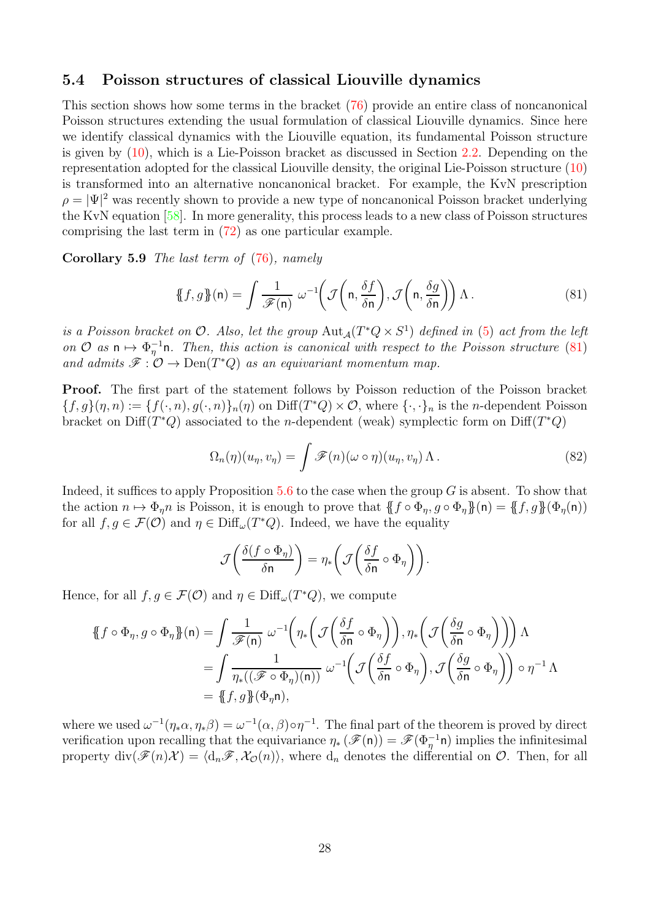### 5.4 Poisson structures of classical Liouville dynamics

This section shows how some terms in the bracket (76) provide an entire class of noncanonical Poisson structures extending the usual formulation of classical Liouville dynamics. Since here we identify classical dynamics with the Liouville equation, its fundamental Poisson structure is given by (10), which is a Lie-Poisson bracket as discussed in Section 2.2. Depending on the representation adopted for the classical Liouville density, the original Lie-Poisson structure (10) is transformed into an alternative noncanonical bracket. For example, the KvN prescription $\rho = |\Psi|^2$ was recently shown to provide a new type of noncanonical Poisson bracket underlying the KvN equation [58]. In more generality, this process leads to a new class of Poisson structures comprising the last term in (72) as one particular example.

**Corollary 5.9** *The last term of* (76)*, namely*

$$\{\!\{f,g\}\!\}(\mathsf{n}) = \int \frac{1}{\mathscr{F}(\mathsf{n})}\; \omega^{-1}\bigg(\mathcal{J}\bigg(\mathsf{n},\frac{\delta f}{\delta \mathsf{n}}\bigg), \mathcal{J}\bigg(\mathsf{n},\frac{\delta g}{\delta \mathsf{n}}\bigg)\bigg)\,\Lambda\,. \tag{81}$$

*is a Poisson bracket on $\mathcal{O}$. Also, let the group $\operatorname{Aut}_{\mathcal{A}}(T^*Q\times S^1)$ defined in* (5) *act from the left on $\mathcal{O}$ as $\mathsf{n}\mapsto \Phi_\eta^{-1}\mathsf{n}$. Then, this action is canonical with respect to the Poisson structure* (81) *and admits $\mathscr{F}:\mathcal{O}\to \operatorname{Den}(T^*Q)$ as an equivariant momentum map.*

**Proof.** The first part of the statement follows by Poisson reduction of the Poisson bracket $\{f,g\}(\eta,n) := \{f(\cdot,n),g(\cdot,n)\}_n(\eta)$ on $\operatorname{Diff}(T^*Q)\times\mathcal{O}$, where $\{\cdot,\cdot\}_n$ is the $n$-dependent Poisson bracket on $\operatorname{Diff}(T^*Q)$ associated to the $n$-dependent (weak) symplectic form on $\operatorname{Diff}(T^*Q)$

$$\Omega_n(\eta)(u_\eta,v_\eta) = \int \mathscr{F}(n)(\omega\circ\eta)(u_\eta,v_\eta)\,\Lambda\,. \tag{82}$$

Indeed, it suffices to apply Proposition 5.6 to the case when the group $G$ is absent. To show that the action $n\mapsto \Phi_\eta n$ is Poisson, it is enough to prove that $\{\!\{f\circ\Phi_\eta, g\circ\Phi_\eta\}\!\}(\mathsf{n}) = \{\!\{f,g\}\!\}(\Phi_\eta(\mathsf{n}))$ for all $f,g\in\mathcal{F}(\mathcal{O})$ and $\eta\in\operatorname{Diff}_\omega(T^*Q)$. Indeed, we have the equality

$$\mathcal{J}\bigg(\frac{\delta(f\circ\Phi_\eta)}{\delta\mathsf{n}}\bigg) = \eta_*\bigg(\mathcal{J}\bigg(\frac{\delta f}{\delta \mathsf{n}}\circ\Phi_\eta\bigg)\bigg).$$

Hence, for all $f,g\in\mathcal{F}(\mathcal{O})$ and $\eta\in\operatorname{Diff}_\omega(T^*Q)$, we compute

$$\begin{aligned}
\{\!\{f\circ\Phi_\eta, g\circ\Phi_\eta\}\!\}(\mathsf{n}) &= \int \frac{1}{\mathscr{F}(\mathsf{n})}\;\omega^{-1}\bigg(\eta_*\bigg(\mathcal{J}\bigg(\frac{\delta f}{\delta\mathsf{n}}\circ\Phi_\eta\bigg)\bigg),\eta_*\bigg(\mathcal{J}\bigg(\frac{\delta g}{\delta\mathsf{n}}\circ\Phi_\eta\bigg)\bigg)\bigg)\,\Lambda\\
&= \int \frac{1}{\eta_*((\mathscr{F}\circ\Phi_\eta)(\mathsf{n}))}\;\omega^{-1}\bigg(\mathcal{J}\bigg(\frac{\delta f}{\delta\mathsf{n}}\circ\Phi_\eta\bigg),\mathcal{J}\bigg(\frac{\delta g}{\delta\mathsf{n}}\circ\Phi_\eta\bigg)\bigg)\circ\eta^{-1}\,\Lambda\\
&= \{\!\{f,g\}\!\}(\Phi_\eta\mathsf{n}),
\end{aligned}$$

where we used $\omega^{-1}(\eta_*\alpha,\eta_*\beta) = \omega^{-1}(\alpha,\beta)\circ\eta^{-1}$. The final part of the theorem is proved by direct verification upon recalling that the equivariance $\eta_*\left(\mathscr{F}(\mathsf{n})\right) = \mathscr{F}(\Phi_\eta^{-1}\mathsf{n})$ implies the infinitesimal property $\operatorname{div}(\mathscr{F}(n)\mathcal{X}) = \langle \mathrm{d}_n\mathscr{F},\mathcal{X}_{\mathcal{O}}(n)\rangle$, where $\mathrm{d}_n$ denotes the differential on $\mathcal{O}$. Then, for all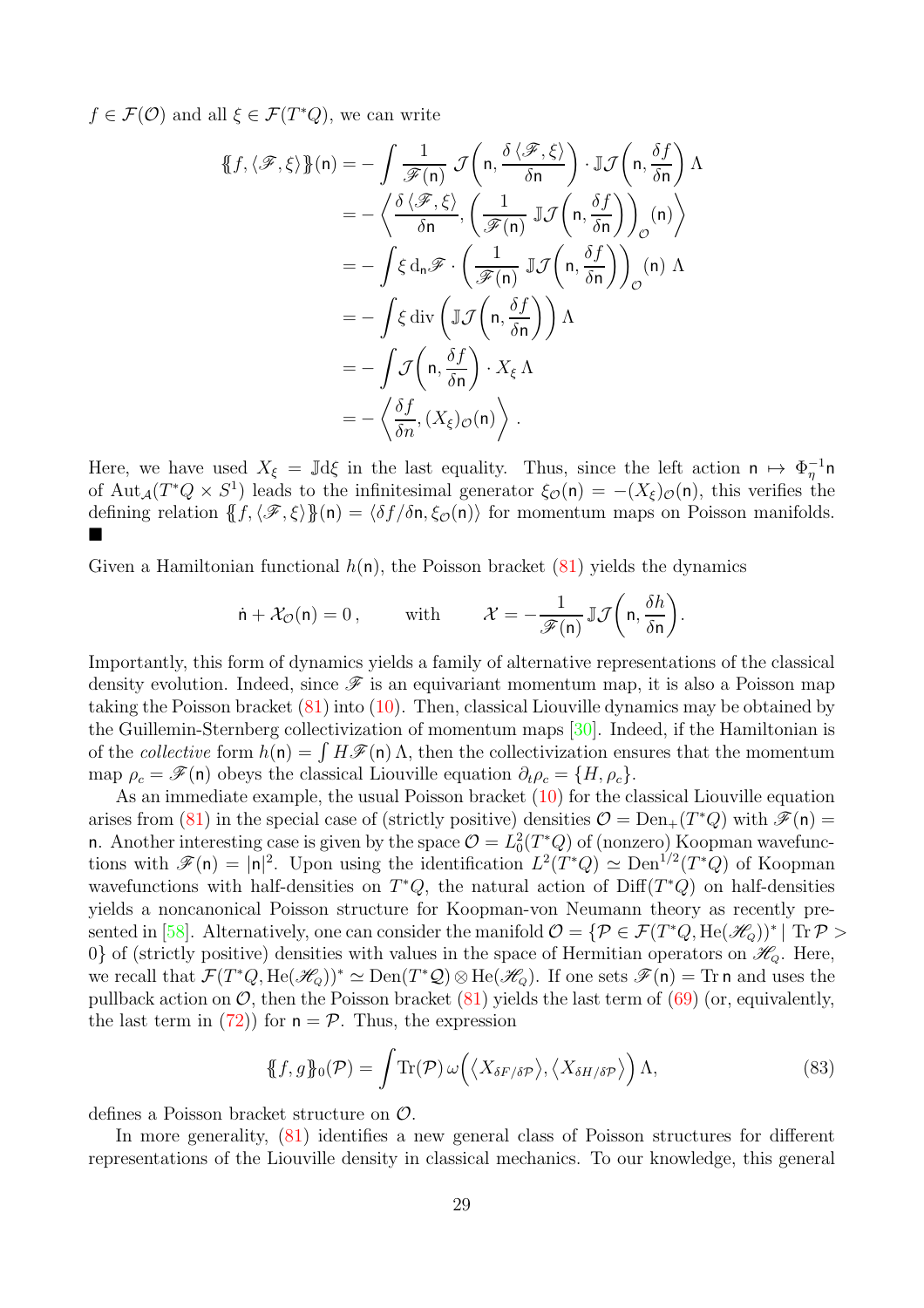$f \in \mathcal{F}(\mathcal{O})$ and all $\xi \in \mathcal{F}(T^*Q)$, we can write

$$
\begin{aligned}
\{\!\{f, \langle \mathscr{F}, \xi\rangle\}\!\}(\mathsf{n}) &= -\int \frac{1}{\mathscr{F}(\mathsf{n})}\, \mathcal{J}\bigg(\mathsf{n}, \frac{\delta\langle \mathscr{F}, \xi\rangle}{\delta \mathsf{n}}\bigg)\cdot \mathbb{J}\mathcal{J}\bigg(\mathsf{n}, \frac{\delta f}{\delta \mathsf{n}}\bigg)\,\Lambda \\
&= -\left\langle \frac{\delta\langle \mathscr{F}, \xi\rangle}{\delta \mathsf{n}}, \bigg(\frac{1}{\mathscr{F}(\mathsf{n})}\,\mathbb{J}\mathcal{J}\bigg(\mathsf{n}, \frac{\delta f}{\delta \mathsf{n}}\bigg)\bigg)_{\mathcal{O}}(\mathsf{n})\right\rangle \\
&= -\int \xi\, \mathrm{d}_{\mathsf{n}}\mathscr{F}\cdot \bigg(\frac{1}{\mathscr{F}(\mathsf{n})}\,\mathbb{J}\mathcal{J}\bigg(\mathsf{n}, \frac{\delta f}{\delta \mathsf{n}}\bigg)\bigg)_{\mathcal{O}}(\mathsf{n})\,\Lambda \\
&= -\int \xi \,\mathrm{div}\bigg(\mathbb{J}\mathcal{J}\bigg(\mathsf{n}, \frac{\delta f}{\delta \mathsf{n}}\bigg)\bigg)\,\Lambda \\
&= -\int \mathcal{J}\bigg(\mathsf{n}, \frac{\delta f}{\delta \mathsf{n}}\bigg)\cdot X_\xi\,\Lambda \\
&= -\left\langle \frac{\delta f}{\delta n}, (X_\xi)_{\mathcal{O}}(\mathsf{n})\right\rangle .
\end{aligned}
$$

Here, we have used $X_\xi = \mathbb{J}\mathrm{d}\xi$ in the last equality. Thus, since the left action $\mathsf{n} \mapsto \Phi_\eta^{-1}\mathsf{n}$ of $\mathrm{Aut}_{\mathcal{A}}(T^*Q \times S^1)$ leads to the infinitesimal generator $\xi_{\mathcal{O}}(\mathsf{n}) = -(X_\xi)_{\mathcal{O}}(\mathsf{n})$, this verifies the defining relation $\{\!\{f, \langle \mathscr{F}, \xi\rangle\}\!\}(\mathsf{n}) = \langle \delta f/\delta \mathsf{n}, \xi_{\mathcal{O}}(\mathsf{n})\rangle$ for momentum maps on Poisson manifolds. ■

Given a Hamiltonian functional $h(\mathsf{n})$, the Poisson bracket (81) yields the dynamics

$$
\dot{\mathsf{n}} + \mathcal{X}_{\mathcal{O}}(\mathsf{n}) = 0\,, \qquad \text{with} \qquad \mathcal{X} = -\frac{1}{\mathscr{F}(\mathsf{n})}\,\mathbb{J}\mathcal{J}\bigg(\mathsf{n}, \frac{\delta h}{\delta \mathsf{n}}\bigg).
$$

Importantly, this form of dynamics yields a family of alternative representations of the classical density evolution. Indeed, since $\mathscr{F}$ is an equivariant momentum map, it is also a Poisson map taking the Poisson bracket (81) into (10). Then, classical Liouville dynamics may be obtained by the Guillemin-Sternberg collectivization of momentum maps [30]. Indeed, if the Hamiltonian is of the *collective* form $h(\mathsf{n}) = \int H\mathscr{F}(\mathsf{n})\,\Lambda$, then the collectivization ensures that the momentum map $\rho_c = \mathscr{F}(\mathsf{n})$ obeys the classical Liouville equation $\partial_t \rho_c = \{H, \rho_c\}$.

As an immediate example, the usual Poisson bracket (10) for the classical Liouville equation arises from (81) in the special case of (strictly positive) densities $\mathcal{O} = \mathrm{Den}_+(T^*Q)$ with $\mathscr{F}(\mathsf{n}) = \mathsf{n}$. Another interesting case is given by the space $\mathcal{O} = L^2_0(T^*Q)$ of (nonzero) Koopman wavefunctions with $\mathscr{F}(\mathsf{n}) = |\mathsf{n}|^2$. Upon using the identification $L^2(T^*Q) \simeq \mathrm{Den}^{1/2}(T^*Q)$ of Koopman wavefunctions with half-densities on $T^*Q$, the natural action of $\mathrm{Diff}(T^*Q)$ on half-densities yields a noncanonical Poisson structure for Koopman-von Neumann theory as recently presented in [58]. Alternatively, one can consider the manifold $\mathcal{O} = \{\mathcal{P} \in \mathcal{F}(T^*Q, \mathrm{He}(\mathscr{H}_Q))^* \mid \mathrm{Tr}\,\mathcal{P} > 0\}$ of (strictly positive) densities with values in the space of Hermitian operators on $\mathscr{H}_Q$. Here, we recall that $\mathcal{F}(T^*Q, \mathrm{He}(\mathscr{H}_Q))^* \simeq \mathrm{Den}(T^*\mathcal{Q}) \otimes \mathrm{He}(\mathscr{H}_Q)$. If one sets $\mathscr{F}(\mathsf{n}) = \mathrm{Tr}\,\mathsf{n}$ and uses the pullback action on $\mathcal{O}$, then the Poisson bracket (81) yields the last term of (69) (or, equivalently, the last term in (72)) for $\mathsf{n} = \mathcal{P}$. Thus, the expression

$$
\{\!\{f, g\}\!\}_0(\mathcal{P}) = \int \mathrm{Tr}(\mathcal{P})\,\omega\Big(\big\langle X_{\delta F/\delta \mathcal{P}}\big\rangle, \big\langle X_{\delta H/\delta \mathcal{P}}\big\rangle\Big)\,\Lambda, \tag{83}
$$

defines a Poisson bracket structure on $\mathcal{O}$.

In more generality, (81) identifies a new general class of Poisson structures for different representations of the Liouville density in classical mechanics. To our knowledge, this general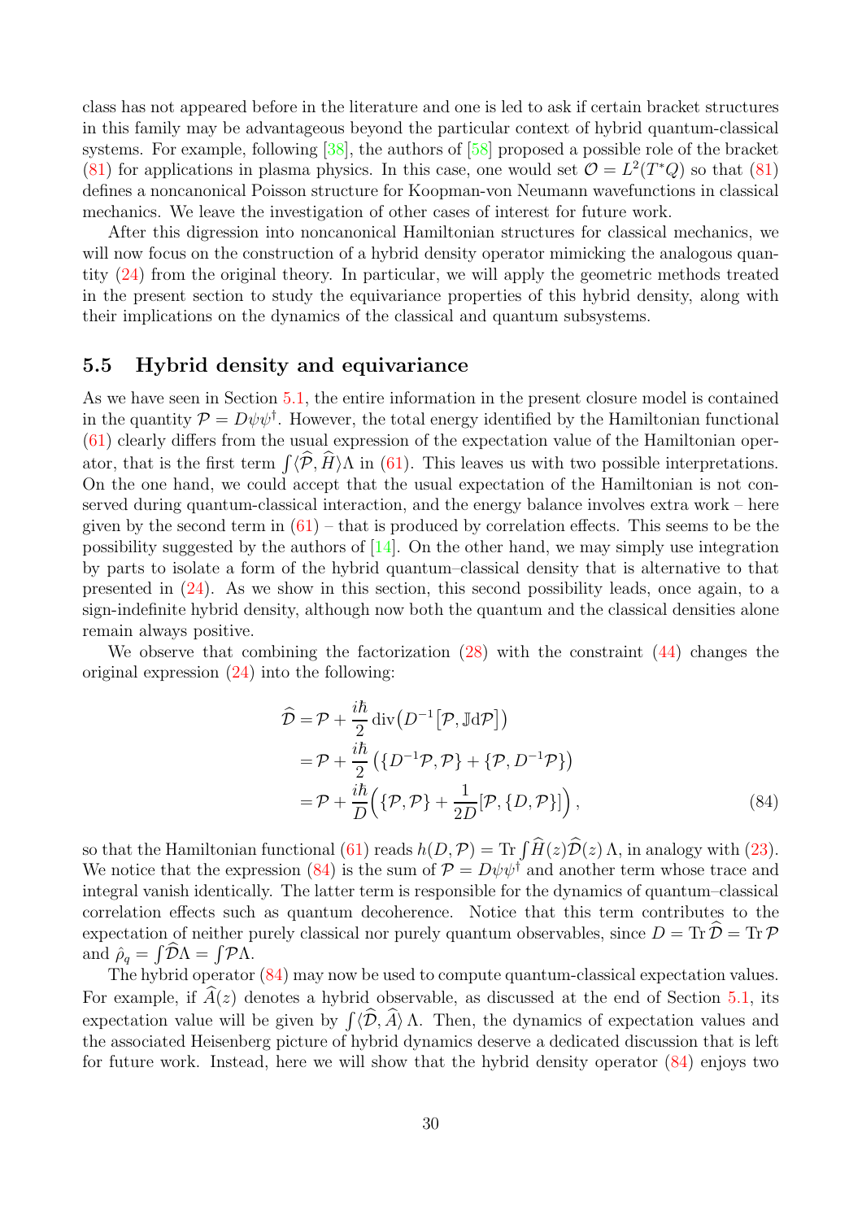class has not appeared before in the literature and one is led to ask if certain bracket structures in this family may be advantageous beyond the particular context of hybrid quantum-classical systems. For example, following [38], the authors of [58] proposed a possible role of the bracket (81) for applications in plasma physics. In this case, one would set $\mathcal{O} = L^2(T^*Q)$ so that (81) defines a noncanonical Poisson structure for Koopman-von Neumann wavefunctions in classical mechanics. We leave the investigation of other cases of interest for future work.

After this digression into noncanonical Hamiltonian structures for classical mechanics, we will now focus on the construction of a hybrid density operator mimicking the analogous quantity (24) from the original theory. In particular, we will apply the geometric methods treated in the present section to study the equivariance properties of this hybrid density, along with their implications on the dynamics of the classical and quantum subsystems.

### 5.5 Hybrid density and equivariance

As we have seen in Section 5.1, the entire information in the present closure model is contained in the quantity $\mathcal{P} = D\psi\psi^\dagger$. However, the total energy identified by the Hamiltonian functional (61) clearly differs from the usual expression of the expectation value of the Hamiltonian operator, that is the first term $\int\langle\widehat{\mathcal{P}},\widehat{H}\rangle\Lambda$ in (61). This leaves us with two possible interpretations. On the one hand, we could accept that the usual expectation of the Hamiltonian is not conserved during quantum-classical interaction, and the energy balance involves extra work – here given by the second term in (61) – that is produced by correlation effects. This seems to be the possibility suggested by the authors of [14]. On the other hand, we may simply use integration by parts to isolate a form of the hybrid quantum–classical density that is alternative to that presented in (24). As we show in this section, this second possibility leads, once again, to a sign-indefinite hybrid density, although now both the quantum and the classical densities alone remain always positive.

We observe that combining the factorization (28) with the constraint (44) changes the original expression (24) into the following:

$$
\begin{aligned}
\widehat{\mathcal{D}} &= \mathcal{P} + \frac{i\hbar}{2}\operatorname{div}\!\big(D^{-1}\big[\mathcal{P},\mathbb{J}\mathrm{d}\mathcal{P}\big]\big)\\
&= \mathcal{P} + \frac{i\hbar}{2}\big(\{D^{-1}\mathcal{P},\mathcal{P}\} + \{\mathcal{P},D^{-1}\mathcal{P}\}\big)\\
&= \mathcal{P} + \frac{i\hbar}{D}\Big(\{\mathcal{P},\mathcal{P}\} + \frac{1}{2D}[\mathcal{P},\{D,\mathcal{P}\}]\Big)\,,
\end{aligned}
\tag{84}
$$

so that the Hamiltonian functional (61) reads $h(D,\mathcal{P}) = \operatorname{Tr}\int\widehat{H}(z)\widehat{\mathcal{D}}(z)\,\Lambda$, in analogy with (23). We notice that the expression (84) is the sum of $\mathcal{P} = D\psi\psi^\dagger$ and another term whose trace and integral vanish identically. The latter term is responsible for the dynamics of quantum–classical correlation effects such as quantum decoherence. Notice that this term contributes to the expectation of neither purely classical nor purely quantum observables, since $D = \operatorname{Tr}\widehat{\mathcal{D}} = \operatorname{Tr}\mathcal{P}$ and $\hat{\rho}_q = \int\widehat{\mathcal{D}}\Lambda = \int\mathcal{P}\Lambda$.

The hybrid operator (84) may now be used to compute quantum-classical expectation values. For example, if $\widehat{A}(z)$ denotes a hybrid observable, as discussed at the end of Section 5.1, its expectation value will be given by $\int\langle\widehat{\mathcal{D}},\widehat{A}\rangle\,\Lambda$. Then, the dynamics of expectation values and the associated Heisenberg picture of hybrid dynamics deserve a dedicated discussion that is left for future work. Instead, here we will show that the hybrid density operator (84) enjoys two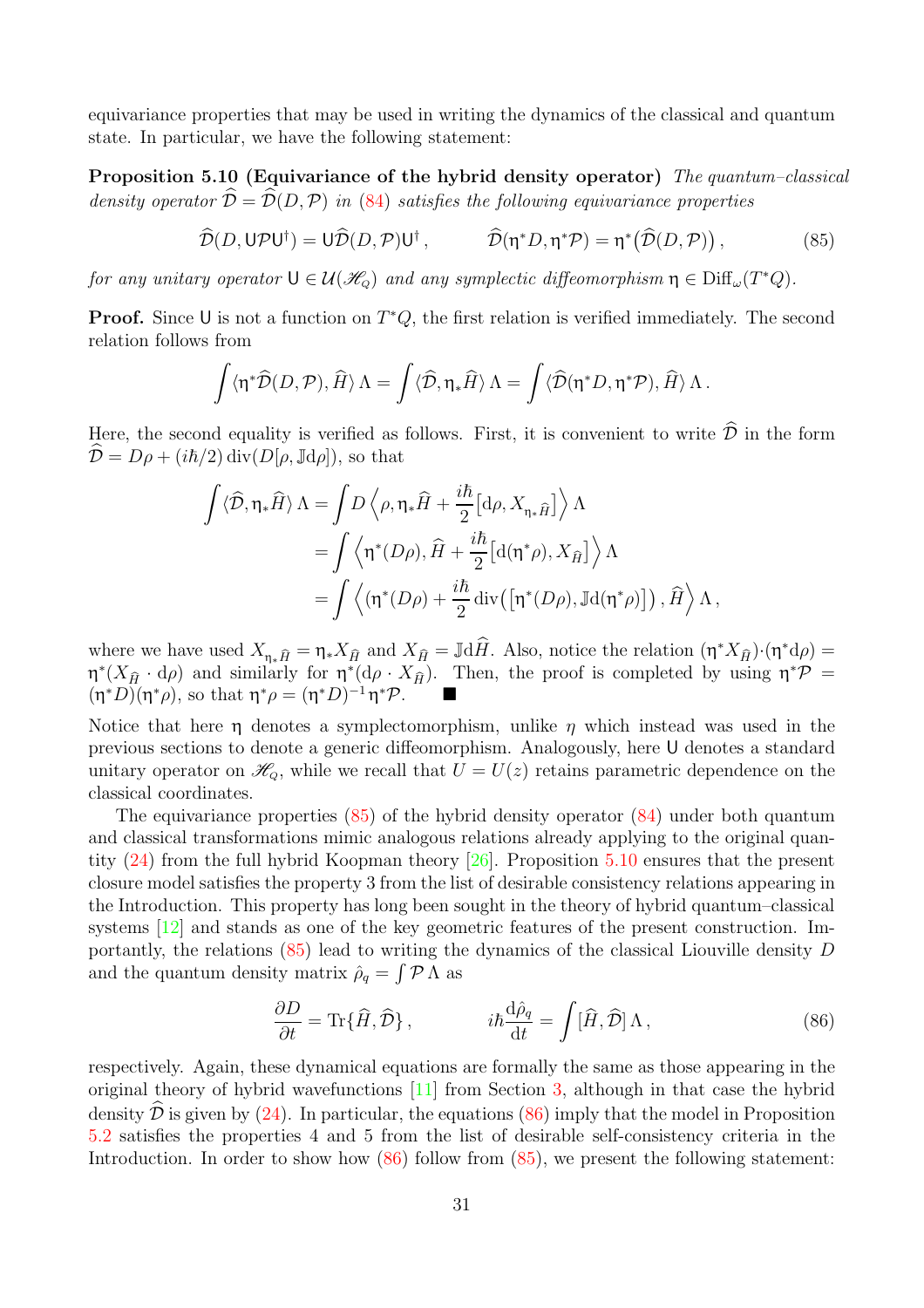equivariance properties that may be used in writing the dynamics of the classical and quantum state. In particular, we have the following statement:

**Proposition 5.10 (Equivariance of the hybrid density operator)** *The quantum–classical density operator $\widehat{\mathcal{D}} = \widehat{\mathcal{D}}(D,\mathcal{P})$ in (84) satisfies the following equivariance properties*

$$\widehat{\mathcal{D}}(D, \mathsf{U}\mathcal{P}\mathsf{U}^\dagger) = \mathsf{U}\widehat{\mathcal{D}}(D,\mathcal{P})\mathsf{U}^\dagger\,, \qquad \widehat{\mathcal{D}}(\upeta^* D, \upeta^*\mathcal{P}) = \upeta^*\big(\widehat{\mathcal{D}}(D,\mathcal{P})\big)\,, \tag{85}$$

*for any unitary operator $\mathsf{U} \in \mathcal{U}(\mathscr{H}_{\scriptscriptstyle Q})$ and any symplectic diffeomorphism $\upeta \in \mathrm{Diff}_\omega(T^*Q)$.*

**Proof.** Since $\mathsf{U}$ is not a function on $T^*Q$, the first relation is verified immediately. The second relation follows from

$$\int \langle \upeta^*\widehat{\mathcal{D}}(D,\mathcal{P}), \widehat{H}\rangle\,\Lambda = \int \langle \widehat{\mathcal{D}}, \upeta_*\widehat{H}\rangle\,\Lambda = \int \langle \widehat{\mathcal{D}}(\upeta^*D, \upeta^*\mathcal{P}), \widehat{H}\rangle\,\Lambda\,.$$

Here, the second equality is verified as follows. First, it is convenient to write $\widehat{\mathcal{D}}$ in the form $\widehat{\mathcal{D}} = D\rho + (i\hbar/2)\,\mathrm{div}(D[\rho, \mathbb{J}\mathrm{d}\rho])$, so that

$$\begin{aligned}
\int \langle \widehat{\mathcal{D}}, \upeta_*\widehat{H}\rangle\,\Lambda &= \int D\left\langle \rho, \upeta_*\widehat{H} + \frac{i\hbar}{2}\big[\mathrm{d}\rho, X_{\upeta_*\widehat{H}}\big]\right\rangle\Lambda \\
&= \int \left\langle \upeta^*(D\rho), \widehat{H} + \frac{i\hbar}{2}\big[\mathrm{d}(\upeta^*\rho), X_{\widehat{H}}\big]\right\rangle\Lambda \\
&= \int \left\langle (\upeta^*(D\rho) + \frac{i\hbar}{2}\,\mathrm{div}\big(\big[\upeta^*(D\rho), \mathbb{J}\mathrm{d}(\upeta^*\rho)\big]\big)\,, \widehat{H}\right\rangle\Lambda\,,
\end{aligned}$$

where we have used $X_{\upeta_*\widehat{H}} = \upeta_* X_{\widehat{H}}$ and $X_{\widehat{H}} = \mathbb{J}\mathrm{d}\widehat{H}$. Also, notice the relation $(\upeta^*X_{\widehat{H}})\cdot(\upeta^*\mathrm{d}\rho) = \upeta^*(X_{\widehat{H}}\cdot\mathrm{d}\rho)$ and similarly for $\upeta^*(\mathrm{d}\rho\cdot X_{\widehat{H}})$. Then, the proof is completed by using $\upeta^*\mathcal{P} = (\upeta^*D)(\upeta^*\rho)$, so that $\upeta^*\rho = (\upeta^*D)^{-1}\upeta^*\mathcal{P}$. $\blacksquare$

Notice that here $\upeta$ denotes a symplectomorphism, unlike $\eta$ which instead was used in the previous sections to denote a generic diffeomorphism. Analogously, here $\mathsf{U}$ denotes a standard unitary operator on $\mathscr{H}_{\scriptscriptstyle Q}$, while we recall that $U = U(z)$ retains parametric dependence on the classical coordinates.

The equivariance properties (85) of the hybrid density operator (84) under both quantum and classical transformations mimic analogous relations already applying to the original quantity (24) from the full hybrid Koopman theory [26]. Proposition 5.10 ensures that the present closure model satisfies the property 3 from the list of desirable consistency relations appearing in the Introduction. This property has long been sought in the theory of hybrid quantum–classical systems [12] and stands as one of the key geometric features of the present construction. Importantly, the relations (85) lead to writing the dynamics of the classical Liouville density $D$ and the quantum density matrix $\hat\rho_q = \int \mathcal{P}\,\Lambda$ as

$$\frac{\partial D}{\partial t} = \mathrm{Tr}\{\widehat{H}, \widehat{\mathcal{D}}\}\,, \qquad i\hbar\frac{\mathrm{d}\hat\rho_q}{\mathrm{d}t} = \int [\widehat{H}, \widehat{\mathcal{D}}]\,\Lambda\,, \tag{86}$$

respectively. Again, these dynamical equations are formally the same as those appearing in the original theory of hybrid wavefunctions [11] from Section 3, although in that case the hybrid density $\widehat{\mathcal{D}}$ is given by (24). In particular, the equations (86) imply that the model in Proposition 5.2 satisfies the properties 4 and 5 from the list of desirable self-consistency criteria in the Introduction. In order to show how (86) follow from (85), we present the following statement: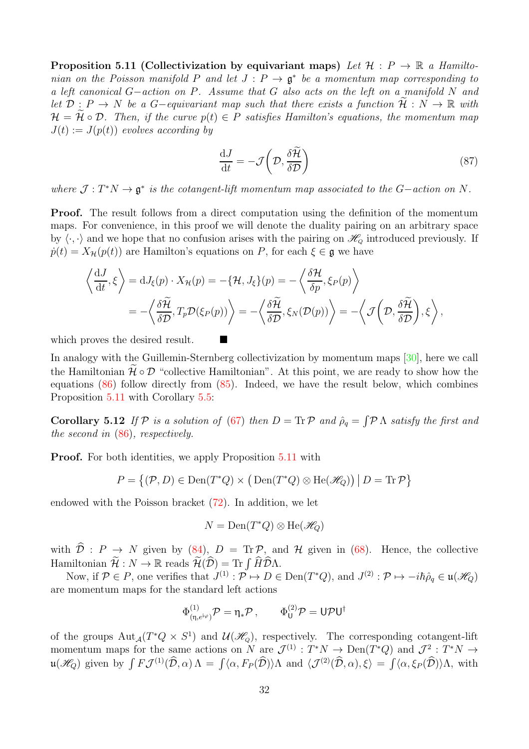**Proposition 5.11 (Collectivization by equivariant maps)** *Let $\mathcal{H} : P \to \mathbb{R}$ a Hamiltonian on the Poisson manifold $P$ and let $J : P \to \mathfrak{g}^*$ be a momentum map corresponding to a left canonical $G-$action on $P$. Assume that $G$ also acts on the left on a manifold $N$ and let $\mathcal{D} : P \to N$ be a $G-$equivariant map such that there exists a function $\widetilde{\mathcal{H}} : N \to \mathbb{R}$ with $\mathcal{H} = \widetilde{\mathcal{H}} \circ \mathcal{D}$. Then, if the curve $p(t) \in P$ satisfies Hamilton's equations, the momentum map $J(t) := J(p(t))$ evolves according by*

$$\frac{\mathrm{d}J}{\mathrm{d}t} = -\mathcal{J}\left(\mathcal{D}, \frac{\delta \widetilde{\mathcal{H}}}{\delta \mathcal{D}}\right) \tag{87}$$

*where $\mathcal{J} : T^*N \to \mathfrak{g}^*$ is the cotangent-lift momentum map associated to the $G-$action on $N$.*

**Proof.** The result follows from a direct computation using the definition of the momentum maps. For convenience, in this proof we will denote the duality pairing on an arbitrary space by $\langle \cdot, \cdot \rangle$ and we hope that no confusion arises with the pairing on $\mathscr{H}_Q$ introduced previously. If $\dot{p}(t) = X_{\mathcal{H}}(p(t))$ are Hamilton's equations on $P$, for each $\xi \in \mathfrak{g}$ we have

$$\begin{aligned}\left\langle \frac{\mathrm{d}J}{\mathrm{d}t}, \xi \right\rangle &= \mathrm{d}J_\xi(p) \cdot X_{\mathcal{H}}(p) = -\{\mathcal{H}, J_\xi\}(p) = -\left\langle \frac{\delta \mathcal{H}}{\delta p}, \xi_P(p) \right\rangle \\ &= -\left\langle \frac{\delta \widetilde{\mathcal{H}}}{\delta \mathcal{D}}, T_p\mathcal{D}(\xi_P(p)) \right\rangle = -\left\langle \frac{\delta \widetilde{\mathcal{H}}}{\delta \mathcal{D}}, \xi_N(\mathcal{D}(p)) \right\rangle = -\left\langle \mathcal{J}\left(\mathcal{D}, \frac{\delta \widetilde{\mathcal{H}}}{\delta \mathcal{D}}\right), \xi \right\rangle,\end{aligned}$$

which proves the desired result. ■

In analogy with the Guillemin-Sternberg collectivization by momentum maps [30], here we call the Hamiltonian $\widetilde{\mathcal{H}} \circ \mathcal{D}$ "collective Hamiltonian". At this point, we are ready to show how the equations (86) follow directly from (85). Indeed, we have the result below, which combines Proposition 5.11 with Corollary 5.5:

**Corollary 5.12** *If $\mathcal{P}$ is a solution of (67) then $D = \operatorname{Tr} \mathcal{P}$ and $\hat{\rho}_q = \int \mathcal{P}\, \Lambda$ satisfy the first and the second in (86), respectively.*

**Proof.** For both identities, we apply Proposition 5.11 with

$$P = \left\{ (\mathcal{P}, D) \in \operatorname{Den}(T^*Q) \times \left( \operatorname{Den}(T^*Q) \otimes \operatorname{He}(\mathscr{H}_Q) \right) \,\middle|\, D = \operatorname{Tr} \mathcal{P} \right\}$$

endowed with the Poisson bracket (72). In addition, we let

$$N = \operatorname{Den}(T^*Q) \otimes \operatorname{He}(\mathscr{H}_Q)$$

with $\widehat{\mathcal{D}} : P \to N$ given by (84), $D = \operatorname{Tr} \mathcal{P}$, and $\mathcal{H}$ given in (68). Hence, the collective Hamiltonian $\widetilde{\mathcal{H}} : N \to \mathbb{R}$ reads $\widetilde{\mathcal{H}}(\widehat{\mathcal{D}}) = \operatorname{Tr} \int \widehat{H} \widehat{\mathcal{D}} \Lambda$.

Now, if $\mathcal{P} \in P$, one verifies that $J^{(1)} : \mathcal{P} \mapsto D \in \operatorname{Den}(T^*Q)$, and $J^{(2)} : \mathcal{P} \mapsto -i\hbar\hat{\rho}_q \in \mathfrak{u}(\mathscr{H}_Q)$ are momentum maps for the standard left actions

$$\Phi^{(1)}_{(\eta, e^{i\varphi})} \mathcal{P} = \eta_* \mathcal{P}\,, \qquad \Phi^{(2)}_{\mathsf{U}} \mathcal{P} = \mathsf{U} \mathcal{P} \mathsf{U}^\dagger$$

of the groups $\operatorname{Aut}_{\mathcal{A}}(T^*Q \times S^1)$ and $\mathcal{U}(\mathscr{H}_Q)$, respectively. The corresponding cotangent-lift momentum maps for the same actions on $N$ are $\mathcal{J}^{(1)} : T^*N \to \operatorname{Den}(T^*Q)$ and $\mathcal{J}^2 : T^*N \to \mathfrak{u}(\mathscr{H}_Q)$ given by $\int F \mathcal{J}^{(1)}(\widehat{\mathcal{D}}, \alpha)\, \Lambda = \int \langle \alpha, F_P(\widehat{\mathcal{D}}) \rangle \Lambda$ and $\langle \mathcal{J}^{(2)}(\widehat{\mathcal{D}}, \alpha), \xi \rangle = \int \langle \alpha, \xi_P(\widehat{\mathcal{D}}) \rangle \Lambda$, with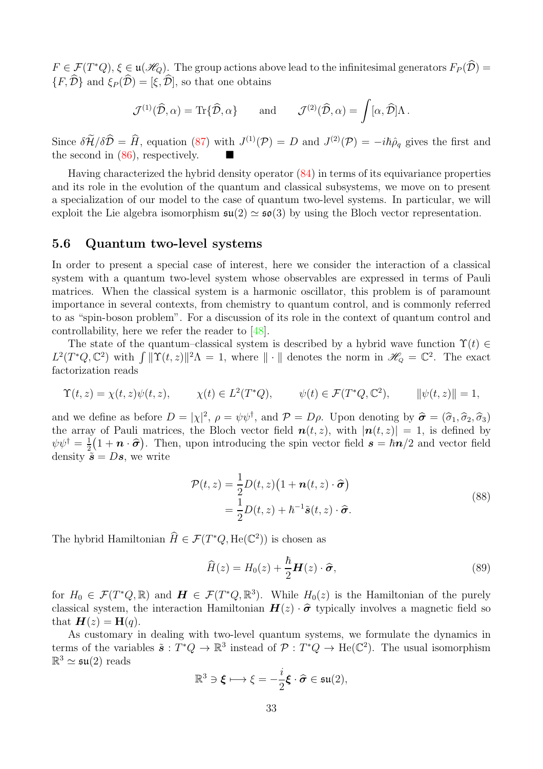$F \in \mathcal{F}(T^*Q)$, $\xi \in \mathfrak{u}(\mathscr{H}_Q)$. The group actions above lead to the infinitesimal generators $F_P(\widehat{\mathcal{D}}) = \{F, \widehat{\mathcal{D}}\}$ and $\xi_P(\widehat{\mathcal{D}}) = [\xi, \widehat{\mathcal{D}}]$, so that one obtains

$$\mathcal{J}^{(1)}(\widehat{\mathcal{D}}, \alpha) = \operatorname{Tr}\{\widehat{\mathcal{D}}, \alpha\} \qquad \text{and} \qquad \mathcal{J}^{(2)}(\widehat{\mathcal{D}}, \alpha) = \int [\alpha, \widehat{\mathcal{D}}]\Lambda\,.$$

Since $\delta\widetilde{\mathcal{H}}/\delta\widehat{\mathcal{D}} = \widehat{H}$, equation (87) with $J^{(1)}(\mathcal{P}) = D$ and $J^{(2)}(\mathcal{P}) = -i\hbar\hat{\rho}_q$ gives the first and the second in (86), respectively. ■

Having characterized the hybrid density operator (84) in terms of its equivariance properties and its role in the evolution of the quantum and classical subsystems, we move on to present a specialization of our model to the case of quantum two-level systems. In particular, we will exploit the Lie algebra isomorphism $\mathfrak{su}(2) \simeq \mathfrak{so}(3)$ by using the Bloch vector representation.

### 5.6 Quantum two-level systems

In order to present a special case of interest, here we consider the interaction of a classical system with a quantum two-level system whose observables are expressed in terms of Pauli matrices. When the classical system is a harmonic oscillator, this problem is of paramount importance in several contexts, from chemistry to quantum control, and is commonly referred to as "spin-boson problem". For a discussion of its role in the context of quantum control and controllability, here we refer the reader to [48].

The state of the quantum–classical system is described by a hybrid wave function $\Upsilon(t) \in L^2(T^*Q, \mathbb{C}^2)$ with $\int \|\Upsilon(t,z)\|^2\Lambda = 1$, where $\|\cdot\|$ denotes the norm in $\mathscr{H}_Q = \mathbb{C}^2$. The exact factorization reads

$$\Upsilon(t,z) = \chi(t,z)\psi(t,z), \qquad \chi(t) \in L^2(T^*Q), \qquad \psi(t) \in \mathcal{F}(T^*Q, \mathbb{C}^2), \qquad \|\psi(t,z)\| = 1,$$

and we define as before $D = |\chi|^2$, $\rho = \psi\psi^\dagger$, and $\mathcal{P} = D\rho$. Upon denoting by $\widehat{\boldsymbol{\sigma}} = (\widehat{\sigma}_1, \widehat{\sigma}_2, \widehat{\sigma}_3)$ the array of Pauli matrices, the Bloch vector field $\boldsymbol{n}(t,z)$, with $|\boldsymbol{n}(t,z)| = 1$, is defined by $\psi\psi^\dagger = \frac{1}{2}\big(1 + \boldsymbol{n}\cdot\widehat{\boldsymbol{\sigma}}\big)$. Then, upon introducing the spin vector field $\boldsymbol{s} = \hbar\boldsymbol{n}/2$ and vector field density $\tilde{\boldsymbol{s}} = D\boldsymbol{s}$, we write

$$\begin{aligned}\mathcal{P}(t,z) &= \frac{1}{2}D(t,z)\big(1 + \boldsymbol{n}(t,z)\cdot\widehat{\boldsymbol{\sigma}}\big)\\ &= \frac{1}{2}D(t,z) + \hbar^{-1}\tilde{\boldsymbol{s}}(t,z)\cdot\widehat{\boldsymbol{\sigma}}.\end{aligned} \tag{88}$$

The hybrid Hamiltonian $\widehat{H} \in \mathcal{F}(T^*Q, \mathrm{He}(\mathbb{C}^2))$ is chosen as

$$\widehat{H}(z) = H_0(z) + \frac{\hbar}{2}\boldsymbol{H}(z)\cdot\widehat{\boldsymbol{\sigma}}, \tag{89}$$

for $H_0 \in \mathcal{F}(T^*Q, \mathbb{R})$ and $\boldsymbol{H} \in \mathcal{F}(T^*Q, \mathbb{R}^3)$. While $H_0(z)$ is the Hamiltonian of the purely classical system, the interaction Hamiltonian $\boldsymbol{H}(z)\cdot\widehat{\boldsymbol{\sigma}}$ typically involves a magnetic field so that $\boldsymbol{H}(z) = \mathbf{H}(q)$.

As customary in dealing with two-level quantum systems, we formulate the dynamics in terms of the variables $\tilde{\boldsymbol{s}} : T^*Q \to \mathbb{R}^3$ instead of $\mathcal{P} : T^*Q \to \mathrm{He}(\mathbb{C}^2)$. The usual isomorphism $\mathbb{R}^3 \simeq \mathfrak{su}(2)$ reads

$$\mathbb{R}^3 \ni \boldsymbol{\xi} \longmapsto \xi = -\frac{i}{2}\boldsymbol{\xi}\cdot\widehat{\boldsymbol{\sigma}} \in \mathfrak{su}(2),$$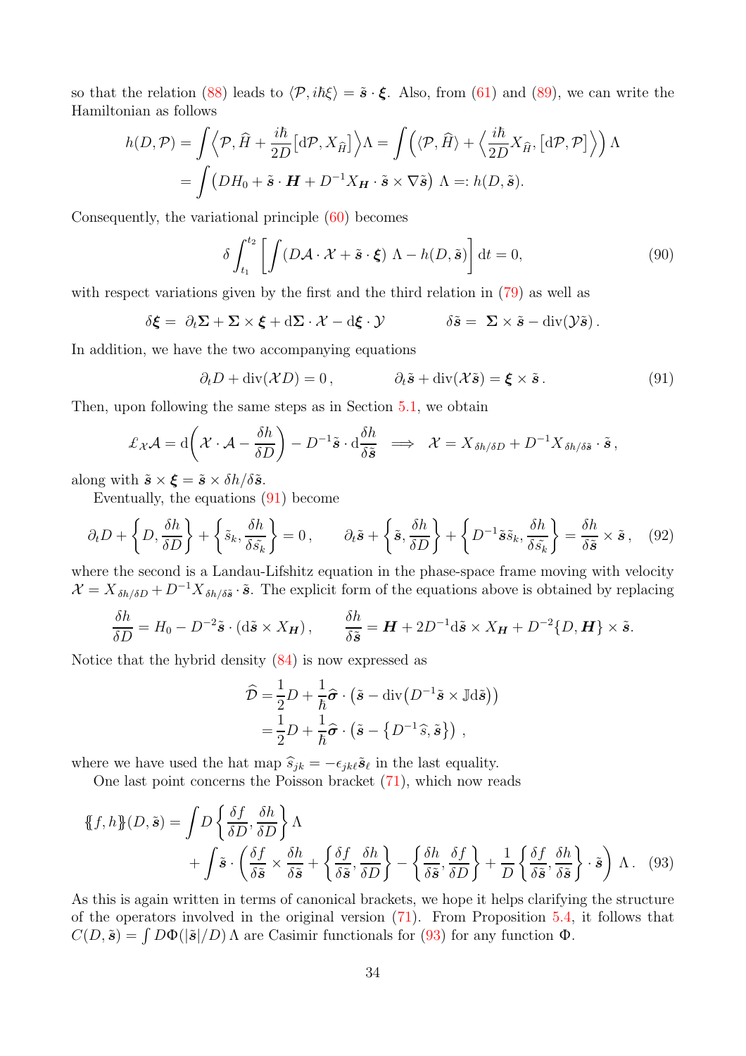so that the relation (88) leads to $\langle \mathcal{P}, i\hbar\xi\rangle = \tilde{\boldsymbol{s}}\cdot\boldsymbol{\xi}$. Also, from (61) and (89), we can write the Hamiltonian as follows

$$
\begin{aligned}
h(D,\mathcal{P}) &= \int \Big\langle \mathcal{P}, \widehat{H} + \frac{i\hbar}{2D}\big[\mathrm{d}\mathcal{P}, X_{\widehat{H}}\big]\Big\rangle\Lambda = \int \Big( \langle \mathcal{P}, \widehat{H}\rangle + \Big\langle \frac{i\hbar}{2D} X_{\widehat{H}}, \big[\mathrm{d}\mathcal{P}, \mathcal{P}\big]\Big\rangle\Big)\,\Lambda \\
&= \int \big( DH_0 + \tilde{\boldsymbol{s}}\cdot\boldsymbol{H} + D^{-1}X_{\boldsymbol{H}}\cdot\tilde{\boldsymbol{s}}\times\nabla\tilde{\boldsymbol{s}}\big)\;\Lambda =: h(D,\tilde{\boldsymbol{s}}).
\end{aligned}
$$

Consequently, the variational principle (60) becomes

$$
\delta\int_{t_1}^{t_2}\left[\int (D\mathcal{A}\cdot\mathcal{X} + \tilde{\boldsymbol{s}}\cdot\boldsymbol{\xi})\;\Lambda - h(D,\tilde{\boldsymbol{s}})\right]\mathrm{d}t = 0, \tag{90}
$$

with respect variations given by the first and the third relation in (79) as well as

$$
\delta\boldsymbol{\xi} = \;\partial_t\boldsymbol{\Sigma} + \boldsymbol{\Sigma}\times\boldsymbol{\xi} + \mathrm{d}\boldsymbol{\Sigma}\cdot\mathcal{X} - \mathrm{d}\boldsymbol{\xi}\cdot\mathcal{Y} \qquad\qquad \delta\tilde{\boldsymbol{s}} = \;\boldsymbol{\Sigma}\times\tilde{\boldsymbol{s}} - \operatorname{div}(\mathcal{Y}\tilde{\boldsymbol{s}})\,.
$$

In addition, we have the two accompanying equations

$$
\partial_t D + \operatorname{div}(\mathcal{X}D) = 0\,, \qquad\qquad \partial_t\tilde{\boldsymbol{s}} + \operatorname{div}(\mathcal{X}\tilde{\boldsymbol{s}}) = \boldsymbol{\xi}\times\tilde{\boldsymbol{s}}\,. \tag{91}
$$

Then, upon following the same steps as in Section 5.1, we obtain

$$
\pounds_{\mathcal{X}}\mathcal{A} = \mathrm{d}\bigg(\mathcal{X}\cdot\mathcal{A} - \frac{\delta h}{\delta D}\bigg) - D^{-1}\tilde{\boldsymbol{s}}\cdot\mathrm{d}\frac{\delta h}{\delta\tilde{\boldsymbol{s}}} \implies \mathcal{X} = X_{\delta h/\delta D} + D^{-1}X_{\delta h/\delta\tilde{\boldsymbol{s}}}\cdot\tilde{\boldsymbol{s}}\,,
$$

along with $\tilde{\boldsymbol{s}}\times\boldsymbol{\xi} = \tilde{\boldsymbol{s}}\times\delta h/\delta\tilde{\boldsymbol{s}}$.

Eventually, the equations (91) become

$$
\partial_t D + \left\{D,\frac{\delta h}{\delta D}\right\} + \left\{\tilde{s}_k,\frac{\delta h}{\delta\tilde{s}_k}\right\} = 0\,,\qquad \partial_t\tilde{\boldsymbol{s}} + \left\{\tilde{\boldsymbol{s}},\frac{\delta h}{\delta D}\right\} + \left\{D^{-1}\tilde{\boldsymbol{s}}\tilde{s}_k,\frac{\delta h}{\delta\tilde{s}_k}\right\} = \frac{\delta h}{\delta\tilde{\boldsymbol{s}}}\times\tilde{\boldsymbol{s}}\,, \tag{92}
$$

where the second is a Landau-Lifshitz equation in the phase-space frame moving with velocity $\mathcal{X} = X_{\delta h/\delta D} + D^{-1}X_{\delta h/\delta\tilde{\boldsymbol{s}}}\cdot\tilde{\boldsymbol{s}}$. The explicit form of the equations above is obtained by replacing

$$
\frac{\delta h}{\delta D} = H_0 - D^{-2}\tilde{\boldsymbol{s}}\cdot(\mathrm{d}\tilde{\boldsymbol{s}}\times X_{\boldsymbol{H}})\,,\qquad \frac{\delta h}{\delta\tilde{\boldsymbol{s}}} = \boldsymbol{H} + 2D^{-1}\mathrm{d}\tilde{\boldsymbol{s}}\times X_{\boldsymbol{H}} + D^{-2}\{D,\boldsymbol{H}\}\times\tilde{\boldsymbol{s}}.
$$

Notice that the hybrid density (84) is now expressed as

$$
\begin{aligned}
\widehat{\mathcal{D}} &= \frac{1}{2}D + \frac{1}{\hbar}\widehat{\boldsymbol{\sigma}}\cdot\big(\tilde{\boldsymbol{s}} - \operatorname{div}\big(D^{-1}\tilde{\boldsymbol{s}}\times\mathbb{J}\mathrm{d}\tilde{\boldsymbol{s}}\big)\big) \\
&= \frac{1}{2}D + \frac{1}{\hbar}\widehat{\boldsymbol{\sigma}}\cdot\big(\tilde{\boldsymbol{s}} - \big\{D^{-1}\widehat{s},\tilde{\boldsymbol{s}}\big\}\big)\;,
\end{aligned}
$$

where we have used the hat map $\widehat{s}_{jk} = -\epsilon_{jk\ell}\tilde{\boldsymbol{s}}_\ell$ in the last equality.

One last point concerns the Poisson bracket (71), which now reads

$$
\begin{aligned}
\{\!\!\{f,h\}\!\!\}(D,\tilde{\boldsymbol{s}}) &= \int D\left\{\frac{\delta f}{\delta D},\frac{\delta h}{\delta D}\right\}\Lambda \\
&\quad + \int\tilde{\boldsymbol{s}}\cdot\left(\frac{\delta f}{\delta\tilde{\boldsymbol{s}}}\times\frac{\delta h}{\delta\tilde{\boldsymbol{s}}} + \left\{\frac{\delta f}{\delta\tilde{\boldsymbol{s}}},\frac{\delta h}{\delta D}\right\} - \left\{\frac{\delta h}{\delta\tilde{\boldsymbol{s}}},\frac{\delta f}{\delta D}\right\} + \frac{1}{D}\left\{\frac{\delta f}{\delta\tilde{\boldsymbol{s}}},\frac{\delta h}{\delta\tilde{\boldsymbol{s}}}\right\}\cdot\tilde{\boldsymbol{s}}\right)\Lambda\,.
\end{aligned} \tag{93}
$$

As this is again written in terms of canonical brackets, we hope it helps clarifying the structure of the operators involved in the original version (71). From Proposition 5.4, it follows that $C(D,\tilde{\boldsymbol{s}}) = \int D\Phi(|\tilde{\boldsymbol{s}}|/D)\,\Lambda$ are Casimir functionals for (93) for any function $\Phi$.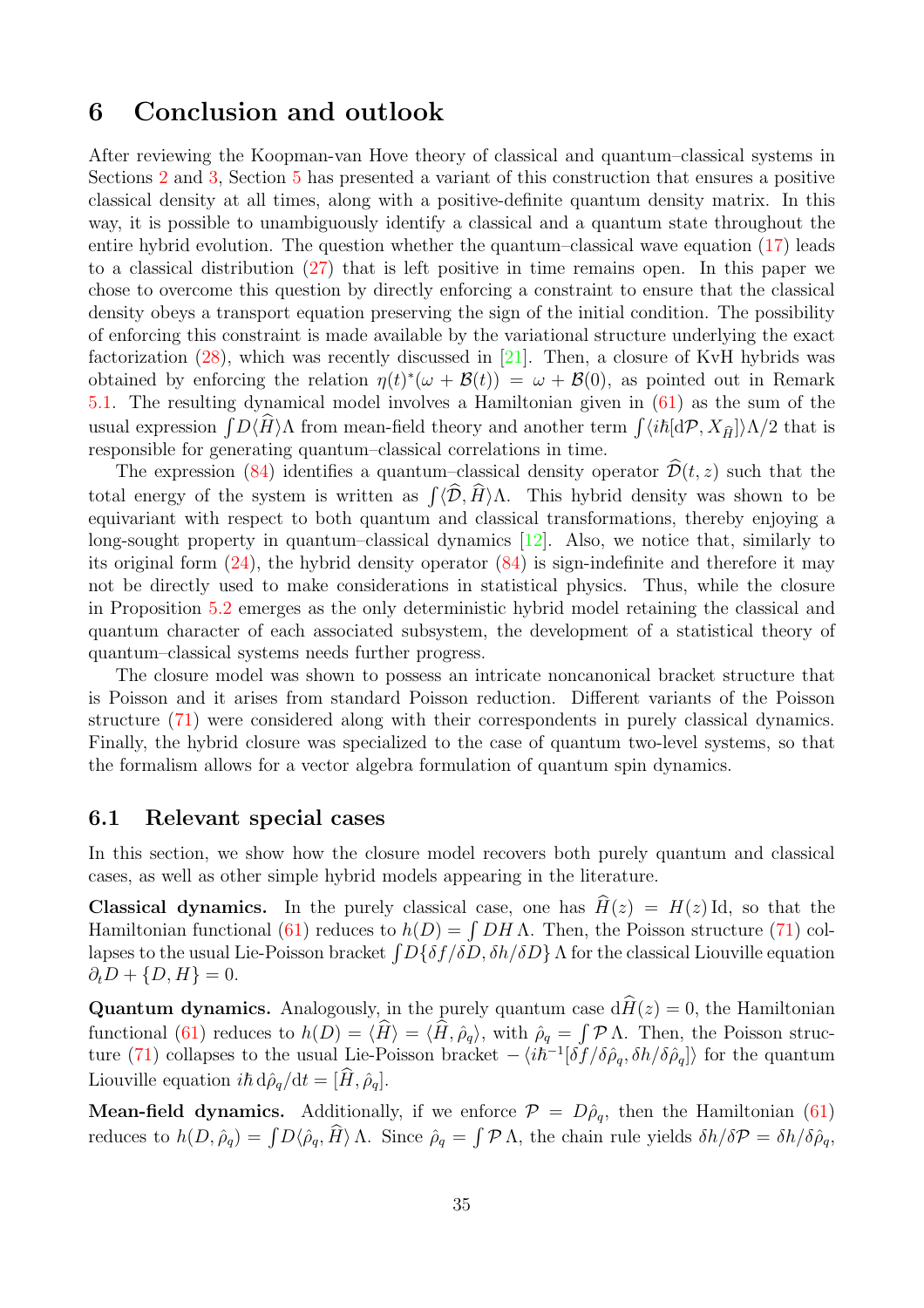# 6 Conclusion and outlook

After reviewing the Koopman-van Hove theory of classical and quantum–classical systems in Sections 2 and 3, Section 5 has presented a variant of this construction that ensures a positive classical density at all times, along with a positive-definite quantum density matrix. In this way, it is possible to unambiguously identify a classical and a quantum state throughout the entire hybrid evolution. The question whether the quantum–classical wave equation (17) leads to a classical distribution (27) that is left positive in time remains open. In this paper we chose to overcome this question by directly enforcing a constraint to ensure that the classical density obeys a transport equation preserving the sign of the initial condition. The possibility of enforcing this constraint is made available by the variational structure underlying the exact factorization (28), which was recently discussed in [21]. Then, a closure of KvH hybrids was obtained by enforcing the relation $\eta(t)^*(\omega + \mathcal{B}(t)) = \omega + \mathcal{B}(0)$, as pointed out in Remark 5.1. The resulting dynamical model involves a Hamiltonian given in (61) as the sum of the usual expression $\int D\langle \widehat{H}\rangle\Lambda$ from mean-field theory and another term $\int\langle i\hbar[\mathrm{d}\mathcal{P}, X_{\widehat{H}}]\rangle\Lambda/2$ that is responsible for generating quantum–classical correlations in time.

The expression (84) identifies a quantum–classical density operator $\widehat{\mathcal{D}}(t,z)$ such that the total energy of the system is written as $\int\langle\widehat{\mathcal{D}},\widehat{H}\rangle\Lambda$. This hybrid density was shown to be equivariant with respect to both quantum and classical transformations, thereby enjoying a long-sought property in quantum–classical dynamics [12]. Also, we notice that, similarly to its original form (24), the hybrid density operator (84) is sign-indefinite and therefore it may not be directly used to make considerations in statistical physics. Thus, while the closure in Proposition 5.2 emerges as the only deterministic hybrid model retaining the classical and quantum character of each associated subsystem, the development of a statistical theory of quantum–classical systems needs further progress.

The closure model was shown to possess an intricate noncanonical bracket structure that is Poisson and it arises from standard Poisson reduction. Different variants of the Poisson structure (71) were considered along with their correspondents in purely classical dynamics. Finally, the hybrid closure was specialized to the case of quantum two-level systems, so that the formalism allows for a vector algebra formulation of quantum spin dynamics.

## 6.1 Relevant special cases

In this section, we show how the closure model recovers both purely quantum and classical cases, as well as other simple hybrid models appearing in the literature.

**Classical dynamics.** In the purely classical case, one has $\widehat{H}(z) = H(z)\,\mathrm{Id}$, so that the Hamiltonian functional (61) reduces to $h(D) = \int DH\,\Lambda$. Then, the Poisson structure (71) collapses to the usual Lie-Poisson bracket $\int D\{\delta f/\delta D, \delta h/\delta D\}\,\Lambda$ for the classical Liouville equation $\partial_t D + \{D, H\} = 0$.

**Quantum dynamics.** Analogously, in the purely quantum case $\mathrm{d}\widehat{H}(z) = 0$, the Hamiltonian functional (61) reduces to $h(D) = \langle\widehat{H}\rangle = \langle\widehat{H}, \hat{\rho}_q\rangle$, with $\hat{\rho}_q = \int\mathcal{P}\,\Lambda$. Then, the Poisson structure (71) collapses to the usual Lie-Poisson bracket $-\langle i\hbar^{-1}[\delta f/\delta\hat{\rho}_q, \delta h/\delta\hat{\rho}_q]\rangle$ for the quantum Liouville equation $i\hbar\,\mathrm{d}\hat{\rho}_q/\mathrm{d}t = [\widehat{H}, \hat{\rho}_q]$.

**Mean-field dynamics.** Additionally, if we enforce $\mathcal{P} = D\hat{\rho}_q$, then the Hamiltonian (61) reduces to $h(D, \hat{\rho}_q) = \int D\langle\hat{\rho}_q, \widehat{H}\rangle\,\Lambda$. Since $\hat{\rho}_q = \int\mathcal{P}\,\Lambda$, the chain rule yields $\delta h/\delta\mathcal{P} = \delta h/\delta\hat{\rho}_q$,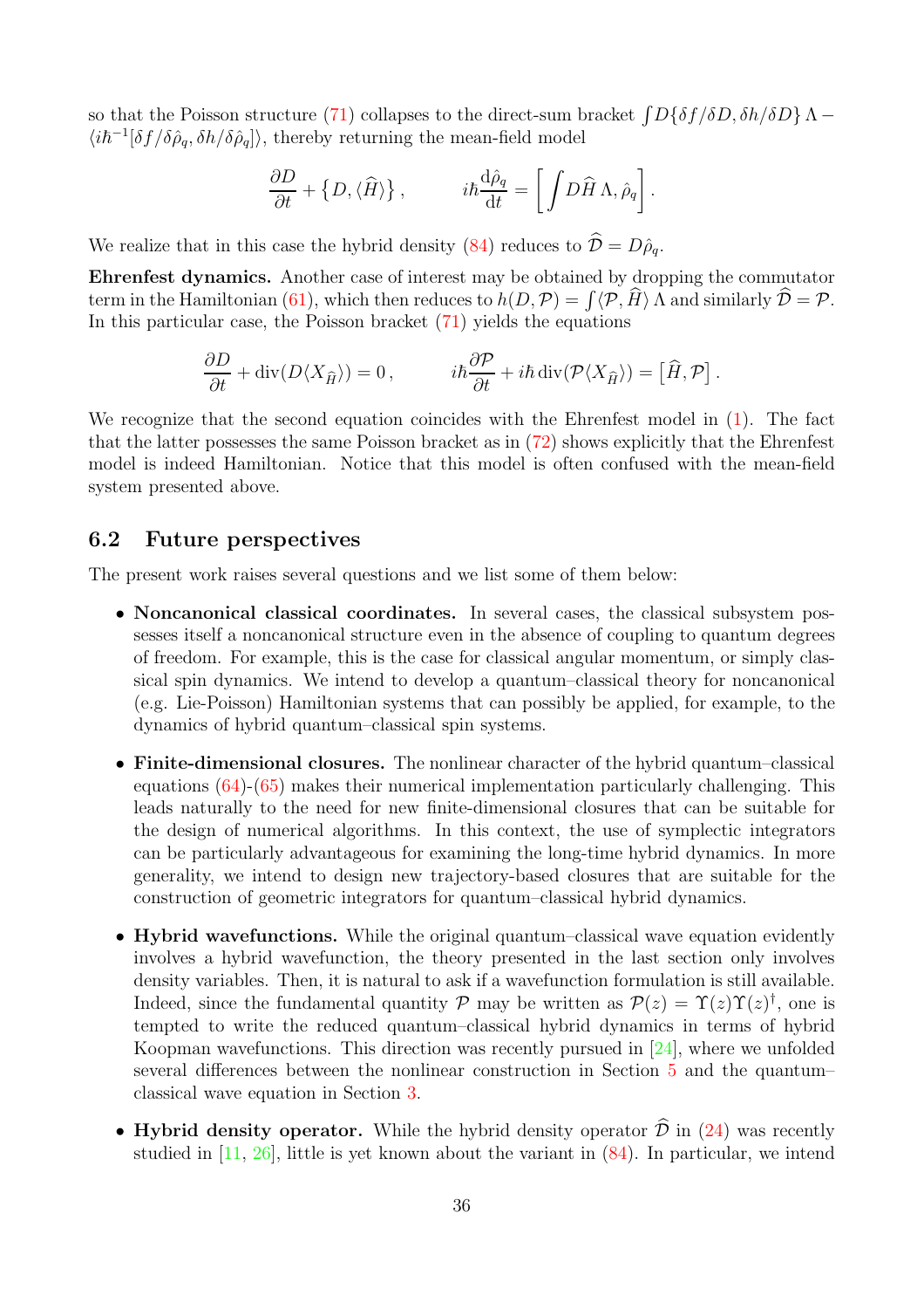so that the Poisson structure (71) collapses to the direct-sum bracket $\int D\{\delta f/\delta D, \delta h/\delta D\}\,\Lambda - \langle i\hbar^{-1}[\delta f/\delta\hat{\rho}_q, \delta h/\delta\hat{\rho}_q]\rangle$, thereby returning the mean-field model

$$\frac{\partial D}{\partial t} + \big\{D, \langle\widehat{H}\rangle\big\}\,, \qquad i\hbar\frac{\mathrm{d}\hat{\rho}_q}{\mathrm{d}t} = \bigg[\int D\widehat{H}\,\Lambda, \rho_q\bigg]\,.$$

We realize that in this case the hybrid density (84) reduces to $\widehat{\mathcal{D}} = D\hat{\rho}_q$.

**Ehrenfest dynamics.** Another case of interest may be obtained by dropping the commutator term in the Hamiltonian (61), which then reduces to $h(D,\mathcal{P}) = \int\langle\mathcal{P},\widehat{H}\rangle\,\Lambda$ and similarly $\widehat{\mathcal{D}} = \mathcal{P}$. In this particular case, the Poisson bracket (71) yields the equations

$$\frac{\partial D}{\partial t} + \operatorname{div}(D\langle X_{\widehat{H}}\rangle) = 0\,, \qquad i\hbar\frac{\partial\mathcal{P}}{\partial t} + i\hbar\operatorname{div}(\mathcal{P}\langle X_{\widehat{H}}\rangle) = \big[\widehat{H},\mathcal{P}\big]\,.$$

We recognize that the second equation coincides with the Ehrenfest model in (1). The fact that the latter possesses the same Poisson bracket as in (72) shows explicitly that the Ehrenfest model is indeed Hamiltonian. Notice that this model is often confused with the mean-field system presented above.

## 6.2 Future perspectives

The present work raises several questions and we list some of them below:

- **Noncanonical classical coordinates.** In several cases, the classical subsystem possesses itself a noncanonical structure even in the absence of coupling to quantum degrees of freedom. For example, this is the case for classical angular momentum, or simply classical spin dynamics. We intend to develop a quantum–classical theory for noncanonical (e.g. Lie-Poisson) Hamiltonian systems that can possibly be applied, for example, to the dynamics of hybrid quantum–classical spin systems.

- **Finite-dimensional closures.** The nonlinear character of the hybrid quantum–classical equations (64)-(65) makes their numerical implementation particularly challenging. This leads naturally to the need for new finite-dimensional closures that can be suitable for the design of numerical algorithms. In this context, the use of symplectic integrators can be particularly advantageous for examining the long-time hybrid dynamics. In more generality, we intend to design new trajectory-based closures that are suitable for the construction of geometric integrators for quantum–classical hybrid dynamics.

- **Hybrid wavefunctions.** While the original quantum–classical wave equation evidently involves a hybrid wavefunction, the theory presented in the last section only involves density variables. Then, it is natural to ask if a wavefunction formulation is still available. Indeed, since the fundamental quantity $\mathcal{P}$ may be written as $\mathcal{P}(z) = \Upsilon(z)\Upsilon(z)^\dagger$, one is tempted to write the reduced quantum–classical hybrid dynamics in terms of hybrid Koopman wavefunctions. This direction was recently pursued in [24], where we unfolded several differences between the nonlinear construction in Section 5 and the quantum–classical wave equation in Section 3.

- **Hybrid density operator.** While the hybrid density operator $\widehat{\mathcal{D}}$ in (24) was recently studied in [11, 26], little is yet known about the variant in (84). In particular, we intend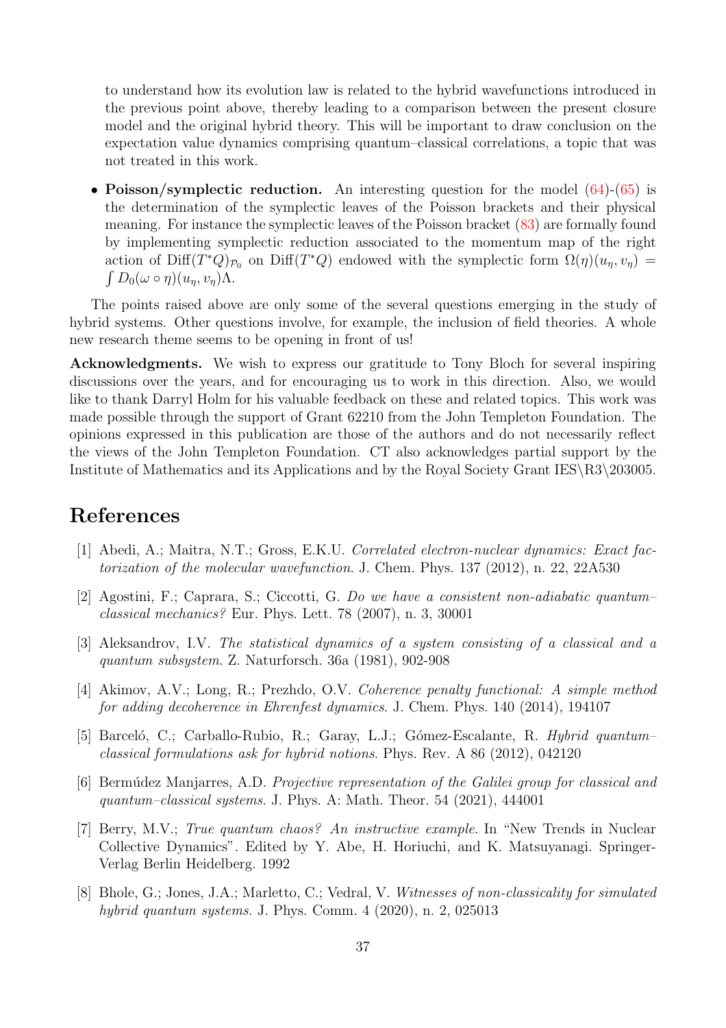to understand how its evolution law is related to the hybrid wavefunctions introduced in the previous point above, thereby leading to a comparison between the present closure model and the original hybrid theory. This will be important to draw conclusion on the expectation value dynamics comprising quantum–classical correlations, a topic that was not treated in this work.

- **Poisson/symplectic reduction.** An interesting question for the model (64)-(65) is the determination of the symplectic leaves of the Poisson brackets and their physical meaning. For instance the symplectic leaves of the Poisson bracket (83) are formally found by implementing symplectic reduction associated to the momentum map of the right action of $\operatorname{Diff}(T^*Q)_{\mathcal{P}_0}$ on $\operatorname{Diff}(T^*Q)$ endowed with the symplectic form $\Omega(\eta)(u_\eta, v_\eta) = \int D_0(\omega \circ \eta)(u_\eta, v_\eta)\Lambda$.

The points raised above are only some of the several questions emerging in the study of hybrid systems. Other questions involve, for example, the inclusion of field theories. A whole new research theme seems to be opening in front of us!

**Acknowledgments.** We wish to express our gratitude to Tony Bloch for several inspiring discussions over the years, and for encouraging us to work in this direction. Also, we would like to thank Darryl Holm for his valuable feedback on these and related topics. This work was made possible through the support of Grant 62210 from the John Templeton Foundation. The opinions expressed in this publication are those of the authors and do not necessarily reflect the views of the John Templeton Foundation. CT also acknowledges partial support by the Institute of Mathematics and its Applications and by the Royal Society Grant IES\R3\203005.

# References

[1] Abedi, A.; Maitra, N.T.; Gross, E.K.U. *Correlated electron-nuclear dynamics: Exact factorization of the molecular wavefunction*. J. Chem. Phys. 137 (2012), n. 22, 22A530

[2] Agostini, F.; Caprara, S.; Ciccotti, G. *Do we have a consistent non-adiabatic quantum–classical mechanics?* Eur. Phys. Lett. 78 (2007), n. 3, 30001

[3] Aleksandrov, I.V. *The statistical dynamics of a system consisting of a classical and a quantum subsystem*. Z. Naturforsch. 36a (1981), 902-908

[4] Akimov, A.V.; Long, R.; Prezhdo, O.V. *Coherence penalty functional: A simple method for adding decoherence in Ehrenfest dynamics*. J. Chem. Phys. 140 (2014), 194107

[5] Barceló, C.; Carballo-Rubio, R.; Garay, L.J.; Gómez-Escalante, R. *Hybrid quantum–classical formulations ask for hybrid notions*. Phys. Rev. A 86 (2012), 042120

[6] Bermúdez Manjarres, A.D. *Projective representation of the Galilei group for classical and quantum–classical systems*. J. Phys. A: Math. Theor. 54 (2021), 444001

[7] Berry, M.V.; *True quantum chaos? An instructive example*. In "New Trends in Nuclear Collective Dynamics". Edited by Y. Abe, H. Horiuchi, and K. Matsuyanagi. Springer-Verlag Berlin Heidelberg. 1992

[8] Bhole, G.; Jones, J.A.; Marletto, C.; Vedral, V. *Witnesses of non-classicality for simulated hybrid quantum systems*. J. Phys. Comm. 4 (2020), n. 2, 025013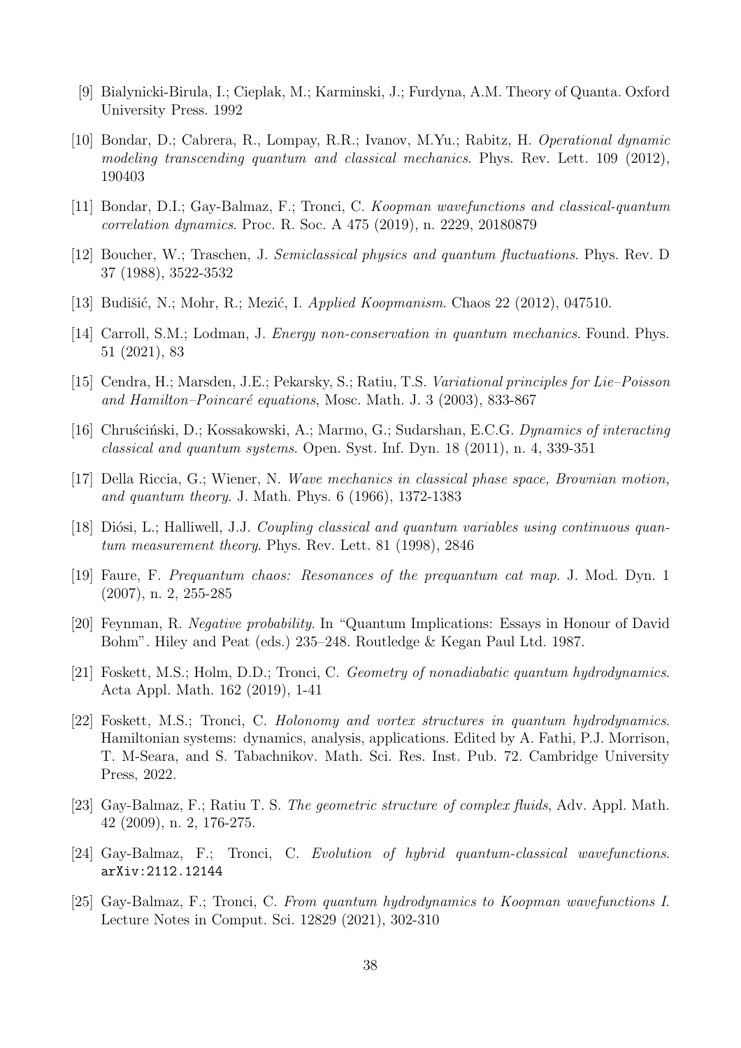[9] Bialynicki-Birula, I.; Cieplak, M.; Karminski, J.; Furdyna, A.M. Theory of Quanta. Oxford University Press. 1992

[10] Bondar, D.; Cabrera, R., Lompay, R.R.; Ivanov, M.Yu.; Rabitz, H. *Operational dynamic modeling transcending quantum and classical mechanics*. Phys. Rev. Lett. 109 (2012), 190403

[11] Bondar, D.I.; Gay-Balmaz, F.; Tronci, C. *Koopman wavefunctions and classical-quantum correlation dynamics*. Proc. R. Soc. A 475 (2019), n. 2229, 20180879

[12] Boucher, W.; Traschen, J. *Semiclassical physics and quantum fluctuations*. Phys. Rev. D 37 (1988), 3522-3532

[13] Budišić, N.; Mohr, R.; Mezić, I. *Applied Koopmanism*. Chaos 22 (2012), 047510.

[14] Carroll, S.M.; Lodman, J. *Energy non-conservation in quantum mechanics*. Found. Phys. 51 (2021), 83

[15] Cendra, H.; Marsden, J.E.; Pekarsky, S.; Ratiu, T.S. *Variational principles for Lie–Poisson and Hamilton–Poincaré equations*, Mosc. Math. J. 3 (2003), 833-867

[16] Chruściński, D.; Kossakowski, A.; Marmo, G.; Sudarshan, E.C.G. *Dynamics of interacting classical and quantum systems*. Open. Syst. Inf. Dyn. 18 (2011), n. 4, 339-351

[17] Della Riccia, G.; Wiener, N. *Wave mechanics in classical phase space, Brownian motion, and quantum theory*. J. Math. Phys. 6 (1966), 1372-1383

[18] Diósi, L.; Halliwell, J.J. *Coupling classical and quantum variables using continuous quantum measurement theory*. Phys. Rev. Lett. 81 (1998), 2846

[19] Faure, F. *Prequantum chaos: Resonances of the prequantum cat map*. J. Mod. Dyn. 1 (2007), n. 2, 255-285

[20] Feynman, R. *Negative probability*. In "Quantum Implications: Essays in Honour of David Bohm". Hiley and Peat (eds.) 235–248. Routledge & Kegan Paul Ltd. 1987.

[21] Foskett, M.S.; Holm, D.D.; Tronci, C. *Geometry of nonadiabatic quantum hydrodynamics*. Acta Appl. Math. 162 (2019), 1-41

[22] Foskett, M.S.; Tronci, C. *Holonomy and vortex structures in quantum hydrodynamics*. Hamiltonian systems: dynamics, analysis, applications. Edited by A. Fathi, P.J. Morrison, T. M-Seara, and S. Tabachnikov. Math. Sci. Res. Inst. Pub. 72. Cambridge University Press, 2022.

[23] Gay-Balmaz, F.; Ratiu T. S. *The geometric structure of complex fluids*, Adv. Appl. Math. 42 (2009), n. 2, 176-275.

[24] Gay-Balmaz, F.; Tronci, C. *Evolution of hybrid quantum-classical wavefunctions*. arXiv:2112.12144

[25] Gay-Balmaz, F.; Tronci, C. *From quantum hydrodynamics to Koopman wavefunctions I*. Lecture Notes in Comput. Sci. 12829 (2021), 302-310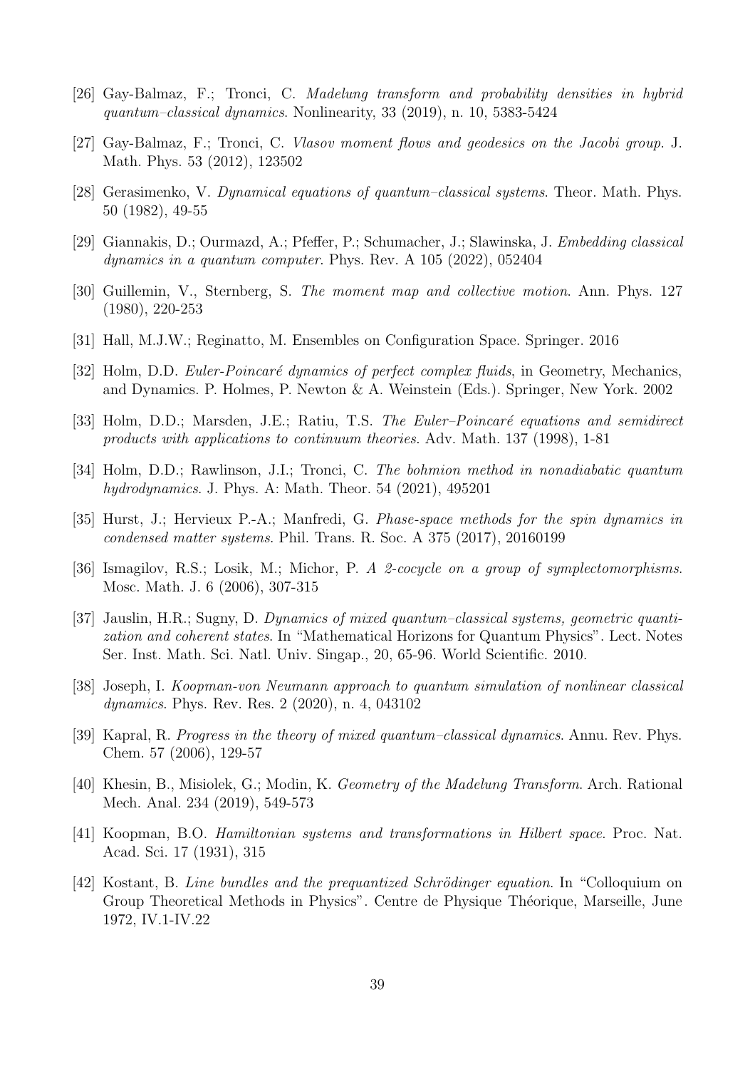[26] Gay-Balmaz, F.; Tronci, C. *Madelung transform and probability densities in hybrid quantum–classical dynamics*. Nonlinearity, 33 (2019), n. 10, 5383-5424

[27] Gay-Balmaz, F.; Tronci, C. *Vlasov moment flows and geodesics on the Jacobi group*. J. Math. Phys. 53 (2012), 123502

[28] Gerasimenko, V. *Dynamical equations of quantum–classical systems*. Theor. Math. Phys. 50 (1982), 49-55

[29] Giannakis, D.; Ourmazd, A.; Pfeffer, P.; Schumacher, J.; Slawinska, J. *Embedding classical dynamics in a quantum computer*. Phys. Rev. A 105 (2022), 052404

[30] Guillemin, V., Sternberg, S. *The moment map and collective motion*. Ann. Phys. 127 (1980), 220-253

[31] Hall, M.J.W.; Reginatto, M. Ensembles on Configuration Space. Springer. 2016

[32] Holm, D.D. *Euler-Poincaré dynamics of perfect complex fluids*, in Geometry, Mechanics, and Dynamics. P. Holmes, P. Newton & A. Weinstein (Eds.). Springer, New York. 2002

[33] Holm, D.D.; Marsden, J.E.; Ratiu, T.S. *The Euler–Poincaré equations and semidirect products with applications to continuum theories*. Adv. Math. 137 (1998), 1-81

[34] Holm, D.D.; Rawlinson, J.I.; Tronci, C. *The bohmion method in nonadiabatic quantum hydrodynamics*. J. Phys. A: Math. Theor. 54 (2021), 495201

[35] Hurst, J.; Hervieux P.-A.; Manfredi, G. *Phase-space methods for the spin dynamics in condensed matter systems*. Phil. Trans. R. Soc. A 375 (2017), 20160199

[36] Ismagilov, R.S.; Losik, M.; Michor, P. *A 2-cocycle on a group of symplectomorphisms*. Mosc. Math. J. 6 (2006), 307-315

[37] Jauslin, H.R.; Sugny, D. *Dynamics of mixed quantum–classical systems, geometric quantization and coherent states*. In "Mathematical Horizons for Quantum Physics". Lect. Notes Ser. Inst. Math. Sci. Natl. Univ. Singap., 20, 65-96. World Scientific. 2010.

[38] Joseph, I. *Koopman-von Neumann approach to quantum simulation of nonlinear classical dynamics*. Phys. Rev. Res. 2 (2020), n. 4, 043102

[39] Kapral, R. *Progress in the theory of mixed quantum–classical dynamics*. Annu. Rev. Phys. Chem. 57 (2006), 129-57

[40] Khesin, B., Misiolek, G.; Modin, K. *Geometry of the Madelung Transform*. Arch. Rational Mech. Anal. 234 (2019), 549-573

[41] Koopman, B.O. *Hamiltonian systems and transformations in Hilbert space*. Proc. Nat. Acad. Sci. 17 (1931), 315

[42] Kostant, B. *Line bundles and the prequantized Schrödinger equation*. In "Colloquium on Group Theoretical Methods in Physics". Centre de Physique Théorique, Marseille, June 1972, IV.1-IV.22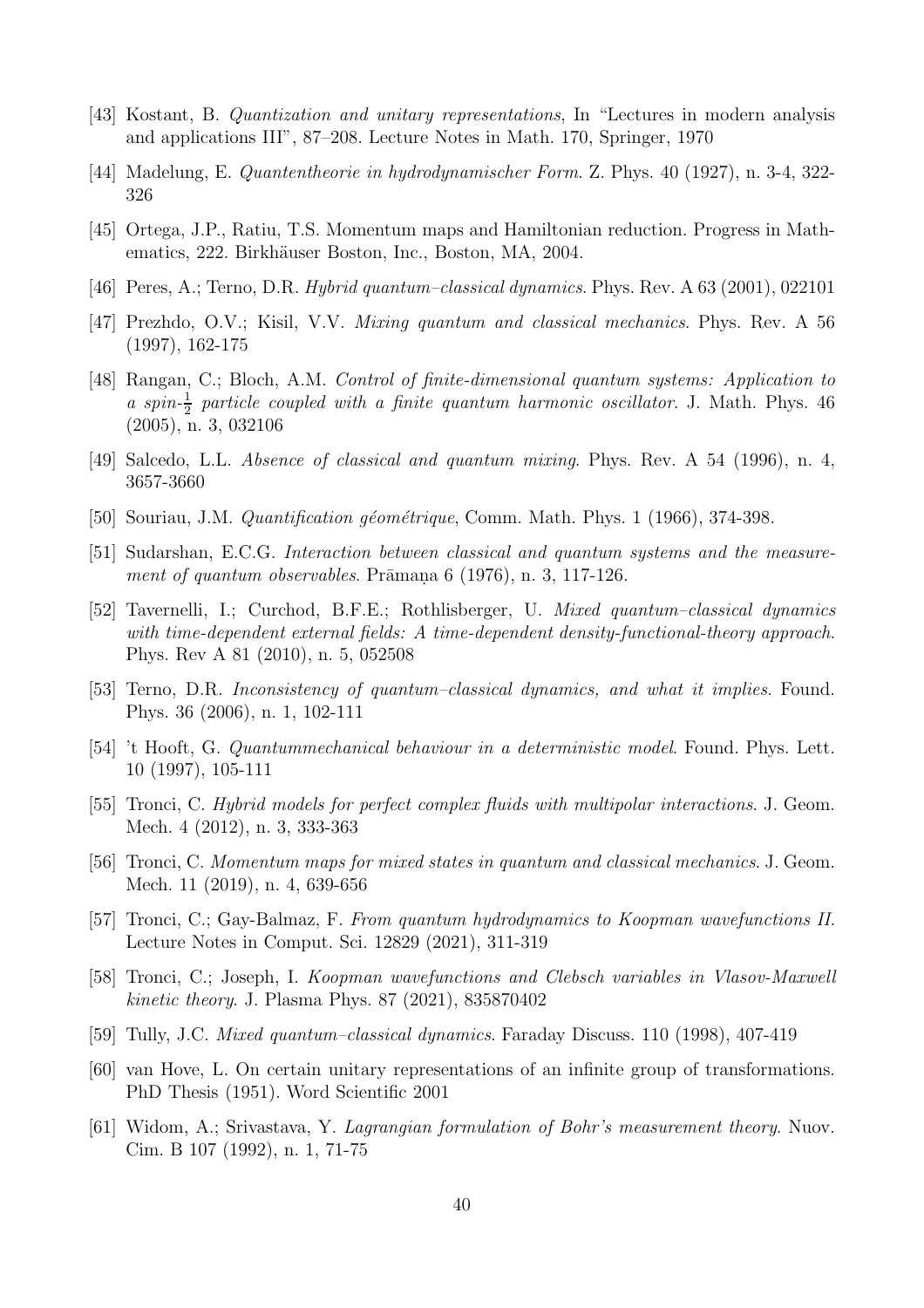[43] Kostant, B. *Quantization and unitary representations*, In "Lectures in modern analysis and applications III", 87–208. Lecture Notes in Math. 170, Springer, 1970

[44] Madelung, E. *Quantentheorie in hydrodynamischer Form*. Z. Phys. 40 (1927), n. 3-4, 322-326

[45] Ortega, J.P., Ratiu, T.S. Momentum maps and Hamiltonian reduction. Progress in Mathematics, 222. Birkhäuser Boston, Inc., Boston, MA, 2004.

[46] Peres, A.; Terno, D.R. *Hybrid quantum–classical dynamics*. Phys. Rev. A 63 (2001), 022101

[47] Prezhdo, O.V.; Kisil, V.V. *Mixing quantum and classical mechanics*. Phys. Rev. A 56 (1997), 162-175

[48] Rangan, C.; Bloch, A.M. *Control of finite-dimensional quantum systems: Application to a spin-$\frac{1}{2}$ particle coupled with a finite quantum harmonic oscillator*. J. Math. Phys. 46 (2005), n. 3, 032106

[49] Salcedo, L.L. *Absence of classical and quantum mixing*. Phys. Rev. A 54 (1996), n. 4, 3657-3660

[50] Souriau, J.M. *Quantification géométrique*, Comm. Math. Phys. 1 (1966), 374-398.

[51] Sudarshan, E.C.G. *Interaction between classical and quantum systems and the measurement of quantum observables*. Prāmaṇa 6 (1976), n. 3, 117-126.

[52] Tavernelli, I.; Curchod, B.F.E.; Rothlisberger, U. *Mixed quantum–classical dynamics with time-dependent external fields: A time-dependent density-functional-theory approach*. Phys. Rev A 81 (2010), n. 5, 052508

[53] Terno, D.R. *Inconsistency of quantum–classical dynamics, and what it implies*. Found. Phys. 36 (2006), n. 1, 102-111

[54] 't Hooft, G. *Quantummechanical behaviour in a deterministic model*. Found. Phys. Lett. 10 (1997), 105-111

[55] Tronci, C. *Hybrid models for perfect complex fluids with multipolar interactions*. J. Geom. Mech. 4 (2012), n. 3, 333-363

[56] Tronci, C. *Momentum maps for mixed states in quantum and classical mechanics*. J. Geom. Mech. 11 (2019), n. 4, 639-656

[57] Tronci, C.; Gay-Balmaz, F. *From quantum hydrodynamics to Koopman wavefunctions II*. Lecture Notes in Comput. Sci. 12829 (2021), 311-319

[58] Tronci, C.; Joseph, I. *Koopman wavefunctions and Clebsch variables in Vlasov-Maxwell kinetic theory*. J. Plasma Phys. 87 (2021), 835870402

[59] Tully, J.C. *Mixed quantum–classical dynamics*. Faraday Discuss. 110 (1998), 407-419

[60] van Hove, L. On certain unitary representations of an infinite group of transformations. PhD Thesis (1951). Word Scientific 2001

[61] Widom, A.; Srivastava, Y. *Lagrangian formulation of Bohr's measurement theory*. Nuov. Cim. B 107 (1992), n. 1, 71-75